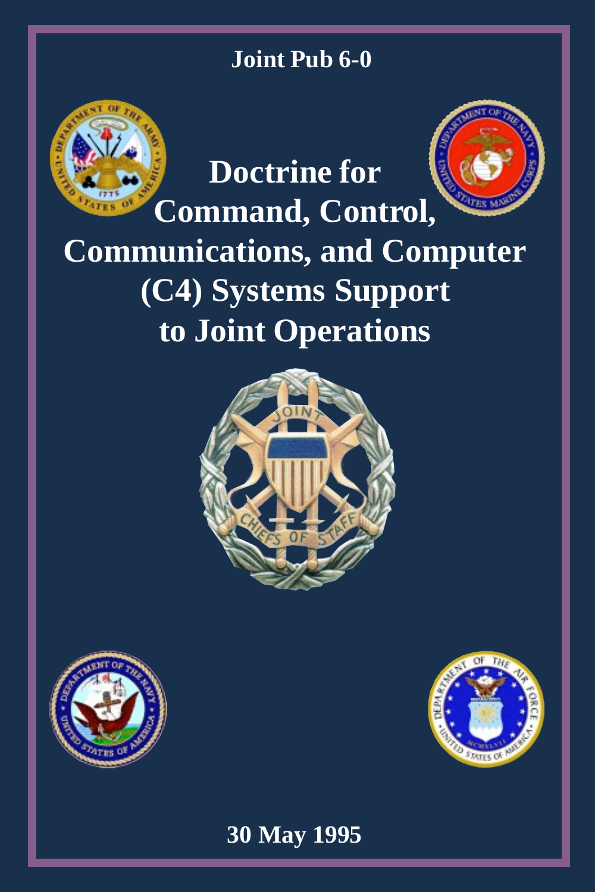Joint Pub 6-0

# Doctrine for Command, Control, Communications, and Computer (C4) Systems Support to Joint Operations

30 May 1995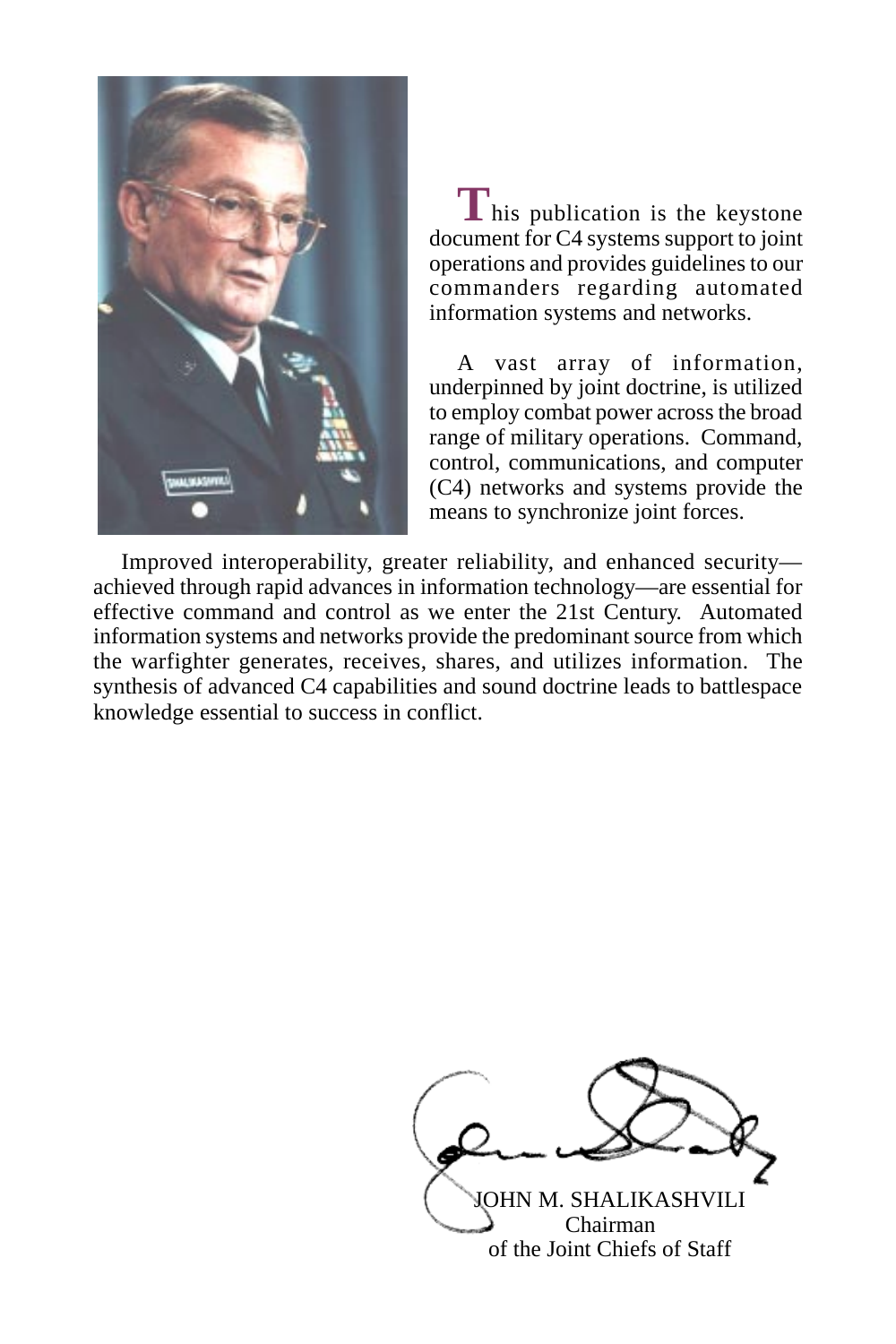This publication is the keystone document for C4 systems support to joint operations and provides guidelines to our commanders regarding automated information systems and networks.

A vast array of information, underpinned by joint doctrine, is utilized to employ combat power across the broad range of military operations. Command, control, communications, and computer (C4) networks and systems provide the means to synchronize joint forces.

Improved interoperability, greater reliability, and enhanced security—achieved through rapid advances in information technology—are essential for effective command and control as we enter the 21st Century. Automated information systems and networks provide the predominant source from which the warfighter generates, receives, shares, and utilizes information. The synthesis of advanced C4 capabilities and sound doctrine leads to battlespace knowledge essential to success in conflict.

JOHN M. SHALIKASHVILI
Chairman
of the Joint Chiefs of Staff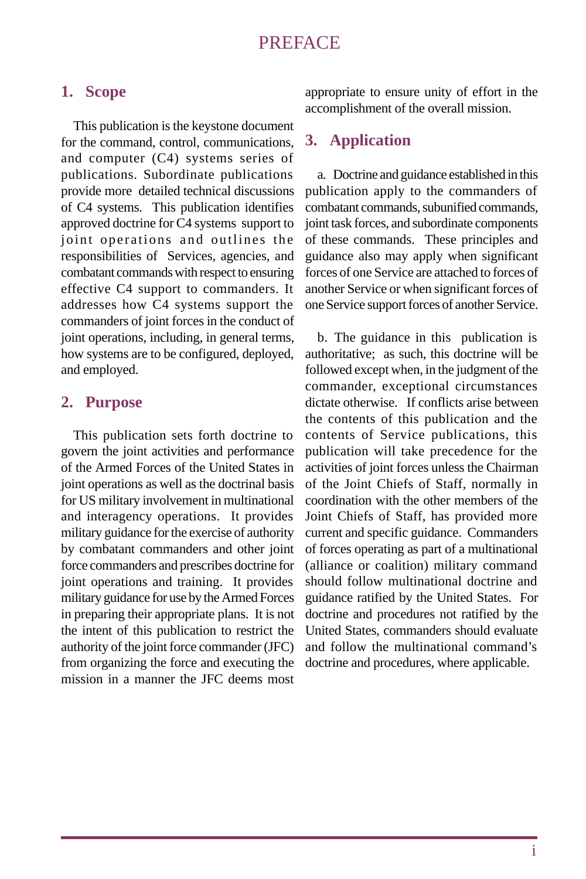# PREFACE

## 1. Scope

This publication is the keystone document for the command, control, communications, and computer (C4) systems series of publications. Subordinate publications provide more detailed technical discussions of C4 systems. This publication identifies approved doctrine for C4 systems support to joint operations and outlines the responsibilities of Services, agencies, and combatant commands with respect to ensuring effective C4 support to commanders. It addresses how C4 systems support the commanders of joint forces in the conduct of joint operations, including, in general terms, how systems are to be configured, deployed, and employed.

## 2. Purpose

This publication sets forth doctrine to govern the joint activities and performance of the Armed Forces of the United States in joint operations as well as the doctrinal basis for US military involvement in multinational and interagency operations. It provides military guidance for the exercise of authority by combatant commanders and other joint force commanders and prescribes doctrine for joint operations and training. It provides military guidance for use by the Armed Forces in preparing their appropriate plans. It is not the intent of this publication to restrict the authority of the joint force commander (JFC) from organizing the force and executing the mission in a manner the JFC deems most appropriate to ensure unity of effort in the accomplishment of the overall mission.

## 3. Application

a. Doctrine and guidance established in this publication apply to the commanders of combatant commands, subunified commands, joint task forces, and subordinate components of these commands. These principles and guidance also may apply when significant forces of one Service are attached to forces of another Service or when significant forces of one Service support forces of another Service.

b. The guidance in this publication is authoritative; as such, this doctrine will be followed except when, in the judgment of the commander, exceptional circumstances dictate otherwise. If conflicts arise between the contents of this publication and the contents of Service publications, this publication will take precedence for the activities of joint forces unless the Chairman of the Joint Chiefs of Staff, normally in coordination with the other members of the Joint Chiefs of Staff, has provided more current and specific guidance. Commanders of forces operating as part of a multinational (alliance or coalition) military command should follow multinational doctrine and guidance ratified by the United States. For doctrine and procedures not ratified by the United States, commanders should evaluate and follow the multinational command's doctrine and procedures, where applicable.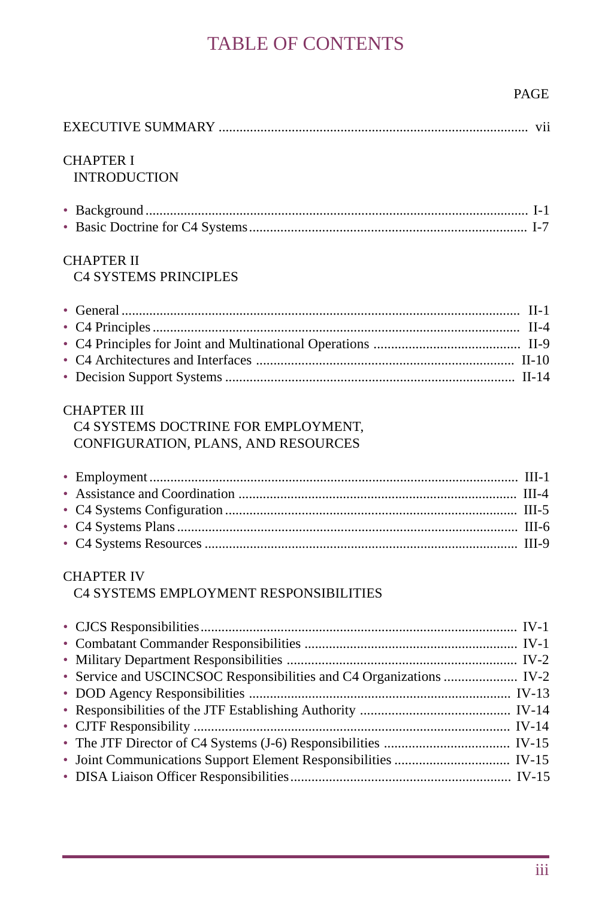# TABLE OF CONTENTS

PAGE

EXECUTIVE SUMMARY ........................................................................................ vii

CHAPTER I
INTRODUCTION

- Background ........................................................................................................ I-1
- Basic Doctrine for C4 Systems ........................................................................... I-7

CHAPTER II
C4 SYSTEMS PRINCIPLES

- General ............................................................................................................. II-1
- C4 Principles .................................................................................................... II-4
- C4 Principles for Joint and Multinational Operations ......................................... II-9
- C4 Architectures and Interfaces ...................................................................... II-10
- Decision Support Systems ............................................................................... II-14

CHAPTER III
C4 SYSTEMS DOCTRINE FOR EMPLOYMENT,
CONFIGURATION, PLANS, AND RESOURCES

- Employment ..................................................................................................... III-1
- Assistance and Coordination ............................................................................ III-4
- C4 Systems Configuration ................................................................................ III-5
- C4 Systems Plans ............................................................................................. III-6
- C4 Systems Resources ..................................................................................... III-9

CHAPTER IV
C4 SYSTEMS EMPLOYMENT RESPONSIBILITIES

- CJCS Responsibilities ...................................................................................... IV-1
- Combatant Commander Responsibilities ......................................................... IV-1
- Military Department Responsibilities .............................................................. IV-2
- Service and USCINCSOC Responsibilities and C4 Organizations .................... IV-2
- DOD Agency Responsibilities ........................................................................ IV-13
- Responsibilities of the JTF Establishing Authority .......................................... IV-14
- CJTF Responsibility ........................................................................................ IV-14
- The JTF Director of C4 Systems (J-6) Responsibilities ................................... IV-15
- Joint Communications Support Element Responsibilities ............................... IV-15
- DISA Liaison Officer Responsibilities ............................................................. IV-15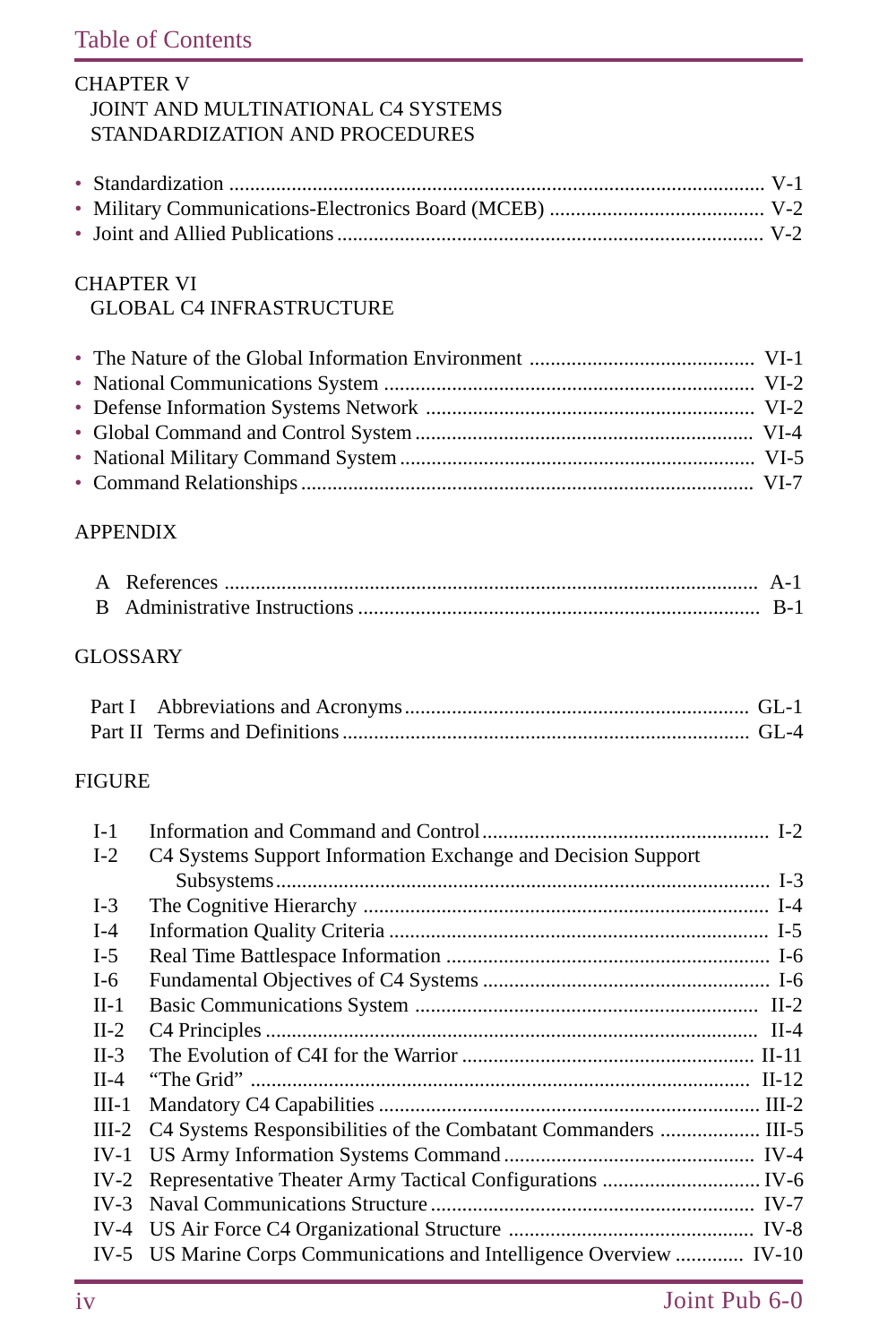CHAPTER V
JOINT AND MULTINATIONAL C4 SYSTEMS STANDARDIZATION AND PROCEDURES

- Standardization ..................................................................................................... V-1
- Military Communications-Electronics Board (MCEB) ......................................... V-2
- Joint and Allied Publications ................................................................................ V-2

CHAPTER VI
GLOBAL C4 INFRASTRUCTURE

- The Nature of the Global Information Environment ........................................... VI-1
- National Communications System ...................................................................... VI-2
- Defense Information Systems Network .............................................................. VI-2
- Global Command and Control System ................................................................ VI-4
- National Military Command System ................................................................... VI-5
- Command Relationships ...................................................................................... VI-7

APPENDIX

A References ...................................................................................................... A-1
B Administrative Instructions ............................................................................ B-1

GLOSSARY

Part I Abbreviations and Acronyms ................................................................. GL-1
Part II Terms and Definitions ............................................................................. GL-4

FIGURE

I-1 Information and Command and Control ...................................................... I-2
I-2 C4 Systems Support Information Exchange and Decision Support Subsystems ............................................................................................. I-3
I-3 The Cognitive Hierarchy ............................................................................. I-4
I-4 Information Quality Criteria ........................................................................ I-5
I-5 Real Time Battlespace Information ............................................................. I-6
I-6 Fundamental Objectives of C4 Systems ...................................................... I-6
II-1 Basic Communications System ................................................................. II-2
II-2 C4 Principles ............................................................................................. II-4
II-3 The Evolution of C4I for the Warrior ........................................................ II-11
II-4 "The Grid" ............................................................................................... II-12
III-1 Mandatory C4 Capabilities ....................................................................... III-2
III-2 C4 Systems Responsibilities of the Combatant Commanders ................... III-5
IV-1 US Army Information Systems Command ............................................... IV-4
IV-2 Representative Theater Army Tactical Configurations .............................. IV-6
IV-3 Naval Communications Structure ............................................................. IV-7
IV-4 US Air Force C4 Organizational Structure ............................................... IV-8
IV-5 US Marine Corps Communications and Intelligence Overview ............. IV-10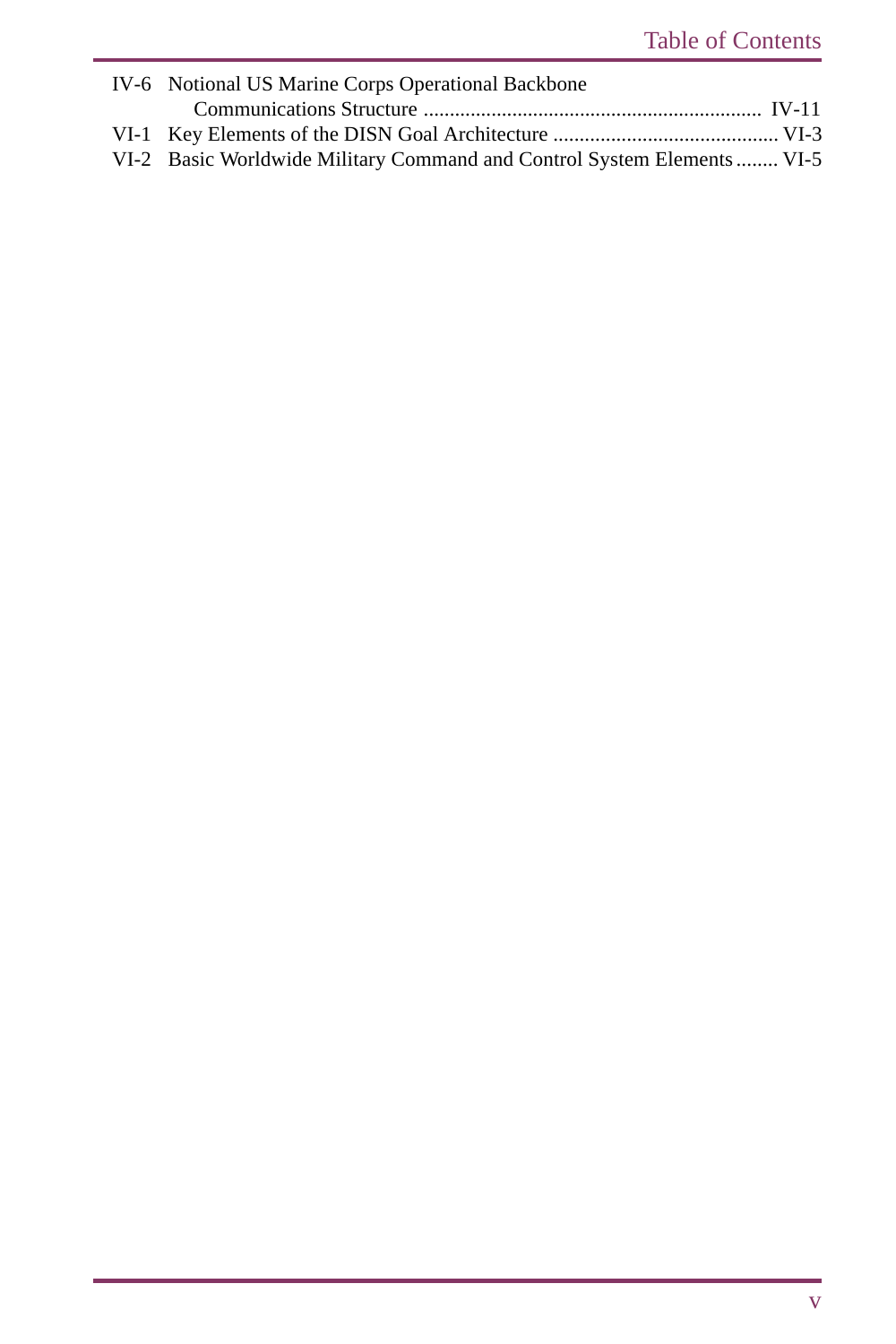IV-6 Notional US Marine Corps Operational Backbone Communications Structure ................................................................ IV-11

VI-1 Key Elements of the DISN Goal Architecture ........................................... VI-3

VI-2 Basic Worldwide Military Command and Control System Elements ........ VI-5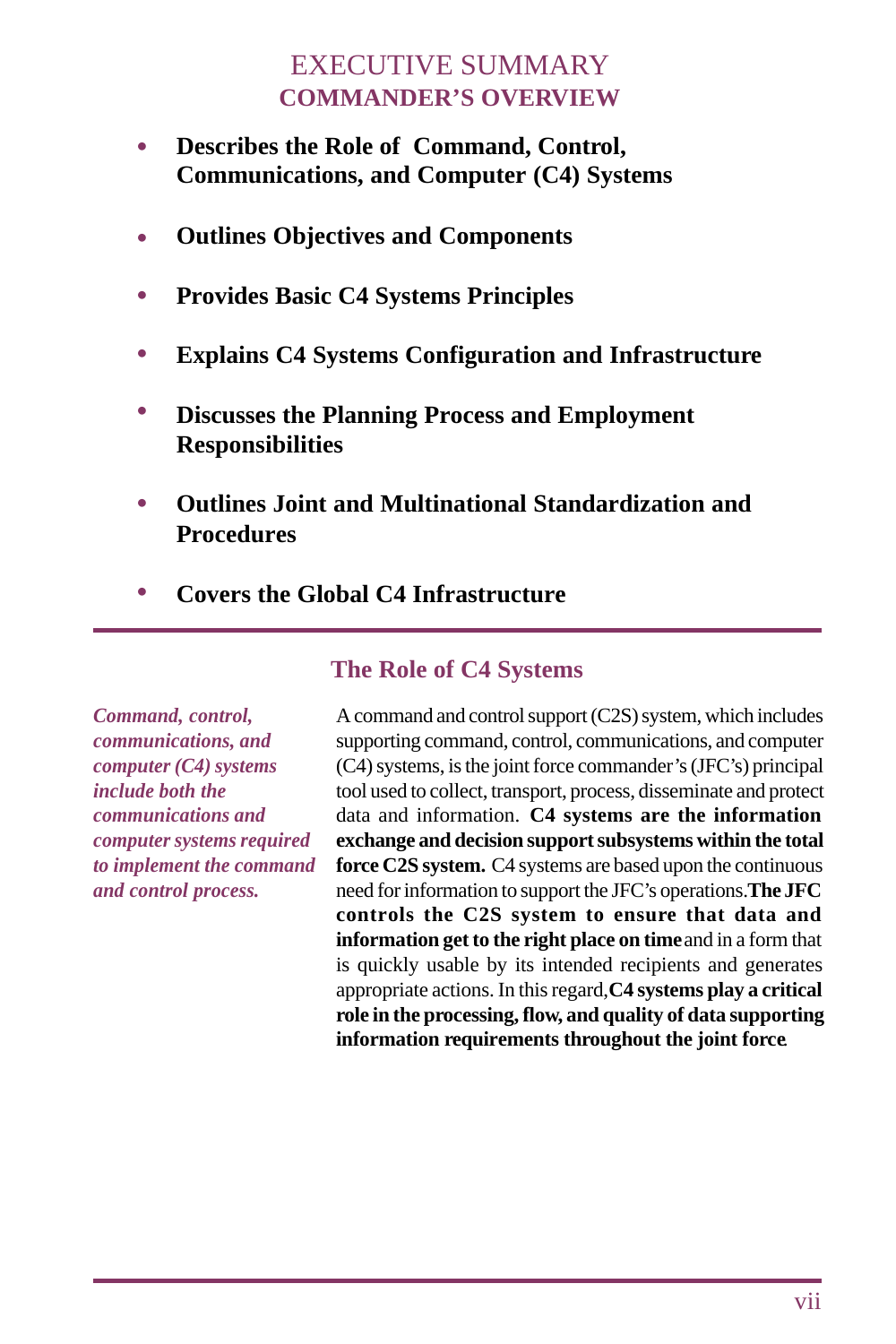# EXECUTIVE SUMMARY
## COMMANDER'S OVERVIEW

- **Describes the Role of Command, Control, Communications, and Computer (C4) Systems**
- **Outlines Objectives and Components**
- **Provides Basic C4 Systems Principles**
- **Explains C4 Systems Configuration and Infrastructure**
- **Discusses the Planning Process and Employment Responsibilities**
- **Outlines Joint and Multinational Standardization and Procedures**
- **Covers the Global C4 Infrastructure**

---

### The Role of C4 Systems

***Command, control, communications, and computer (C4) systems include both the communications and computer systems required to implement the command and control process.***

A command and control support (C2S) system, which includes supporting command, control, communications, and computer (C4) systems, is the joint force commander's (JFC's) principal tool used to collect, transport, process, disseminate and protect data and information. **C4 systems are the information exchange and decision support subsystems within the total force C2S system.** C4 systems are based upon the continuous need for information to support the JFC's operations. **The JFC controls the C2S system to ensure that data and information get to the right place on time** and in a form that is quickly usable by its intended recipients and generates appropriate actions. In this regard, **C4 systems play a critical role in the processing, flow, and quality of data supporting information requirements throughout the joint force**.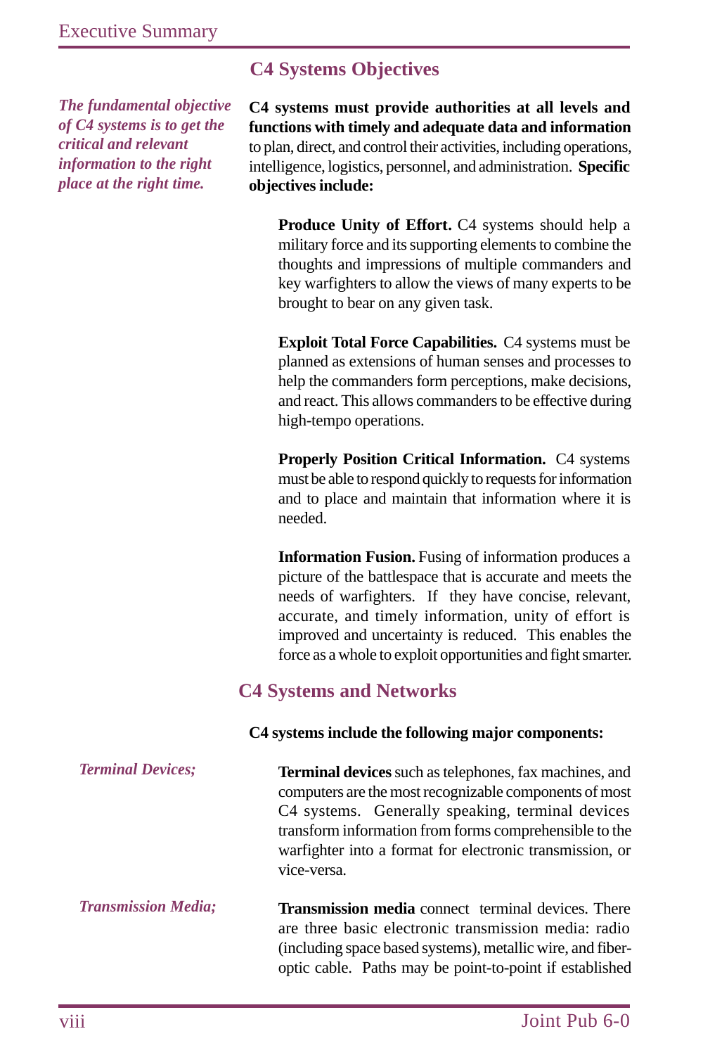## C4 Systems Objectives

*The fundamental objective of C4 systems is to get the critical and relevant information to the right place at the right time.*

**C4 systems must provide authorities at all levels and functions with timely and adequate data and information** to plan, direct, and control their activities, including operations, intelligence, logistics, personnel, and administration. **Specific objectives include:**

**Produce Unity of Effort.** C4 systems should help a military force and its supporting elements to combine the thoughts and impressions of multiple commanders and key warfighters to allow the views of many experts to be brought to bear on any given task.

**Exploit Total Force Capabilities.** C4 systems must be planned as extensions of human senses and processes to help the commanders form perceptions, make decisions, and react. This allows commanders to be effective during high-tempo operations.

**Properly Position Critical Information.** C4 systems must be able to respond quickly to requests for information and to place and maintain that information where it is needed.

**Information Fusion.** Fusing of information produces a picture of the battlespace that is accurate and meets the needs of warfighters. If they have concise, relevant, accurate, and timely information, unity of effort is improved and uncertainty is reduced. This enables the force as a whole to exploit opportunities and fight smarter.

## C4 Systems and Networks

**C4 systems include the following major components:**

*Terminal Devices;*

**Terminal devices** such as telephones, fax machines, and computers are the most recognizable components of most C4 systems. Generally speaking, terminal devices transform information from forms comprehensible to the warfighter into a format for electronic transmission, or vice-versa.

*Transmission Media;*

**Transmission media** connect terminal devices. There are three basic electronic transmission media: radio (including space based systems), metallic wire, and fiber-optic cable. Paths may be point-to-point if established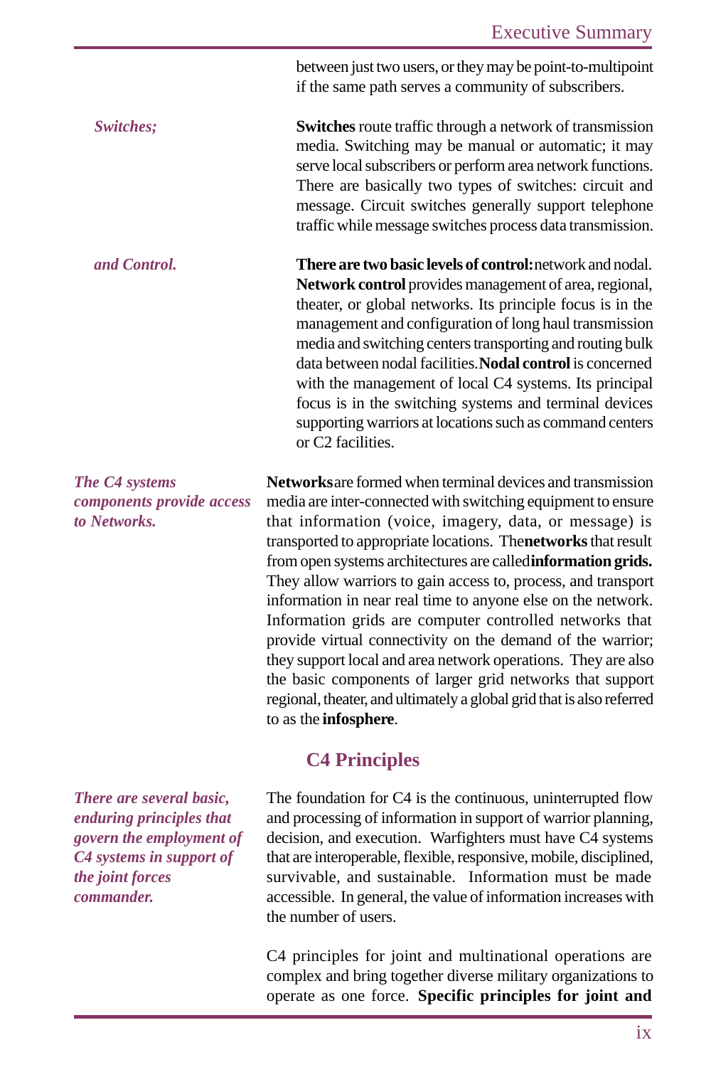between just two users, or they may be point-to-multipoint if the same path serves a community of subscribers.

*Switches;*

**Switches** route traffic through a network of transmission media. Switching may be manual or automatic; it may serve local subscribers or perform area network functions. There are basically two types of switches: circuit and message. Circuit switches generally support telephone traffic while message switches process data transmission.

*and Control.*

**There are two basic levels of control:** network and nodal. **Network control** provides management of area, regional, theater, or global networks. Its principle focus is in the management and configuration of long haul transmission media and switching centers transporting and routing bulk data between nodal facilities. **Nodal control** is concerned with the management of local C4 systems. Its principal focus is in the switching systems and terminal devices supporting warriors at locations such as command centers or C2 facilities.

*The C4 systems components provide access to Networks.*

**Networks** are formed when terminal devices and transmission media are inter-connected with switching equipment to ensure that information (voice, imagery, data, or message) is transported to appropriate locations. The **networks** that result from open systems architectures are called **information grids.** They allow warriors to gain access to, process, and transport information in near real time to anyone else on the network. Information grids are computer controlled networks that provide virtual connectivity on the demand of the warrior; they support local and area network operations. They are also the basic components of larger grid networks that support regional, theater, and ultimately a global grid that is also referred to as the **infosphere**.

## C4 Principles

*There are several basic, enduring principles that govern the employment of C4 systems in support of the joint forces commander.*

The foundation for C4 is the continuous, uninterrupted flow and processing of information in support of warrior planning, decision, and execution. Warfighters must have C4 systems that are interoperable, flexible, responsive, mobile, disciplined, survivable, and sustainable. Information must be made accessible. In general, the value of information increases with the number of users.

C4 principles for joint and multinational operations are complex and bring together diverse military organizations to operate as one force. **Specific principles for joint and**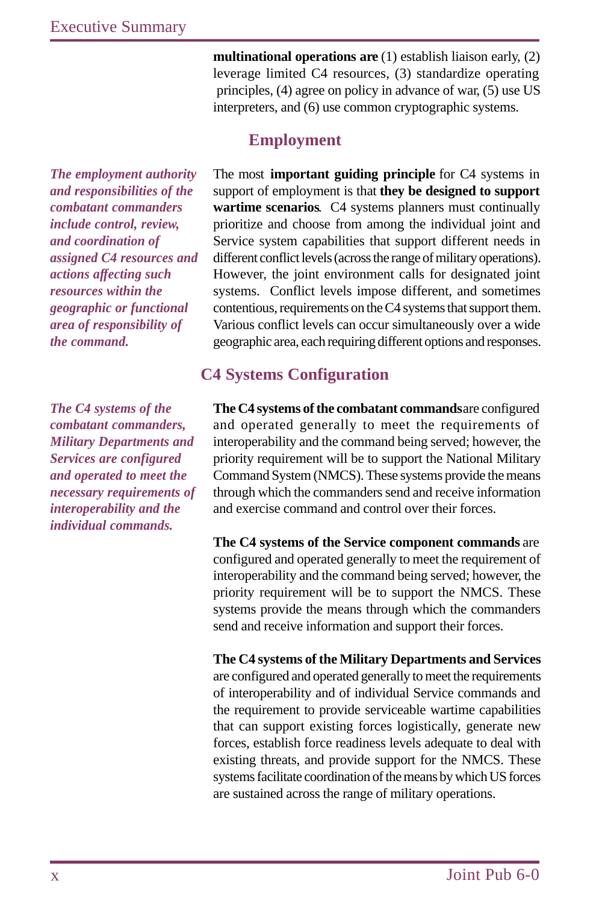**multinational operations are** (1) establish liaison early, (2) leverage limited C4 resources, (3) standardize operating principles, (4) agree on policy in advance of war, (5) use US interpreters, and (6) use common cryptographic systems.

## Employment

*The employment authority and responsibilities of the combatant commanders include control, review, and coordination of assigned C4 resources and actions affecting such resources within the geographic or functional area of responsibility of the command.*

The most **important guiding principle** for C4 systems in support of employment is that **they be designed to support wartime scenarios**. C4 systems planners must continually prioritize and choose from among the individual joint and Service system capabilities that support different needs in different conflict levels (across the range of military operations). However, the joint environment calls for designated joint systems. Conflict levels impose different, and sometimes contentious, requirements on the C4 systems that support them. Various conflict levels can occur simultaneously over a wide geographic area, each requiring different options and responses.

## C4 Systems Configuration

*The C4 systems of the combatant commanders, Military Departments and Services are configured and operated to meet the necessary requirements of interoperability and the individual commands.*

**The C4 systems of the combatant commands** are configured and operated generally to meet the requirements of interoperability and the command being served; however, the priority requirement will be to support the National Military Command System (NMCS). These systems provide the means through which the commanders send and receive information and exercise command and control over their forces.

**The C4 systems of the Service component commands** are configured and operated generally to meet the requirement of interoperability and the command being served; however, the priority requirement will be to support the NMCS. These systems provide the means through which the commanders send and receive information and support their forces.

**The C4 systems of the Military Departments and Services** are configured and operated generally to meet the requirements of interoperability and of individual Service commands and the requirement to provide serviceable wartime capabilities that can support existing forces logistically, generate new forces, establish force readiness levels adequate to deal with existing threats, and provide support for the NMCS. These systems facilitate coordination of the means by which US forces are sustained across the range of military operations.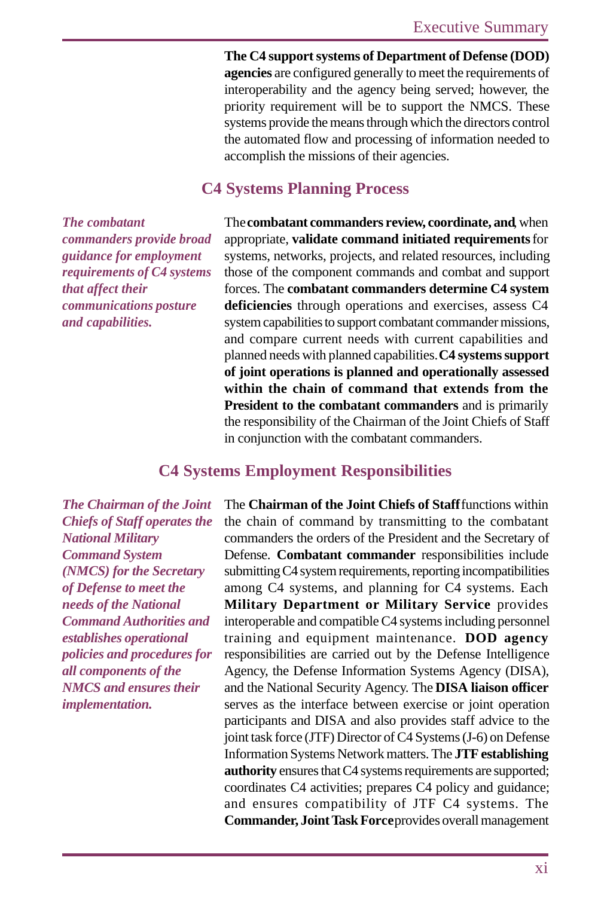**The C4 support systems of Department of Defense (DOD) agencies** are configured generally to meet the requirements of interoperability and the agency being served; however, the priority requirement will be to support the NMCS. These systems provide the means through which the directors control the automated flow and processing of information needed to accomplish the missions of their agencies.

## C4 Systems Planning Process

***The combatant commanders provide broad guidance for employment requirements of C4 systems that affect their communications posture and capabilities.***

The **combatant commanders review, coordinate, and**, when appropriate, **validate command initiated requirements** for systems, networks, projects, and related resources, including those of the component commands and combat and support forces. The **combatant commanders determine C4 system deficiencies** through operations and exercises, assess C4 system capabilities to support combatant commander missions, and compare current needs with current capabilities and planned needs with planned capabilities. **C4 systems support of joint operations is planned and operationally assessed within the chain of command that extends from the President to the combatant commanders** and is primarily the responsibility of the Chairman of the Joint Chiefs of Staff in conjunction with the combatant commanders.

## C4 Systems Employment Responsibilities

***The Chairman of the Joint Chiefs of Staff operates the National Military Command System (NMCS) for the Secretary of Defense to meet the needs of the National Command Authorities and establishes operational policies and procedures for all components of the NMCS and ensures their implementation.***

The **Chairman of the Joint Chiefs of Staff** functions within the chain of command by transmitting to the combatant commanders the orders of the President and the Secretary of Defense. **Combatant commander** responsibilities include submitting C4 system requirements, reporting incompatibilities among C4 systems, and planning for C4 systems. Each **Military Department or Military Service** provides interoperable and compatible C4 systems including personnel training and equipment maintenance. **DOD agency** responsibilities are carried out by the Defense Intelligence Agency, the Defense Information Systems Agency (DISA), and the National Security Agency. The **DISA liaison officer** serves as the interface between exercise or joint operation participants and DISA and also provides staff advice to the joint task force (JTF) Director of C4 Systems (J-6) on Defense Information Systems Network matters. The **JTF establishing authority** ensures that C4 systems requirements are supported; coordinates C4 activities; prepares C4 policy and guidance; and ensures compatibility of JTF C4 systems. The **Commander, Joint Task Force** provides overall management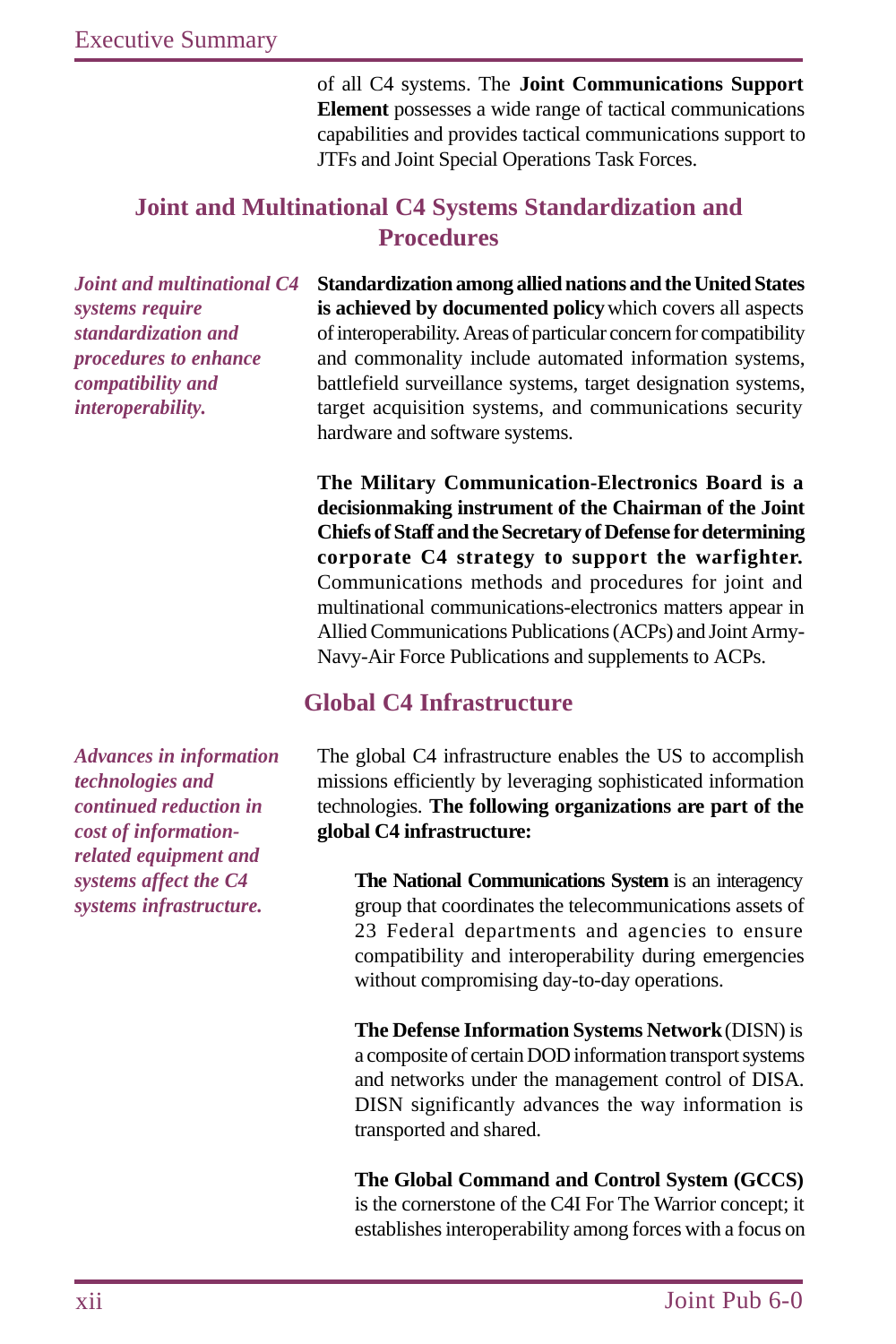of all C4 systems. The **Joint Communications Support Element** possesses a wide range of tactical communications capabilities and provides tactical communications support to JTFs and Joint Special Operations Task Forces.

## Joint and Multinational C4 Systems Standardization and Procedures

***Joint and multinational C4 systems require standardization and procedures to enhance compatibility and interoperability.***

**Standardization among allied nations and the United States is achieved by documented policy** which covers all aspects of interoperability. Areas of particular concern for compatibility and commonality include automated information systems, battlefield surveillance systems, target designation systems, target acquisition systems, and communications security hardware and software systems.

**The Military Communication-Electronics Board is a decisionmaking instrument of the Chairman of the Joint Chiefs of Staff and the Secretary of Defense for determining corporate C4 strategy to support the warfighter.** Communications methods and procedures for joint and multinational communications-electronics matters appear in Allied Communications Publications (ACPs) and Joint Army-Navy-Air Force Publications and supplements to ACPs.

## Global C4 Infrastructure

***Advances in information technologies and continued reduction in cost of information-related equipment and systems affect the C4 systems infrastructure.***

The global C4 infrastructure enables the US to accomplish missions efficiently by leveraging sophisticated information technologies. **The following organizations are part of the global C4 infrastructure:**

**The National Communications System** is an interagency group that coordinates the telecommunications assets of 23 Federal departments and agencies to ensure compatibility and interoperability during emergencies without compromising day-to-day operations.

**The Defense Information Systems Network** (DISN) is a composite of certain DOD information transport systems and networks under the management control of DISA. DISN significantly advances the way information is transported and shared.

**The Global Command and Control System (GCCS)** is the cornerstone of the C4I For The Warrior concept; it establishes interoperability among forces with a focus on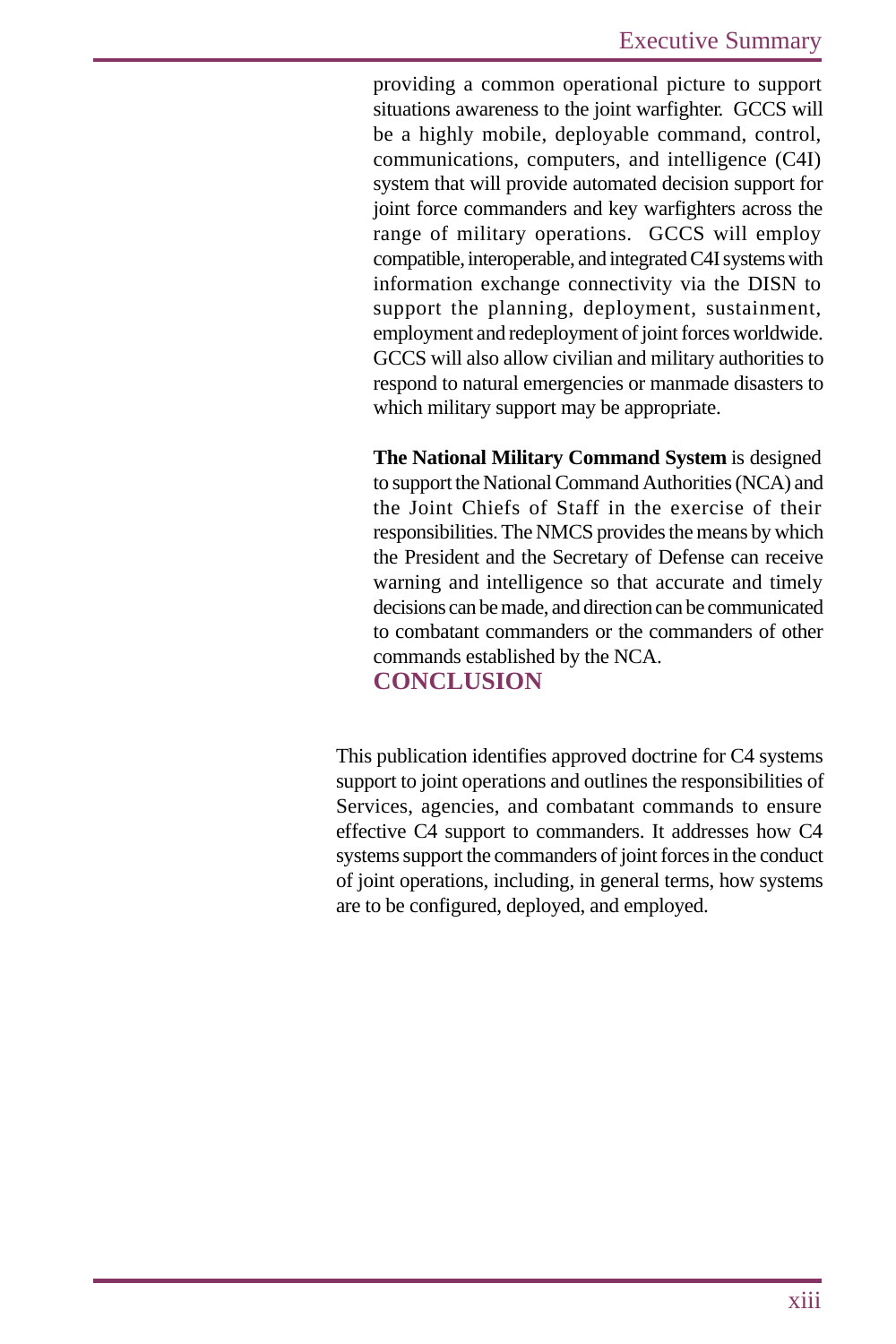providing a common operational picture to support situations awareness to the joint warfighter. GCCS will be a highly mobile, deployable command, control, communications, computers, and intelligence (C4I) system that will provide automated decision support for joint force commanders and key warfighters across the range of military operations. GCCS will employ compatible, interoperable, and integrated C4I systems with information exchange connectivity via the DISN to support the planning, deployment, sustainment, employment and redeployment of joint forces worldwide. GCCS will also allow civilian and military authorities to respond to natural emergencies or manmade disasters to which military support may be appropriate.

**The National Military Command System** is designed to support the National Command Authorities (NCA) and the Joint Chiefs of Staff in the exercise of their responsibilities. The NMCS provides the means by which the President and the Secretary of Defense can receive warning and intelligence so that accurate and timely decisions can be made, and direction can be communicated to combatant commanders or the commanders of other commands established by the NCA.

## CONCLUSION

This publication identifies approved doctrine for C4 systems support to joint operations and outlines the responsibilities of Services, agencies, and combatant commands to ensure effective C4 support to commanders. It addresses how C4 systems support the commanders of joint forces in the conduct of joint operations, including, in general terms, how systems are to be configured, deployed, and employed.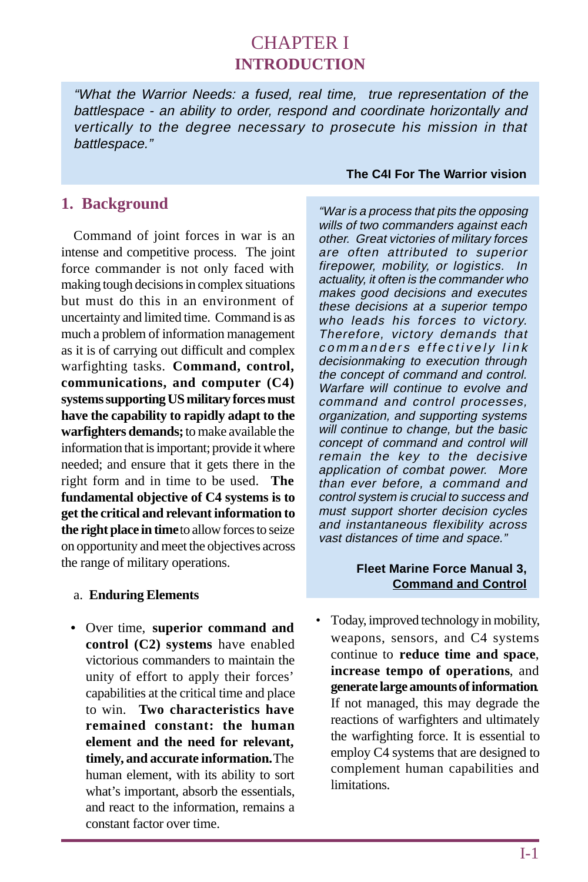# CHAPTER I
# INTRODUCTION

> *"What the Warrior Needs: a fused, real time, true representation of the battlespace - an ability to order, respond and coordinate horizontally and vertically to the degree necessary to prosecute his mission in that battlespace."*
>
> **The C4I For The Warrior vision**

## 1. Background

Command of joint forces in war is an intense and competitive process. The joint force commander is not only faced with making tough decisions in complex situations but must do this in an environment of uncertainty and limited time. Command is as much a problem of information management as it is of carrying out difficult and complex warfighting tasks. **Command, control, communications, and computer (C4) systems supporting US military forces must have the capability to rapidly adapt to the warfighters demands;** to make available the information that is important; provide it where needed; and ensure that it gets there in the right form and in time to be used. **The fundamental objective of C4 systems is to get the critical and relevant information to the right place in time** to allow forces to seize on opportunity and meet the objectives across the range of military operations.

> *"War is a process that pits the opposing wills of two commanders against each other. Great victories of military forces are often attributed to superior firepower, mobility, or logistics. In actuality, it often is the commander who makes good decisions and executes these decisions at a superior tempo who leads his forces to victory. Therefore, victory demands that commanders effectively link decisionmaking to execution through the concept of command and control. Warfare will continue to evolve and command and control processes, organization, and supporting systems will continue to change, but the basic concept of command and control will remain the key to the decisive application of combat power. More than ever before, a command and control system is crucial to success and must support shorter decision cycles and instantaneous flexibility across vast distances of time and space."*
>
> **Fleet Marine Force Manual 3, Command and Control**

a. **Enduring Elements**

- Over time, **superior command and control (C2) systems** have enabled victorious commanders to maintain the unity of effort to apply their forces' capabilities at the critical time and place to win. **Two characteristics have remained constant: the human element and the need for relevant, timely, and accurate information.** The human element, with its ability to sort what's important, absorb the essentials, and react to the information, remains a constant factor over time.

- Today, improved technology in mobility, weapons, sensors, and C4 systems continue to **reduce time and space**, **increase tempo of operations**, and **generate large amounts of information**. If not managed, this may degrade the reactions of warfighters and ultimately the warfighting force. It is essential to employ C4 systems that are designed to complement human capabilities and limitations.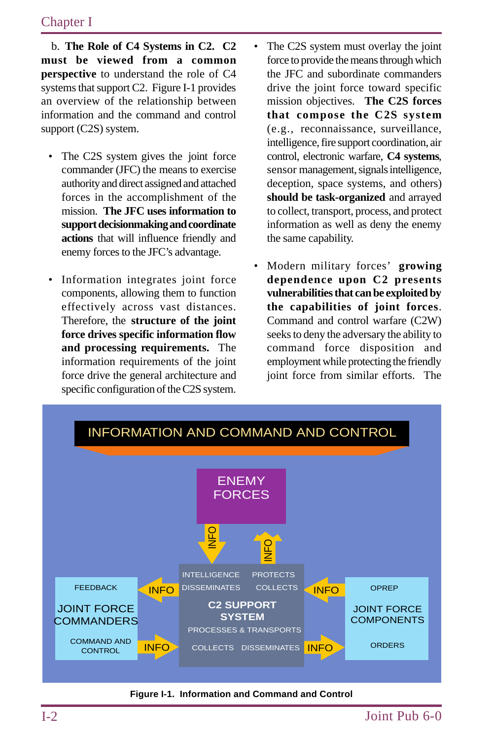b. **The Role of C4 Systems in C2. C2 must be viewed from a common perspective** to understand the role of C4 systems that support C2. Figure I-1 provides an overview of the relationship between information and the command and control support (C2S) system.

- The C2S system gives the joint force commander (JFC) the means to exercise authority and direct assigned and attached forces in the accomplishment of the mission. **The JFC uses information to support decisionmaking and coordinate actions** that will influence friendly and enemy forces to the JFC's advantage.

- Information integrates joint force components, allowing them to function effectively across vast distances. Therefore, the **structure of the joint force drives specific information flow and processing requirements.** The information requirements of the joint force drive the general architecture and specific configuration of the C2S system.

- The C2S system must overlay the joint force to provide the means through which the JFC and subordinate commanders drive the joint force toward specific mission objectives. **The C2S forces that compose the C2S system** (e.g., reconnaissance, surveillance, intelligence, fire support coordination, air control, electronic warfare, **C4 systems**, sensor management, signals intelligence, deception, space systems, and others) **should be task-organized** and arrayed to collect, transport, process, and protect information as well as deny the enemy the same capability.

- Modern military forces' **growing dependence upon C2 presents vulnerabilities that can be exploited by the capabilities of joint forces**. Command and control warfare (C2W) seeks to deny the adversary the ability to command force disposition and employment while protecting the friendly joint force from similar efforts. The

INFORMATION AND COMMAND AND CONTROL

ENEMY FORCES

INFO ↓ INFO ↑

| JOINT FORCE COMMANDERS | | C2 SUPPORT SYSTEM | | JOINT FORCE COMPONENTS |
|---|---|---|---|---|
| FEEDBACK | ← INFO | INTELLIGENCE, PROTECTS, DISSEMINATES, COLLECTS | ← INFO | OPREP |
| COMMAND AND CONTROL | INFO → | PROCESSES & TRANSPORTS, COLLECTS, DISSEMINATES | INFO → | ORDERS |

**Figure I-1. Information and Command and Control**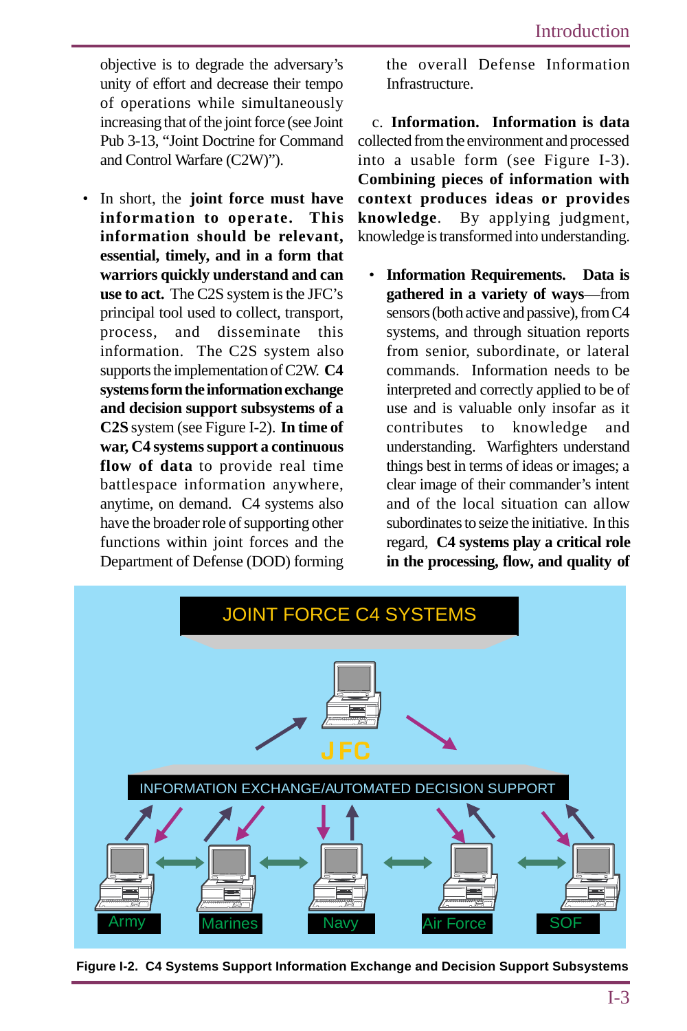objective is to degrade the adversary's unity of effort and decrease their tempo of operations while simultaneously increasing that of the joint force (see Joint Pub 3-13, "Joint Doctrine for Command and Control Warfare (C2W)").

- In short, the **joint force must have information to operate. This information should be relevant, essential, timely, and in a form that warriors quickly understand and can use to act.** The C2S system is the JFC's principal tool used to collect, transport, process, and disseminate this information. The C2S system also supports the implementation of C2W. **C4 systems form the information exchange and decision support subsystems of a C2S** system (see Figure I-2). **In time of war, C4 systems support a continuous flow of data** to provide real time battlespace information anywhere, anytime, on demand. C4 systems also have the broader role of supporting other functions within joint forces and the Department of Defense (DOD) forming the overall Defense Information Infrastructure.

c. **Information. Information is data** collected from the environment and processed into a usable form (see Figure I-3). **Combining pieces of information with context produces ideas or provides knowledge**. By applying judgment, knowledge is transformed into understanding.

- **Information Requirements. Data is gathered in a variety of ways**—from sensors (both active and passive), from C4 systems, and through situation reports from senior, subordinate, or lateral commands. Information needs to be interpreted and correctly applied to be of use and is valuable only insofar as it contributes to knowledge and understanding. Warfighters understand things best in terms of ideas or images; a clear image of their commander's intent and of the local situation can allow subordinates to seize the initiative. In this regard, **C4 systems play a critical role in the processing, flow, and quality of**

JOINT FORCE C4 SYSTEMS

JFC

INFORMATION EXCHANGE/AUTOMATED DECISION SUPPORT

Army Marines Navy Air Force SOF

**Figure I-2. C4 Systems Support Information Exchange and Decision Support Subsystems**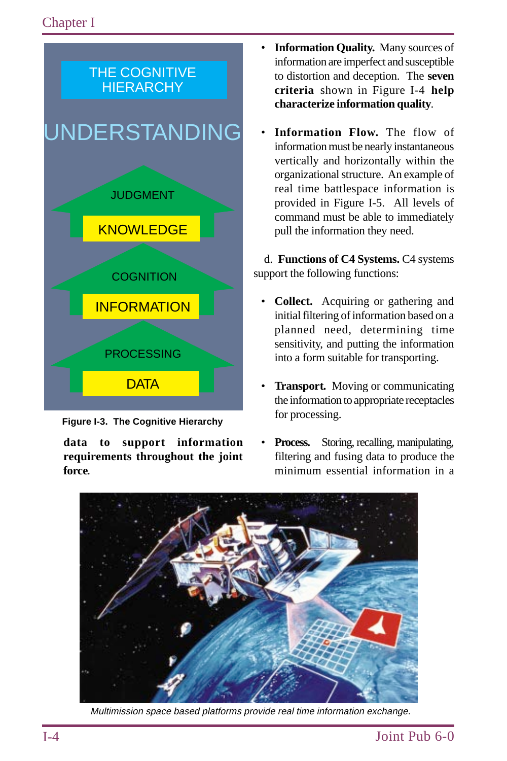THE COGNITIVE HIERARCHY

UNDERSTANDING

JUDGMENT

KNOWLEDGE

COGNITION

INFORMATION

PROCESSING

DATA

**Figure I-3. The Cognitive Hierarchy**

**data to support information requirements throughout the joint force**.

- **Information Quality.** Many sources of information are imperfect and susceptible to distortion and deception. The **seven criteria** shown in Figure I-4 **help characterize information quality**.

- **Information Flow.** The flow of information must be nearly instantaneous vertically and horizontally within the organizational structure. An example of real time battlespace information is provided in Figure I-5. All levels of command must be able to immediately pull the information they need.

d. **Functions of C4 Systems.** C4 systems support the following functions:

- **Collect.** Acquiring or gathering and initial filtering of information based on a planned need, determining time sensitivity, and putting the information into a form suitable for transporting.

- **Transport.** Moving or communicating the information to appropriate receptacles for processing.

- **Process.** Storing, recalling, manipulating, filtering and fusing data to produce the minimum essential information in a

*Multimission space based platforms provide real time information exchange.*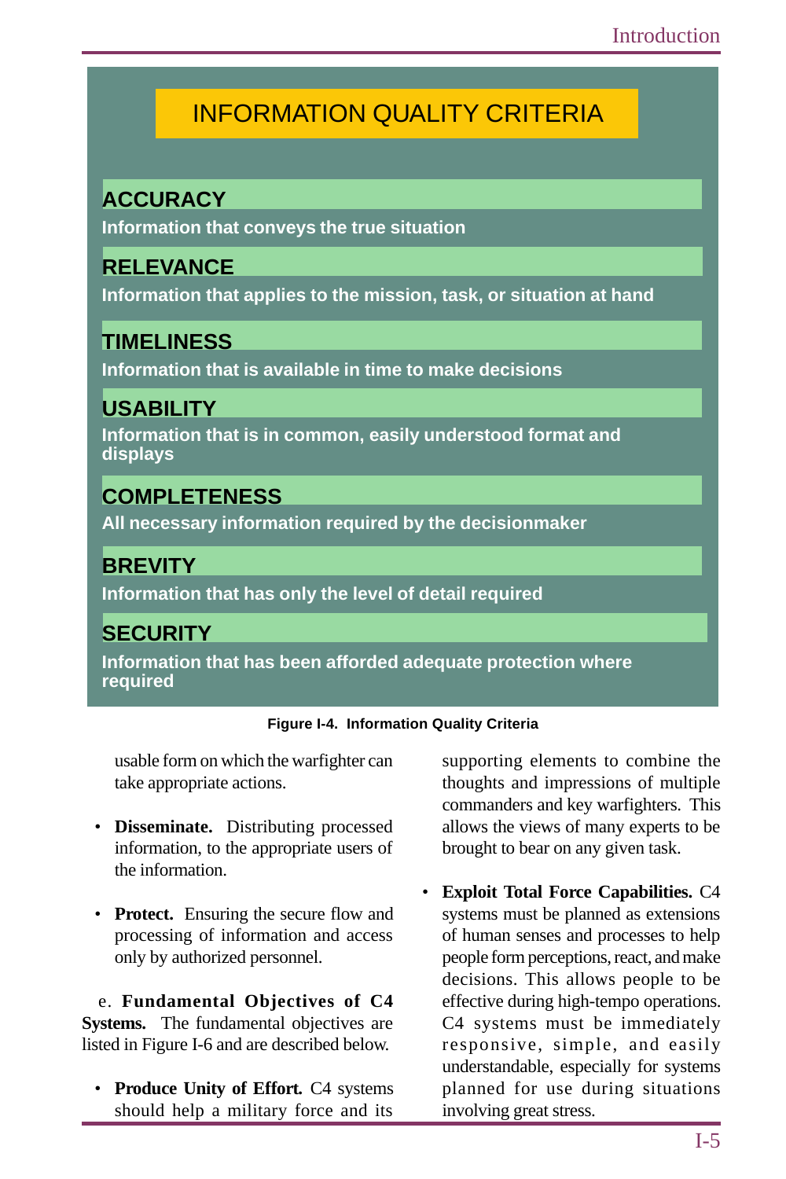**INFORMATION QUALITY CRITERIA**

**ACCURACY**
Information that conveys the true situation

**RELEVANCE**
Information that applies to the mission, task, or situation at hand

**TIMELINESS**
Information that is available in time to make decisions

**USABILITY**
Information that is in common, easily understood format and displays

**COMPLETENESS**
All necessary information required by the decisionmaker

**BREVITY**
Information that has only the level of detail required

**SECURITY**
Information that has been afforded adequate protection where required

**Figure I-4. Information Quality Criteria**

usable form on which the warfighter can take appropriate actions.

- **Disseminate.** Distributing processed information, to the appropriate users of the information.

- **Protect.** Ensuring the secure flow and processing of information and access only by authorized personnel.

e. **Fundamental Objectives of C4 Systems.** The fundamental objectives are listed in Figure I-6 and are described below.

- **Produce Unity of Effort.** C4 systems should help a military force and its supporting elements to combine the thoughts and impressions of multiple commanders and key warfighters. This allows the views of many experts to be brought to bear on any given task.

- **Exploit Total Force Capabilities.** C4 systems must be planned as extensions of human senses and processes to help people form perceptions, react, and make decisions. This allows people to be effective during high-tempo operations. C4 systems must be immediately responsive, simple, and easily understandable, especially for systems planned for use during situations involving great stress.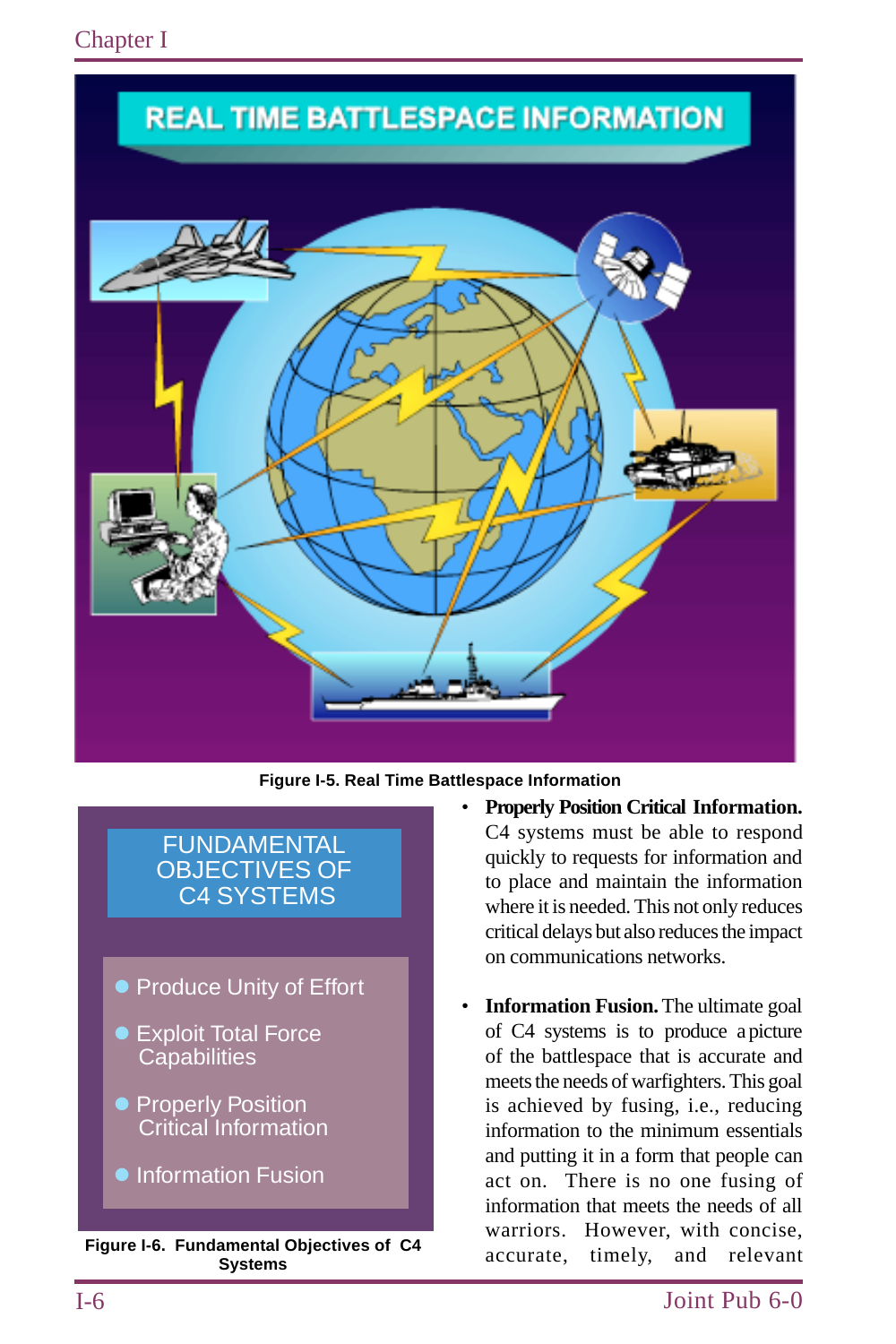REAL TIME BATTLESPACE INFORMATION

Figure I-5. Real Time Battlespace Information

FUNDAMENTAL OBJECTIVES OF C4 SYSTEMS

- Produce Unity of Effort
- Exploit Total Force Capabilities
- Properly Position Critical Information
- Information Fusion

Figure I-6. Fundamental Objectives of C4 Systems

- **Properly Position Critical Information.** C4 systems must be able to respond quickly to requests for information and to place and maintain the information where it is needed. This not only reduces critical delays but also reduces the impact on communications networks.

- **Information Fusion.** The ultimate goal of C4 systems is to produce a picture of the battlespace that is accurate and meets the needs of warfighters. This goal is achieved by fusing, i.e., reducing information to the minimum essentials and putting it in a form that people can act on. There is no one fusing of information that meets the needs of all warriors. However, with concise, accurate, timely, and relevant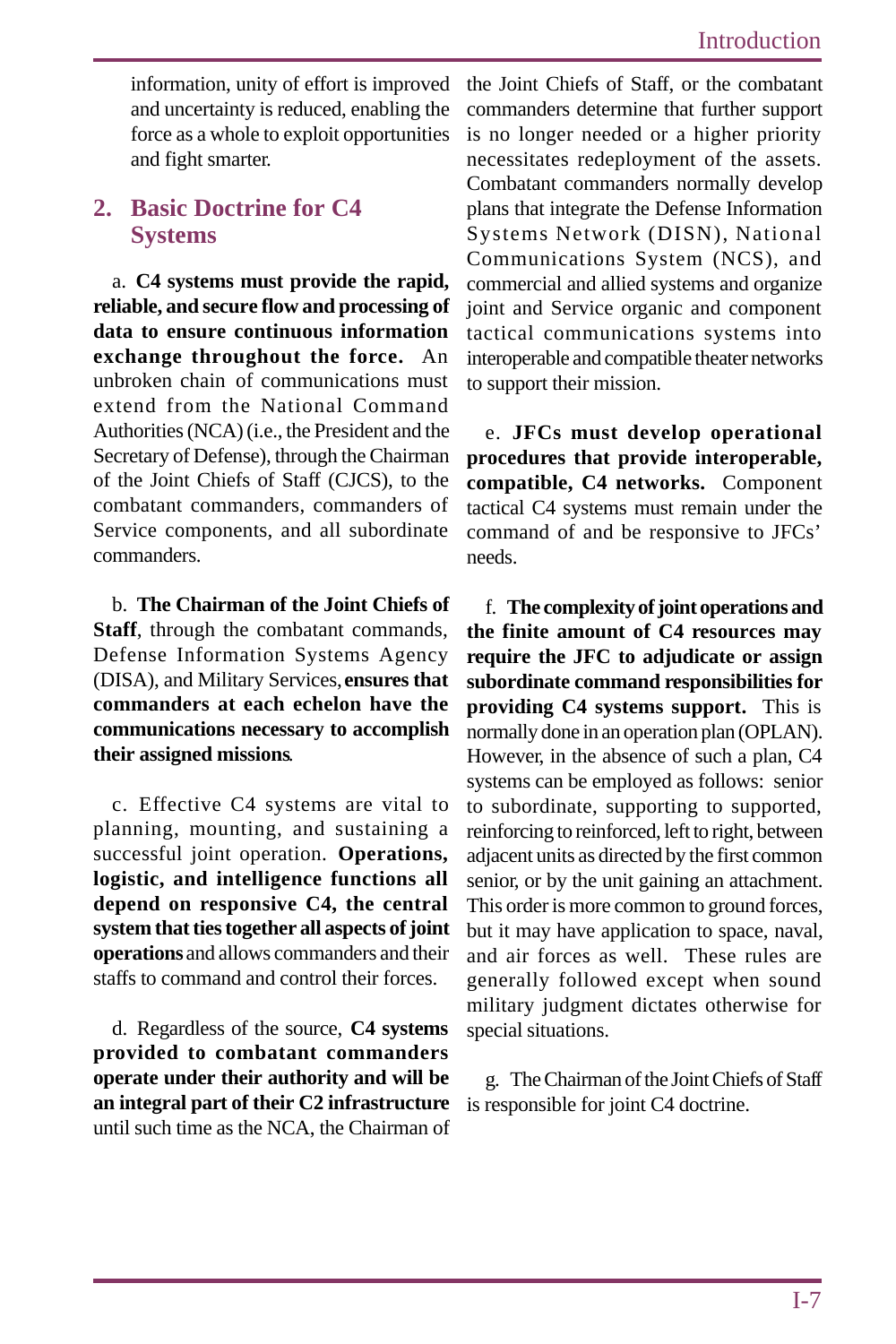information, unity of effort is improved and uncertainty is reduced, enabling the force as a whole to exploit opportunities and fight smarter.

## 2. Basic Doctrine for C4 Systems

a. **C4 systems must provide the rapid, reliable, and secure flow and processing of data to ensure continuous information exchange throughout the force.** An unbroken chain of communications must extend from the National Command Authorities (NCA) (i.e., the President and the Secretary of Defense), through the Chairman of the Joint Chiefs of Staff (CJCS), to the combatant commanders, commanders of Service components, and all subordinate commanders.

b. **The Chairman of the Joint Chiefs of Staff**, through the combatant commands, Defense Information Systems Agency (DISA), and Military Services, **ensures that commanders at each echelon have the communications necessary to accomplish their assigned missions**.

c. Effective C4 systems are vital to planning, mounting, and sustaining a successful joint operation. **Operations, logistic, and intelligence functions all depend on responsive C4, the central system that ties together all aspects of joint operations** and allows commanders and their staffs to command and control their forces.

d. Regardless of the source, **C4 systems provided to combatant commanders operate under their authority and will be an integral part of their C2 infrastructure** until such time as the NCA, the Chairman of the Joint Chiefs of Staff, or the combatant commanders determine that further support is no longer needed or a higher priority necessitates redeployment of the assets. Combatant commanders normally develop plans that integrate the Defense Information Systems Network (DISN), National Communications System (NCS), and commercial and allied systems and organize joint and Service organic and component tactical communications systems into interoperable and compatible theater networks to support their mission.

e. **JFCs must develop operational procedures that provide interoperable, compatible, C4 networks.** Component tactical C4 systems must remain under the command of and be responsive to JFCs' needs.

f. **The complexity of joint operations and the finite amount of C4 resources may require the JFC to adjudicate or assign subordinate command responsibilities for providing C4 systems support.** This is normally done in an operation plan (OPLAN). However, in the absence of such a plan, C4 systems can be employed as follows: senior to subordinate, supporting to supported, reinforcing to reinforced, left to right, between adjacent units as directed by the first common senior, or by the unit gaining an attachment. This order is more common to ground forces, but it may have application to space, naval, and air forces as well. These rules are generally followed except when sound military judgment dictates otherwise for special situations.

g. The Chairman of the Joint Chiefs of Staff is responsible for joint C4 doctrine.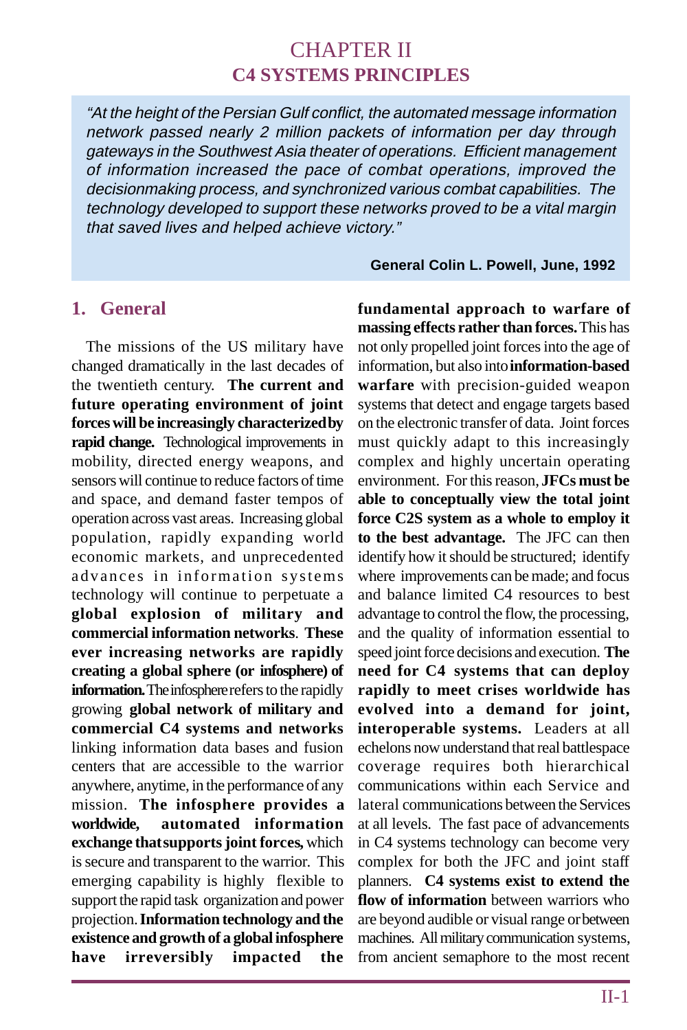# CHAPTER II
## C4 SYSTEMS PRINCIPLES

> *"At the height of the Persian Gulf conflict, the automated message information network passed nearly 2 million packets of information per day through gateways in the Southwest Asia theater of operations. Efficient management of information increased the pace of combat operations, improved the decisionmaking process, and synchronized various combat capabilities. The technology developed to support these networks proved to be a vital margin that saved lives and helped achieve victory."*
>
> **General Colin L. Powell, June, 1992**

### 1. General

The missions of the US military have changed dramatically in the last decades of the twentieth century. **The current and future operating environment of joint forces will be increasingly characterized by rapid change.** Technological improvements in mobility, directed energy weapons, and sensors will continue to reduce factors of time and space, and demand faster tempos of operation across vast areas. Increasing global population, rapidly expanding world economic markets, and unprecedented advances in information systems technology will continue to perpetuate a **global explosion of military and commercial information networks**. **These ever increasing networks are rapidly creating a global sphere (or infosphere) of information.** The infosphere refers to the rapidly growing **global network of military and commercial C4 systems and networks** linking information data bases and fusion centers that are accessible to the warrior anywhere, anytime, in the performance of any mission. **The infosphere provides a worldwide, automated information exchange that supports joint forces,** which is secure and transparent to the warrior. This emerging capability is highly flexible to support the rapid task organization and power projection. **Information technology and the existence and growth of a global infosphere have irreversibly impacted the fundamental approach to warfare of massing effects rather than forces.** This has not only propelled joint forces into the age of information, but also into **information-based warfare** with precision-guided weapon systems that detect and engage targets based on the electronic transfer of data. Joint forces must quickly adapt to this increasingly complex and highly uncertain operating environment. For this reason, **JFCs must be able to conceptually view the total joint force C2S system as a whole to employ it to the best advantage.** The JFC can then identify how it should be structured; identify where improvements can be made; and focus and balance limited C4 resources to best advantage to control the flow, the processing, and the quality of information essential to speed joint force decisions and execution. **The need for C4 systems that can deploy rapidly to meet crises worldwide has evolved into a demand for joint, interoperable systems.** Leaders at all echelons now understand that real battlespace coverage requires both hierarchical communications within each Service and lateral communications between the Services at all levels. The fast pace of advancements in C4 systems technology can become very complex for both the JFC and joint staff planners. **C4 systems exist to extend the flow of information** between warriors who are beyond audible or visual range or between machines. All military communication systems, from ancient semaphore to the most recent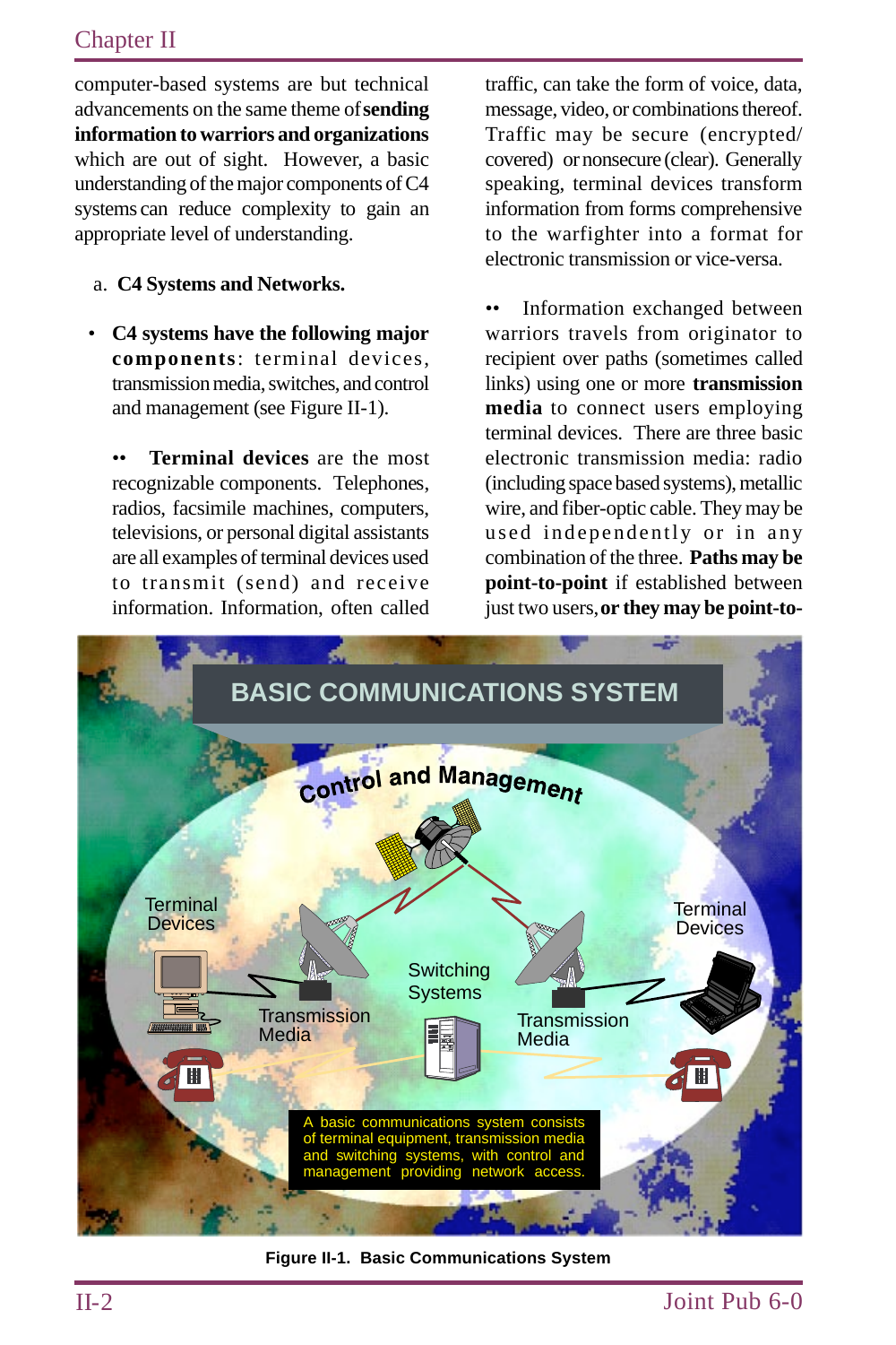computer-based systems are but technical advancements on the same theme of **sending information to warriors and organizations** which are out of sight. However, a basic understanding of the major components of C4 systems can reduce complexity to gain an appropriate level of understanding.

a. **C4 Systems and Networks.**

- **C4 systems have the following major components**: terminal devices, transmission media, switches, and control and management (see Figure II-1).

  •• **Terminal devices** are the most recognizable components. Telephones, radios, facsimile machines, computers, televisions, or personal digital assistants are all examples of terminal devices used to transmit (send) and receive information. Information, often called traffic, can take the form of voice, data, message, video, or combinations thereof. Traffic may be secure (encrypted/covered) or nonsecure (clear). Generally speaking, terminal devices transform information from forms comprehensive to the warfighter into a format for electronic transmission or vice-versa.

  •• Information exchanged between warriors travels from originator to recipient over paths (sometimes called links) using one or more **transmission media** to connect users employing terminal devices. There are three basic electronic transmission media: radio (including space based systems), metallic wire, and fiber-optic cable. They may be used independently or in any combination of the three. **Paths may be point-to-point** if established between just two users, **or they may be point-to-**

BASIC COMMUNICATIONS SYSTEM

Control and Management

Terminal Devices

Terminal Devices

Switching Systems

Transmission Media

Transmission Media

A basic communications system consists of terminal equipment, transmission media and switching systems, with control and management providing network access.

**Figure II-1. Basic Communications System**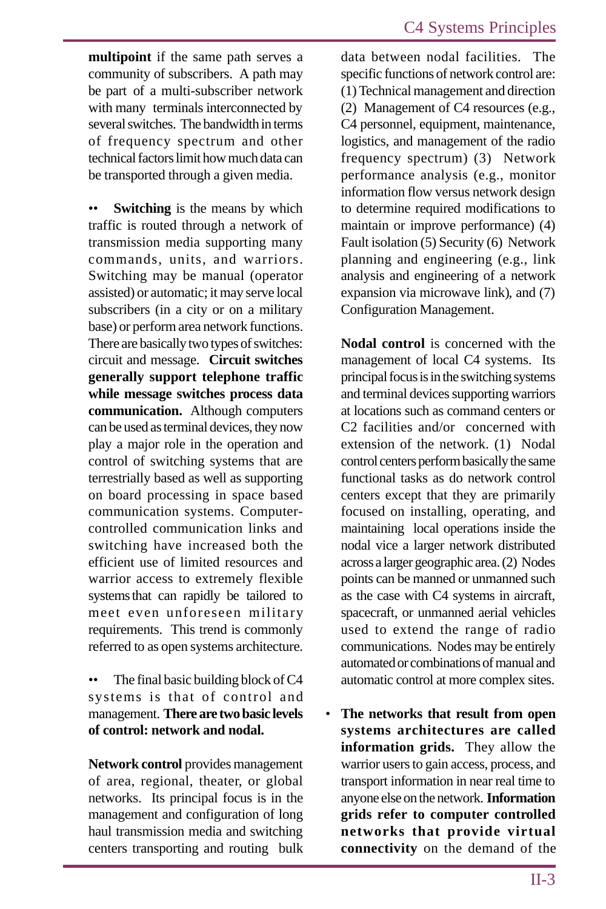**multipoint** if the same path serves a community of subscribers. A path may be part of a multi-subscriber network with many terminals interconnected by several switches. The bandwidth in terms of frequency spectrum and other technical factors limit how much data can be transported through a given media.

•• **Switching** is the means by which traffic is routed through a network of transmission media supporting many commands, units, and warriors. Switching may be manual (operator assisted) or automatic; it may serve local subscribers (in a city or on a military base) or perform area network functions. There are basically two types of switches: circuit and message. **Circuit switches generally support telephone traffic while message switches process data communication.** Although computers can be used as terminal devices, they now play a major role in the operation and control of switching systems that are terrestrially based as well as supporting on board processing in space based communication systems. Computer-controlled communication links and switching have increased both the efficient use of limited resources and warrior access to extremely flexible systems that can rapidly be tailored to meet even unforeseen military requirements. This trend is commonly referred to as open systems architecture.

•• The final basic building block of C4 systems is that of control and management. **There are two basic levels of control: network and nodal.**

**Network control** provides management of area, regional, theater, or global networks. Its principal focus is in the management and configuration of long haul transmission media and switching centers transporting and routing bulk data between nodal facilities. The specific functions of network control are: (1) Technical management and direction (2) Management of C4 resources (e.g., C4 personnel, equipment, maintenance, logistics, and management of the radio frequency spectrum) (3) Network performance analysis (e.g., monitor information flow versus network design to determine required modifications to maintain or improve performance) (4) Fault isolation (5) Security (6) Network planning and engineering (e.g., link analysis and engineering of a network expansion via microwave link), and (7) Configuration Management.

**Nodal control** is concerned with the management of local C4 systems. Its principal focus is in the switching systems and terminal devices supporting warriors at locations such as command centers or C2 facilities and/or concerned with extension of the network. (1) Nodal control centers perform basically the same functional tasks as do network control centers except that they are primarily focused on installing, operating, and maintaining local operations inside the nodal vice a larger network distributed across a larger geographic area. (2) Nodes points can be manned or unmanned such as the case with C4 systems in aircraft, spacecraft, or unmanned aerial vehicles used to extend the range of radio communications. Nodes may be entirely automated or combinations of manual and automatic control at more complex sites.

- **The networks that result from open systems architectures are called information grids.** They allow the warrior users to gain access, process, and transport information in near real time to anyone else on the network. **Information grids refer to computer controlled networks that provide virtual connectivity** on the demand of the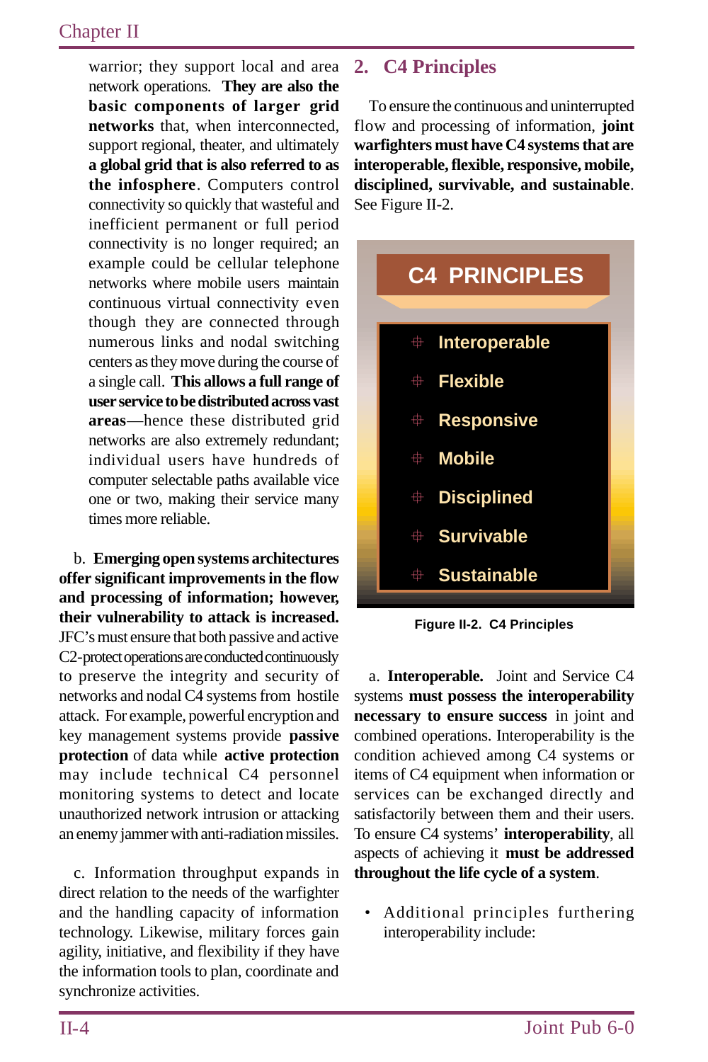warrior; they support local and area network operations. **They are also the basic components of larger grid networks** that, when interconnected, support regional, theater, and ultimately **a global grid that is also referred to as the infosphere**. Computers control connectivity so quickly that wasteful and inefficient permanent or full period connectivity is no longer required; an example could be cellular telephone networks where mobile users maintain continuous virtual connectivity even though they are connected through numerous links and nodal switching centers as they move during the course of a single call. **This allows a full range of user service to be distributed across vast areas**—hence these distributed grid networks are also extremely redundant; individual users have hundreds of computer selectable paths available vice one or two, making their service many times more reliable.

b. **Emerging open systems architectures offer significant improvements in the flow and processing of information; however, their vulnerability to attack is increased.** JFC's must ensure that both passive and active C2-protect operations are conducted continuously to preserve the integrity and security of networks and nodal C4 systems from hostile attack. For example, powerful encryption and key management systems provide **passive protection** of data while **active protection** may include technical C4 personnel monitoring systems to detect and locate unauthorized network intrusion or attacking an enemy jammer with anti-radiation missiles.

c. Information throughput expands in direct relation to the needs of the warfighter and the handling capacity of information technology. Likewise, military forces gain agility, initiative, and flexibility if they have the information tools to plan, coordinate and synchronize activities.

## 2. C4 Principles

To ensure the continuous and uninterrupted flow and processing of information, **joint warfighters must have C4 systems that are interoperable, flexible, responsive, mobile, disciplined, survivable, and sustainable**. See Figure II-2.

**C4 PRINCIPLES**

- Interoperable
- Flexible
- Responsive
- Mobile
- Disciplined
- Survivable
- Sustainable

**Figure II-2. C4 Principles**

a. **Interoperable.** Joint and Service C4 systems **must possess the interoperability necessary to ensure success** in joint and combined operations. Interoperability is the condition achieved among C4 systems or items of C4 equipment when information or services can be exchanged directly and satisfactorily between them and their users. To ensure C4 systems' **interoperability**, all aspects of achieving it **must be addressed throughout the life cycle of a system**.

- Additional principles furthering interoperability include: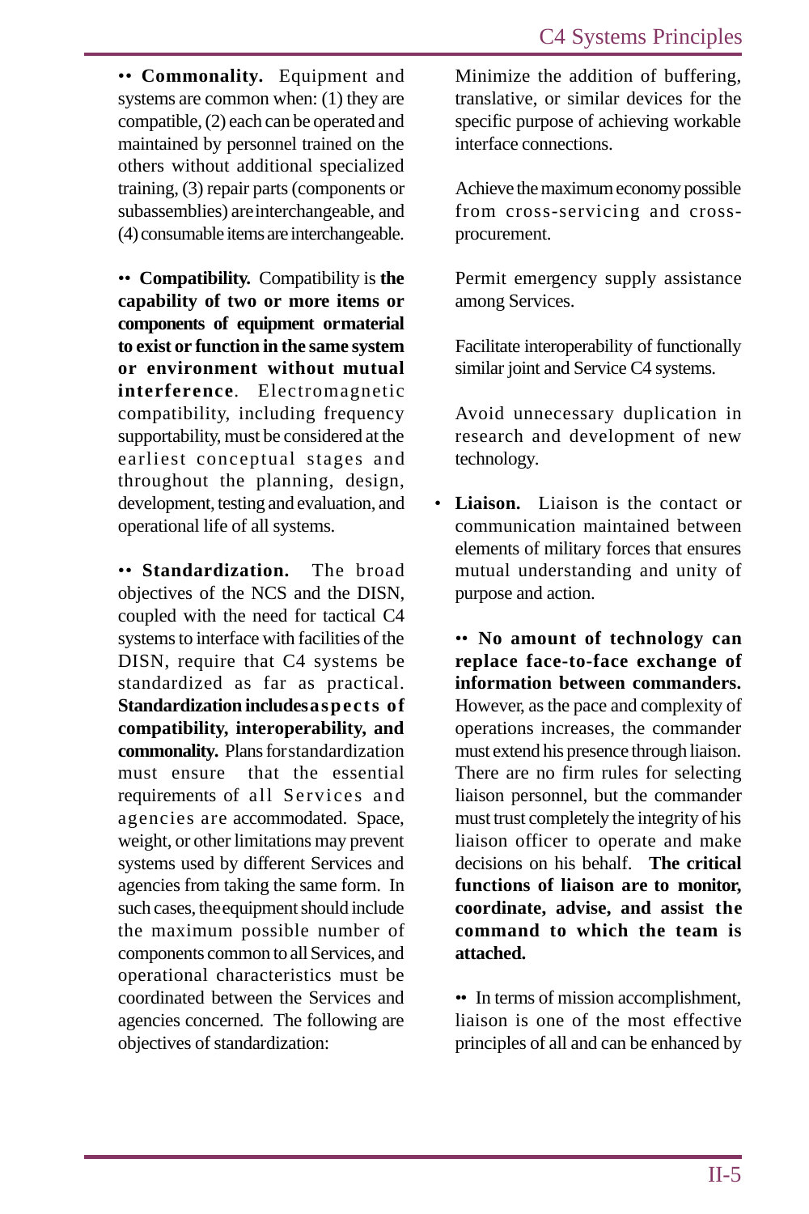•• **Commonality.** Equipment and systems are common when: (1) they are compatible, (2) each can be operated and maintained by personnel trained on the others without additional specialized training, (3) repair parts (components or subassemblies) are interchangeable, and (4) consumable items are interchangeable.

•• **Compatibility.** Compatibility is **the capability of two or more items or components of equipment ormaterial to exist or function in the same system or environment without mutual interference**. Electromagnetic compatibility, including frequency supportability, must be considered at the earliest conceptual stages and throughout the planning, design, development, testing and evaluation, and operational life of all systems.

•• **Standardization.** The broad objectives of the NCS and the DISN, coupled with the need for tactical C4 systems to interface with facilities of the DISN, require that C4 systems be standardized as far as practical. **Standardization includes aspects of compatibility, interoperability, and commonality.** Plans for standardization must ensure that the essential requirements of all Services and agencies are accommodated. Space, weight, or other limitations may prevent systems used by different Services and agencies from taking the same form. In such cases, the equipment should include the maximum possible number of components common to all Services, and operational characteristics must be coordinated between the Services and agencies concerned. The following are objectives of standardization:

Minimize the addition of buffering, translative, or similar devices for the specific purpose of achieving workable interface connections.

Achieve the maximum economy possible from cross-servicing and cross-procurement.

Permit emergency supply assistance among Services.

Facilitate interoperability of functionally similar joint and Service C4 systems.

Avoid unnecessary duplication in research and development of new technology.

- **Liaison.** Liaison is the contact or communication maintained between elements of military forces that ensures mutual understanding and unity of purpose and action.

•• **No amount of technology can replace face-to-face exchange of information between commanders.** However, as the pace and complexity of operations increases, the commander must extend his presence through liaison. There are no firm rules for selecting liaison personnel, but the commander must trust completely the integrity of his liaison officer to operate and make decisions on his behalf. **The critical functions of liaison are to monitor, coordinate, advise, and assist the command to which the team is attached.**

•• In terms of mission accomplishment, liaison is one of the most effective principles of all and can be enhanced by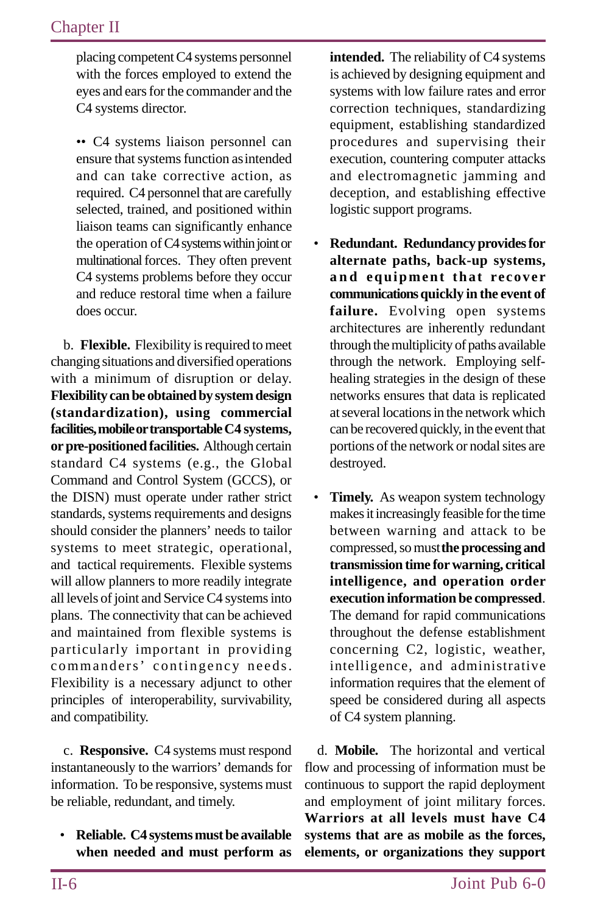placing competent C4 systems personnel with the forces employed to extend the eyes and ears for the commander and the C4 systems director.

•• C4 systems liaison personnel can ensure that systems function as intended and can take corrective action, as required. C4 personnel that are carefully selected, trained, and positioned within liaison teams can significantly enhance the operation of C4 systems within joint or multinational forces. They often prevent C4 systems problems before they occur and reduce restoral time when a failure does occur.

b. **Flexible.** Flexibility is required to meet changing situations and diversified operations with a minimum of disruption or delay. **Flexibility can be obtained by system design (standardization), using commercial facilities, mobile or transportable C4 systems, or pre-positioned facilities.** Although certain standard C4 systems (e.g., the Global Command and Control System (GCCS), or the DISN) must operate under rather strict standards, systems requirements and designs should consider the planners' needs to tailor systems to meet strategic, operational, and tactical requirements. Flexible systems will allow planners to more readily integrate all levels of joint and Service C4 systems into plans. The connectivity that can be achieved and maintained from flexible systems is particularly important in providing commanders' contingency needs. Flexibility is a necessary adjunct to other principles of interoperability, survivability, and compatibility.

c. **Responsive.** C4 systems must respond instantaneously to the warriors' demands for information. To be responsive, systems must be reliable, redundant, and timely.

- **Reliable. C4 systems must be available when needed and must perform as intended.** The reliability of C4 systems is achieved by designing equipment and systems with low failure rates and error correction techniques, standardizing equipment, establishing standardized procedures and supervising their execution, countering computer attacks and electromagnetic jamming and deception, and establishing effective logistic support programs.

- **Redundant. Redundancy provides for alternate paths, back-up systems, and equipment that recover communications quickly in the event of failure.** Evolving open systems architectures are inherently redundant through the multiplicity of paths available through the network. Employing self-healing strategies in the design of these networks ensures that data is replicated at several locations in the network which can be recovered quickly, in the event that portions of the network or nodal sites are destroyed.

- **Timely.** As weapon system technology makes it increasingly feasible for the time between warning and attack to be compressed, so must **the processing and transmission time for warning, critical intelligence, and operation order execution information be compressed**. The demand for rapid communications throughout the defense establishment concerning C2, logistic, weather, intelligence, and administrative information requires that the element of speed be considered during all aspects of C4 system planning.

d. **Mobile.** The horizontal and vertical flow and processing of information must be continuous to support the rapid deployment and employment of joint military forces. **Warriors at all levels must have C4 systems that are as mobile as the forces, elements, or organizations they support**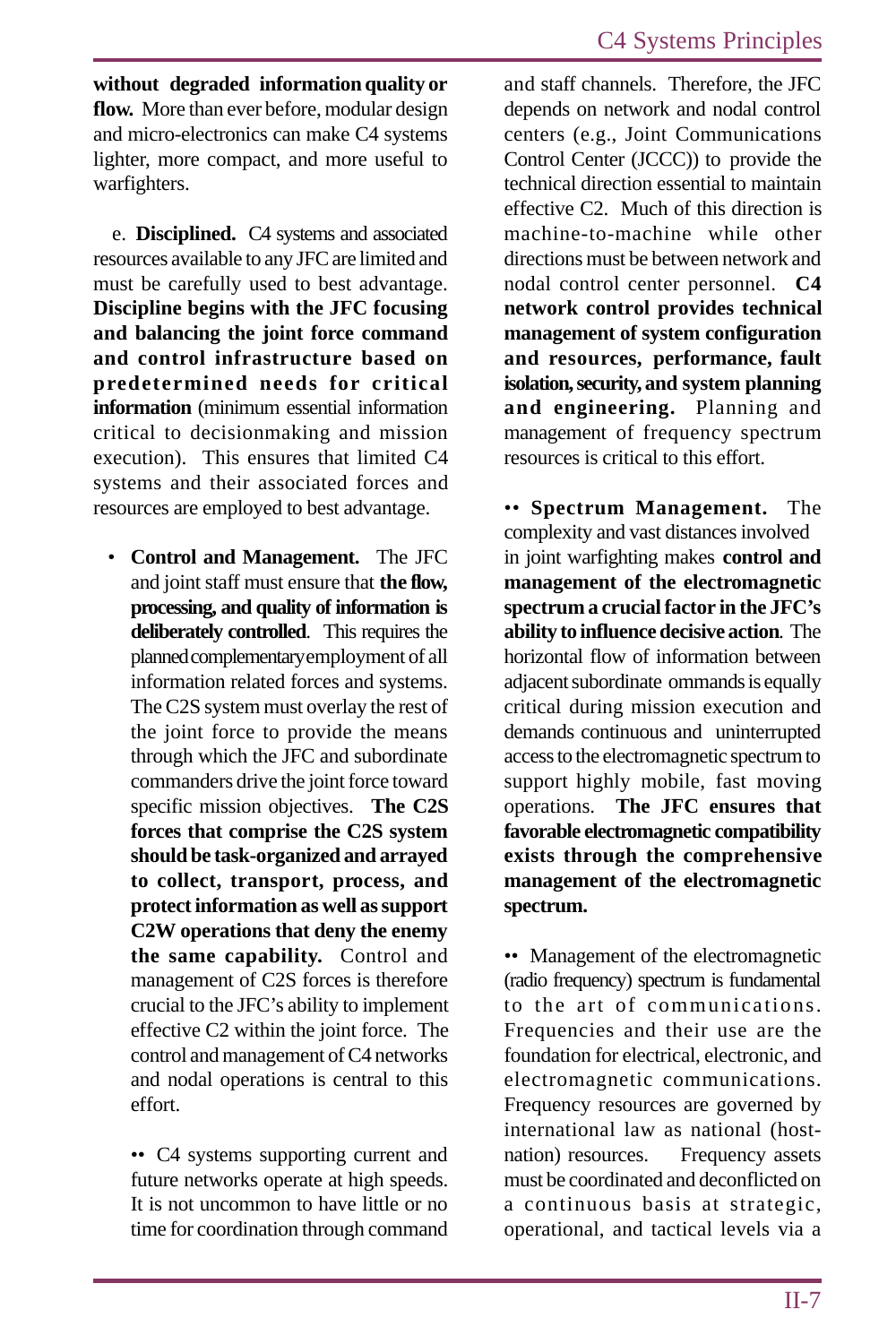**without degraded information quality or flow.** More than ever before, modular design and micro-electronics can make C4 systems lighter, more compact, and more useful to warfighters.

e. **Disciplined.** C4 systems and associated resources available to any JFC are limited and must be carefully used to best advantage. **Discipline begins with the JFC focusing and balancing the joint force command and control infrastructure based on predetermined needs for critical information** (minimum essential information critical to decisionmaking and mission execution). This ensures that limited C4 systems and their associated forces and resources are employed to best advantage.

- **Control and Management.** The JFC and joint staff must ensure that **the flow, processing, and quality of information is deliberately controlled**. This requires the planned complementary employment of all information related forces and systems. The C2S system must overlay the rest of the joint force to provide the means through which the JFC and subordinate commanders drive the joint force toward specific mission objectives. **The C2S forces that comprise the C2S system should be task-organized and arrayed to collect, transport, process, and protect information as well as support C2W operations that deny the enemy the same capability.** Control and management of C2S forces is therefore crucial to the JFC's ability to implement effective C2 within the joint force. The control and management of C4 networks and nodal operations is central to this effort.

  •• C4 systems supporting current and future networks operate at high speeds. It is not uncommon to have little or no time for coordination through command and staff channels. Therefore, the JFC depends on network and nodal control centers (e.g., Joint Communications Control Center (JCCC)) to provide the technical direction essential to maintain effective C2. Much of this direction is machine-to-machine while other directions must be between network and nodal control center personnel. **C4 network control provides technical management of system configuration and resources, performance, fault isolation, security, and system planning and engineering.** Planning and management of frequency spectrum resources is critical to this effort.

  •• **Spectrum Management.** The complexity and vast distances involved in joint warfighting makes **control and management of the electromagnetic spectrum a crucial factor in the JFC's ability to influence decisive action**. The horizontal flow of information between adjacent subordinate ommands is equally critical during mission execution and demands continuous and uninterrupted access to the electromagnetic spectrum to support highly mobile, fast moving operations. **The JFC ensures that favorable electromagnetic compatibility exists through the comprehensive management of the electromagnetic spectrum.**

  •• Management of the electromagnetic (radio frequency) spectrum is fundamental to the art of communications. Frequencies and their use are the foundation for electrical, electronic, and electromagnetic communications. Frequency resources are governed by international law as national (host-nation) resources. Frequency assets must be coordinated and deconflicted on a continuous basis at strategic, operational, and tactical levels via a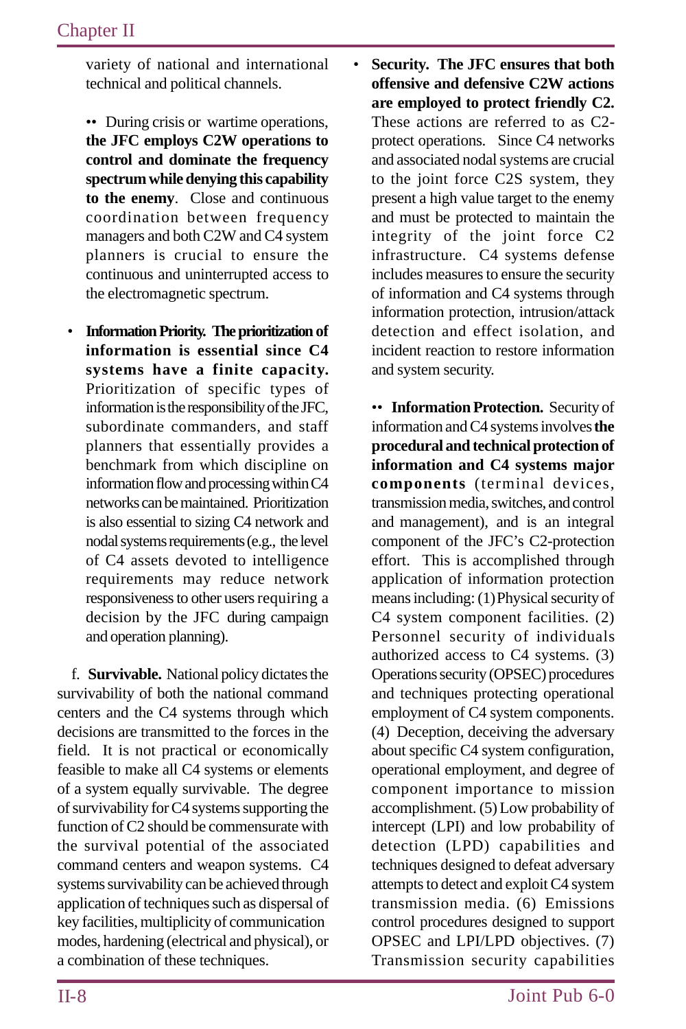variety of national and international technical and political channels.

•• During crisis or wartime operations, **the JFC employs C2W operations to control and dominate the frequency spectrum while denying this capability to the enemy**. Close and continuous coordination between frequency managers and both C2W and C4 system planners is crucial to ensure the continuous and uninterrupted access to the electromagnetic spectrum.

- **Information Priority. The prioritization of information is essential since C4 systems have a finite capacity.** Prioritization of specific types of information is the responsibility of the JFC, subordinate commanders, and staff planners that essentially provides a benchmark from which discipline on information flow and processing within C4 networks can be maintained. Prioritization is also essential to sizing C4 network and nodal systems requirements (e.g., the level of C4 assets devoted to intelligence requirements may reduce network responsiveness to other users requiring a decision by the JFC during campaign and operation planning).

f. **Survivable.** National policy dictates the survivability of both the national command centers and the C4 systems through which decisions are transmitted to the forces in the field. It is not practical or economically feasible to make all C4 systems or elements of a system equally survivable. The degree of survivability for C4 systems supporting the function of C2 should be commensurate with the survival potential of the associated command centers and weapon systems. C4 systems survivability can be achieved through application of techniques such as dispersal of key facilities, multiplicity of communication modes, hardening (electrical and physical), or a combination of these techniques.

- **Security. The JFC ensures that both offensive and defensive C2W actions are employed to protect friendly C2.** These actions are referred to as C2-protect operations. Since C4 networks and associated nodal systems are crucial to the joint force C2S system, they present a high value target to the enemy and must be protected to maintain the integrity of the joint force C2 infrastructure. C4 systems defense includes measures to ensure the security of information and C4 systems through information protection, intrusion/attack detection and effect isolation, and incident reaction to restore information and system security.

•• **Information Protection.** Security of information and C4 systems involves **the procedural and technical protection of information and C4 systems major components** (terminal devices, transmission media, switches, and control and management), and is an integral component of the JFC's C2-protection effort. This is accomplished through application of information protection means including: (1) Physical security of C4 system component facilities. (2) Personnel security of individuals authorized access to C4 systems. (3) Operations security (OPSEC) procedures and techniques protecting operational employment of C4 system components. (4) Deception, deceiving the adversary about specific C4 system configuration, operational employment, and degree of component importance to mission accomplishment. (5) Low probability of intercept (LPI) and low probability of detection (LPD) capabilities and techniques designed to defeat adversary attempts to detect and exploit C4 system transmission media. (6) Emissions control procedures designed to support OPSEC and LPI/LPD objectives. (7) Transmission security capabilities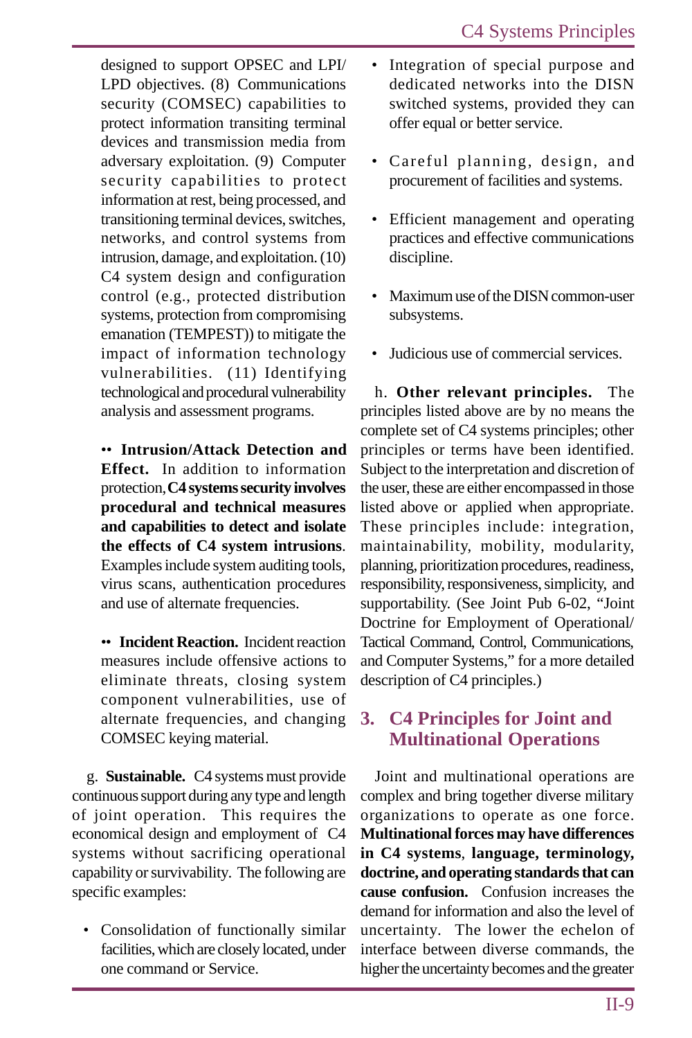designed to support OPSEC and LPI/LPD objectives. (8) Communications security (COMSEC) capabilities to protect information transiting terminal devices and transmission media from adversary exploitation. (9) Computer security capabilities to protect information at rest, being processed, and transitioning terminal devices, switches, networks, and control systems from intrusion, damage, and exploitation. (10) C4 system design and configuration control (e.g., protected distribution systems, protection from compromising emanation (TEMPEST)) to mitigate the impact of information technology vulnerabilities. (11) Identifying technological and procedural vulnerability analysis and assessment programs.

•• **Intrusion/Attack Detection and Effect.** In addition to information protection, **C4 systems security involves procedural and technical measures and capabilities to detect and isolate the effects of C4 system intrusions**. Examples include system auditing tools, virus scans, authentication procedures and use of alternate frequencies.

•• **Incident Reaction.** Incident reaction measures include offensive actions to eliminate threats, closing system component vulnerabilities, use of alternate frequencies, and changing COMSEC keying material.

g. **Sustainable.** C4 systems must provide continuous support during any type and length of joint operation. This requires the economical design and employment of C4 systems without sacrificing operational capability or survivability. The following are specific examples:

- Consolidation of functionally similar facilities, which are closely located, under one command or Service.
- Integration of special purpose and dedicated networks into the DISN switched systems, provided they can offer equal or better service.
- Careful planning, design, and procurement of facilities and systems.
- Efficient management and operating practices and effective communications discipline.
- Maximum use of the DISN common-user subsystems.
- Judicious use of commercial services.

h. **Other relevant principles.** The principles listed above are by no means the complete set of C4 systems principles; other principles or terms have been identified. Subject to the interpretation and discretion of the user, these are either encompassed in those listed above or applied when appropriate. These principles include: integration, maintainability, mobility, modularity, planning, prioritization procedures, readiness, responsibility, responsiveness, simplicity, and supportability. (See Joint Pub 6-02, "Joint Doctrine for Employment of Operational/Tactical Command, Control, Communications, and Computer Systems," for a more detailed description of C4 principles.)

## 3. C4 Principles for Joint and Multinational Operations

Joint and multinational operations are complex and bring together diverse military organizations to operate as one force. **Multinational forces may have differences in C4 systems**, **language, terminology, doctrine, and operating standards that can cause confusion.** Confusion increases the demand for information and also the level of uncertainty. The lower the echelon of interface between diverse commands, the higher the uncertainty becomes and the greater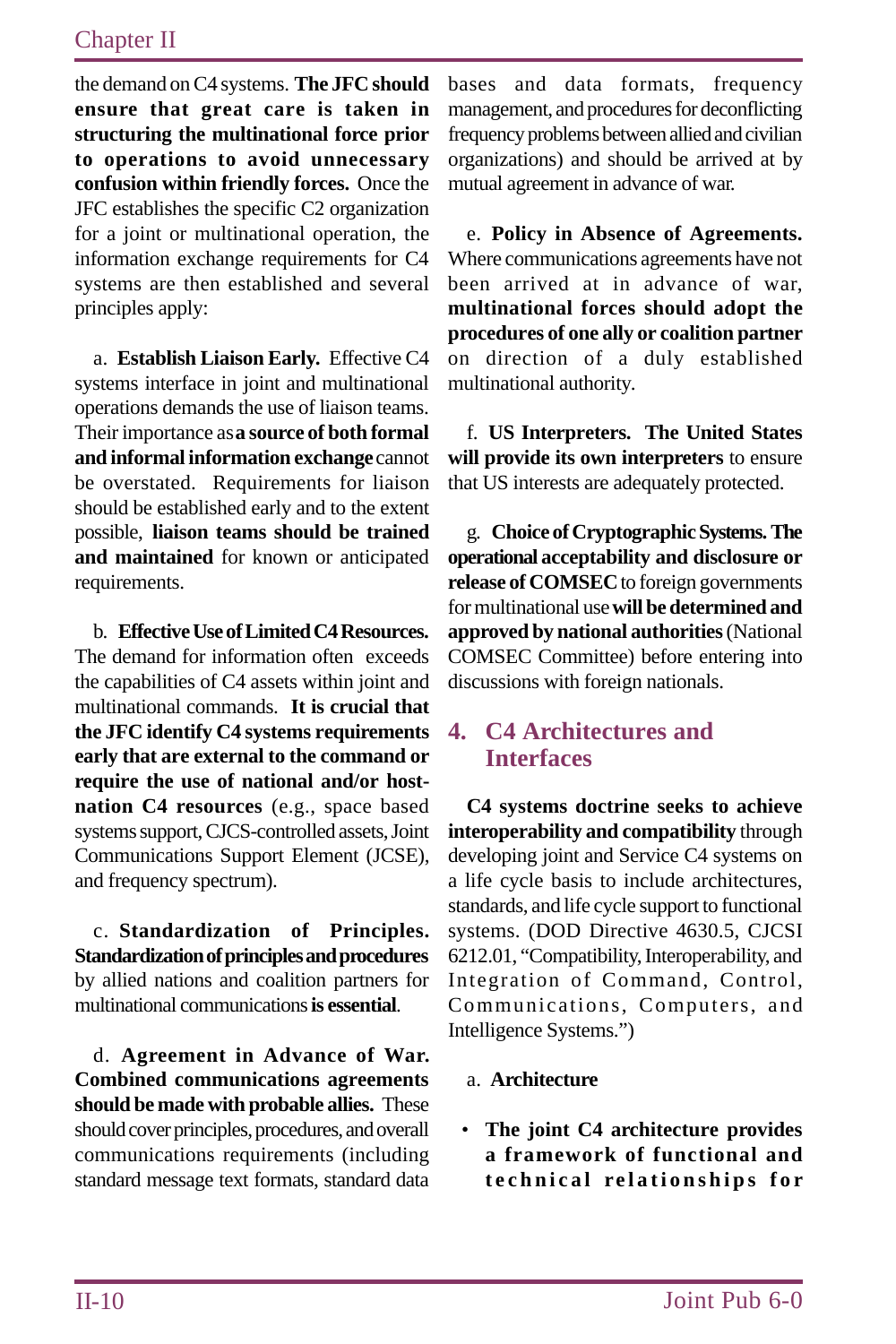the demand on C4 systems. **The JFC should ensure that great care is taken in structuring the multinational force prior to operations to avoid unnecessary confusion within friendly forces.** Once the JFC establishes the specific C2 organization for a joint or multinational operation, the information exchange requirements for C4 systems are then established and several principles apply:

a. **Establish Liaison Early.** Effective C4 systems interface in joint and multinational operations demands the use of liaison teams. Their importance as **a source of both formal and informal information exchange** cannot be overstated. Requirements for liaison should be established early and to the extent possible, **liaison teams should be trained and maintained** for known or anticipated requirements.

b. **Effective Use of Limited C4 Resources.** The demand for information often exceeds the capabilities of C4 assets within joint and multinational commands. **It is crucial that the JFC identify C4 systems requirements early that are external to the command or require the use of national and/or host-nation C4 resources** (e.g., space based systems support, CJCS-controlled assets, Joint Communications Support Element (JCSE), and frequency spectrum).

c. **Standardization of Principles. Standardization of principles and procedures** by allied nations and coalition partners for multinational communications **is essential**.

d. **Agreement in Advance of War. Combined communications agreements should be made with probable allies.** These should cover principles, procedures, and overall communications requirements (including standard message text formats, standard data bases and data formats, frequency management, and procedures for deconflicting frequency problems between allied and civilian organizations) and should be arrived at by mutual agreement in advance of war.

e. **Policy in Absence of Agreements.** Where communications agreements have not been arrived at in advance of war, **multinational forces should adopt the procedures of one ally or coalition partner** on direction of a duly established multinational authority.

f. **US Interpreters. The United States will provide its own interpreters** to ensure that US interests are adequately protected.

g. **Choice of Cryptographic Systems. The operational acceptability and disclosure or release of COMSEC** to foreign governments for multinational use **will be determined and approved by national authorities** (National COMSEC Committee) before entering into discussions with foreign nationals.

## 4. C4 Architectures and Interfaces

**C4 systems doctrine seeks to achieve interoperability and compatibility** through developing joint and Service C4 systems on a life cycle basis to include architectures, standards, and life cycle support to functional systems. (DOD Directive 4630.5, CJCSI 6212.01, "Compatibility, Interoperability, and Integration of Command, Control, Communications, Computers, and Intelligence Systems.")

a. **Architecture**

- **The joint C4 architecture provides a framework of functional and technical relationships for**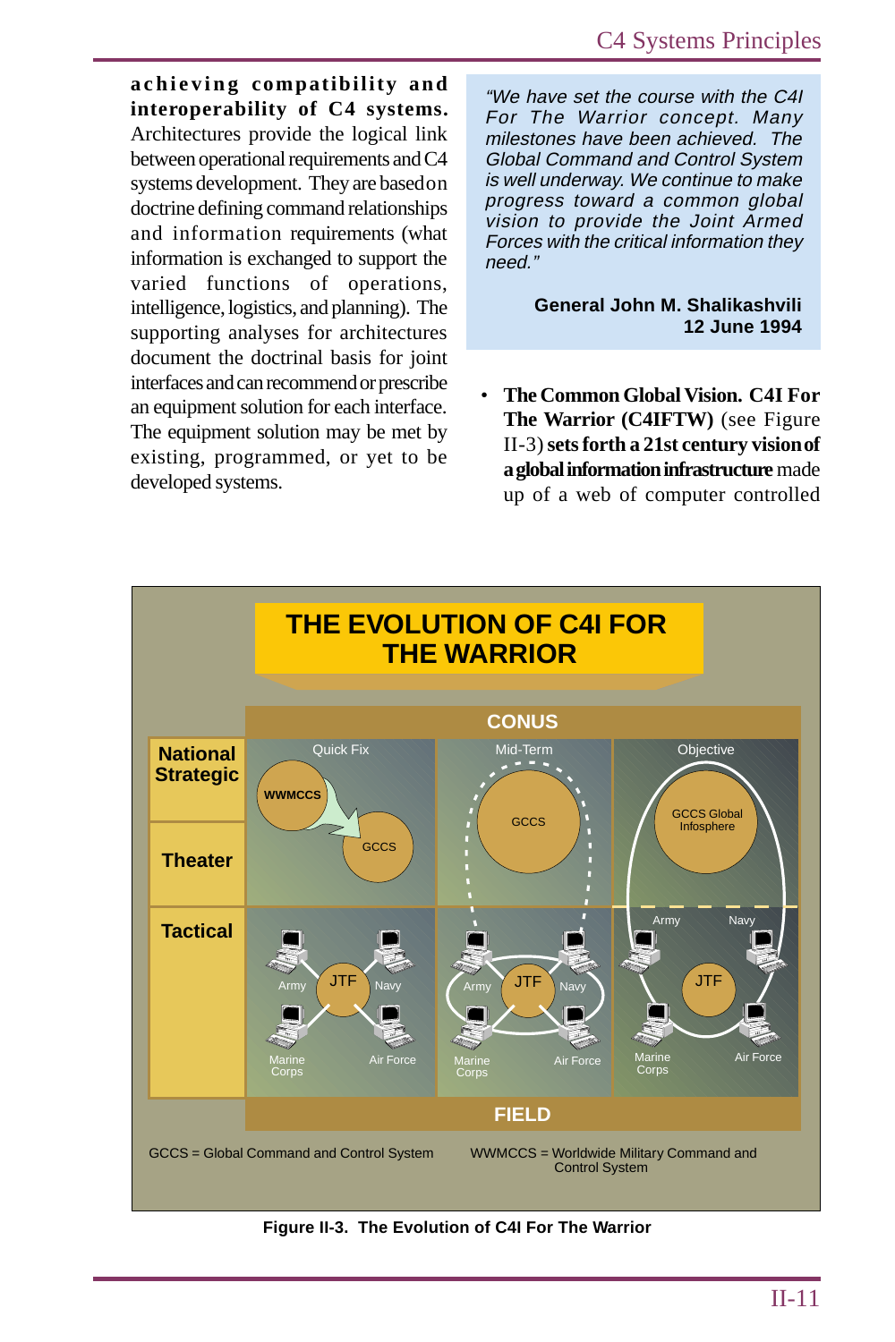**achieving compatibility and interoperability of C4 systems.** Architectures provide the logical link between operational requirements and C4 systems development. They are based on doctrine defining command relationships and information requirements (what information is exchanged to support the varied functions of operations, intelligence, logistics, and planning). The supporting analyses for architectures document the doctrinal basis for joint interfaces and can recommend or prescribe an equipment solution for each interface. The equipment solution may be met by existing, programmed, or yet to be developed systems.

> *"We have set the course with the C4I For The Warrior concept. Many milestones have been achieved. The Global Command and Control System is well underway. We continue to make progress toward a common global vision to provide the Joint Armed Forces with the critical information they need."*
>
> **General John M. Shalikashvili**
> **12 June 1994**

- **The Common Global Vision. C4I For The Warrior (C4IFTW)** (see Figure II-3) **sets forth a 21st century vision of a global information infrastructure** made up of a web of computer controlled

THE EVOLUTION OF C4I FOR THE WARRIOR

| | Quick Fix | Mid-Term | Objective |
|---|---|---|---|
| National Strategic | WWMCCS → GCCS | GCCS | GCCS Global Infosphere |
| Theater | | | |
| Tactical | JTF: Army, Navy, Marine Corps, Air Force | JTF: Army, Navy, Marine Corps, Air Force | JTF: Army, Navy, Marine Corps, Air Force |

CONUS (top) / FIELD (bottom)

GCCS = Global Command and Control System

WWMCCS = Worldwide Military Command and Control System

**Figure II-3. The Evolution of C4I For The Warrior**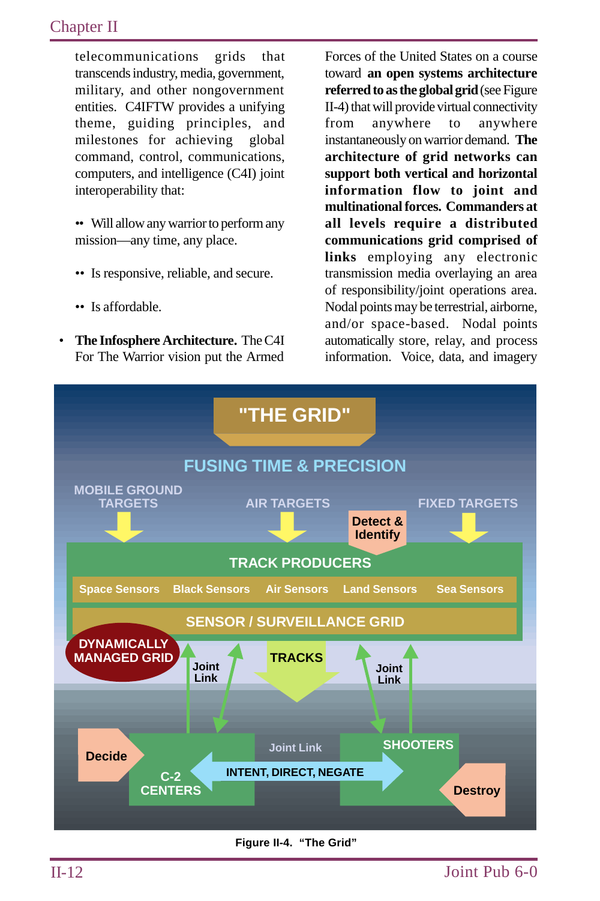telecommunications grids that transcends industry, media, government, military, and other nongovernment entities. C4IFTW provides a unifying theme, guiding principles, and milestones for achieving global command, control, communications, computers, and intelligence (C4I) joint interoperability that:

- •• Will allow any warrior to perform any mission—any time, any place.
- •• Is responsive, reliable, and secure.
- •• Is affordable.

- **The Infosphere Architecture.** The C4I For The Warrior vision put the Armed Forces of the United States on a course toward **an open systems architecture referred to as the global grid** (see Figure II-4) that will provide virtual connectivity from anywhere to anywhere instantaneously on warrior demand. **The architecture of grid networks can support both vertical and horizontal information flow to joint and multinational forces. Commanders at all levels require a distributed communications grid comprised of links** employing any electronic transmission media overlaying an area of responsibility/joint operations area. Nodal points may be terrestrial, airborne, and/or space-based. Nodal points automatically store, relay, and process information. Voice, data, and imagery

"THE GRID"

FUSING TIME & PRECISION

MOBILE GROUND TARGETS | AIR TARGETS | FIXED TARGETS

Detect & Identify

TRACK PRODUCERS

Space Sensors | Black Sensors | Air Sensors | Land Sensors | Sea Sensors

SENSOR / SURVEILLANCE GRID

DYNAMICALLY MANAGED GRID

Joint Link | TRACKS | Joint Link

Decide | C-2 CENTERS | Joint Link | INTENT, DIRECT, NEGATE | SHOOTERS | Destroy

Figure II-4. "The Grid"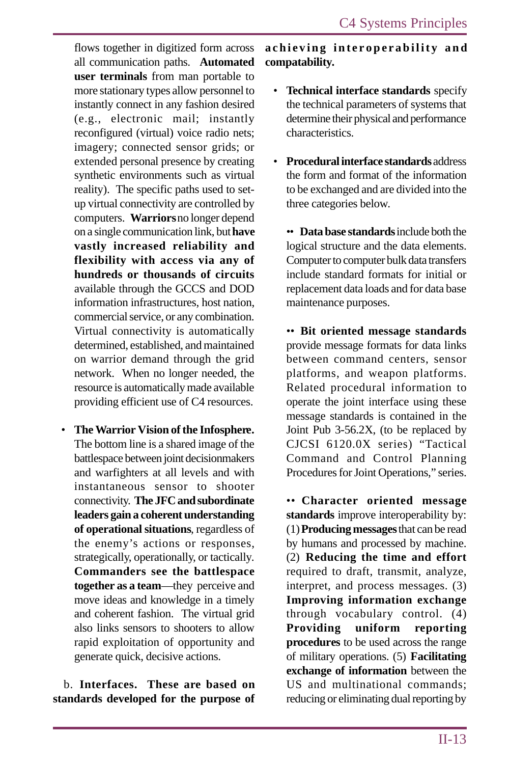flows together in digitized form across all communication paths. **Automated user terminals** from man portable to more stationary types allow personnel to instantly connect in any fashion desired (e.g., electronic mail; instantly reconfigured (virtual) voice radio nets; imagery; connected sensor grids; or extended personal presence by creating synthetic environments such as virtual reality). The specific paths used to set-up virtual connectivity are controlled by computers. **Warriors** no longer depend on a single communication link, but **have vastly increased reliability and flexibility with access via any of hundreds or thousands of circuits** available through the GCCS and DOD information infrastructures, host nation, commercial service, or any combination. Virtual connectivity is automatically determined, established, and maintained on warrior demand through the grid network. When no longer needed, the resource is automatically made available providing efficient use of C4 resources.

- **The Warrior Vision of the Infosphere.** The bottom line is a shared image of the battlespace between joint decisionmakers and warfighters at all levels and with instantaneous sensor to shooter connectivity. **The JFC and subordinate leaders gain a coherent understanding of operational situations**, regardless of the enemy's actions or responses, strategically, operationally, or tactically. **Commanders see the battlespace together as a team**—they perceive and move ideas and knowledge in a timely and coherent fashion. The virtual grid also links sensors to shooters to allow rapid exploitation of opportunity and generate quick, decisive actions.

b. **Interfaces. These are based on standards developed for the purpose of achieving interoperability and compatability.**

- **Technical interface standards** specify the technical parameters of systems that determine their physical and performance characteristics.

- **Procedural interface standards** address the form and format of the information to be exchanged and are divided into the three categories below.

  •• **Data base standards** include both the logical structure and the data elements. Computer to computer bulk data transfers include standard formats for initial or replacement data loads and for data base maintenance purposes.

  •• **Bit oriented message standards** provide message formats for data links between command centers, sensor platforms, and weapon platforms. Related procedural information to operate the joint interface using these message standards is contained in the Joint Pub 3-56.2X, (to be replaced by CJCSI 6120.0X series) "Tactical Command and Control Planning Procedures for Joint Operations," series.

  •• **Character oriented message standards** improve interoperability by: (1) **Producing messages** that can be read by humans and processed by machine. (2) **Reducing the time and effort** required to draft, transmit, analyze, interpret, and process messages. (3) **Improving information exchange** through vocabulary control. (4) **Providing uniform reporting procedures** to be used across the range of military operations. (5) **Facilitating exchange of information** between the US and multinational commands; reducing or eliminating dual reporting by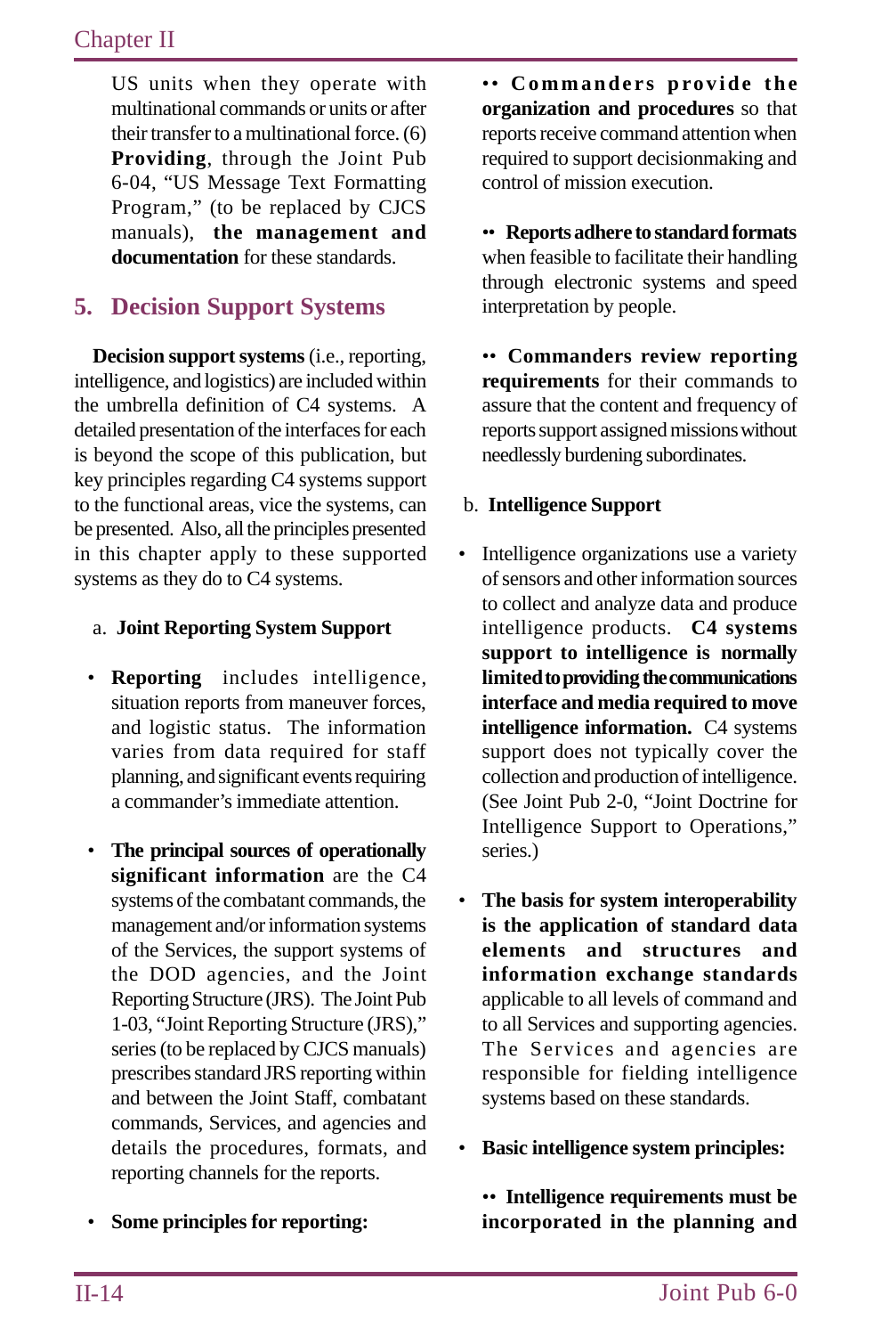US units when they operate with multinational commands or units or after their transfer to a multinational force. (6) **Providing**, through the Joint Pub 6-04, "US Message Text Formatting Program," (to be replaced by CJCS manuals), **the management and documentation** for these standards.

## 5. Decision Support Systems

**Decision support systems** (i.e., reporting, intelligence, and logistics) are included within the umbrella definition of C4 systems. A detailed presentation of the interfaces for each is beyond the scope of this publication, but key principles regarding C4 systems support to the functional areas, vice the systems, can be presented. Also, all the principles presented in this chapter apply to these supported systems as they do to C4 systems.

a. **Joint Reporting System Support**

- **Reporting** includes intelligence, situation reports from maneuver forces, and logistic status. The information varies from data required for staff planning, and significant events requiring a commander's immediate attention.

- **The principal sources of operationally significant information** are the C4 systems of the combatant commands, the management and/or information systems of the Services, the support systems of the DOD agencies, and the Joint Reporting Structure (JRS). The Joint Pub 1-03, "Joint Reporting Structure (JRS)," series (to be replaced by CJCS manuals) prescribes standard JRS reporting within and between the Joint Staff, combatant commands, Services, and agencies and details the procedures, formats, and reporting channels for the reports.

- **Some principles for reporting:**

  •• **Commanders provide the organization and procedures** so that reports receive command attention when required to support decisionmaking and control of mission execution.

  •• **Reports adhere to standard formats** when feasible to facilitate their handling through electronic systems and speed interpretation by people.

  •• **Commanders review reporting requirements** for their commands to assure that the content and frequency of reports support assigned missions without needlessly burdening subordinates.

b. **Intelligence Support**

- Intelligence organizations use a variety of sensors and other information sources to collect and analyze data and produce intelligence products. **C4 systems support to intelligence is normally limited to providing the communications interface and media required to move intelligence information.** C4 systems support does not typically cover the collection and production of intelligence. (See Joint Pub 2-0, "Joint Doctrine for Intelligence Support to Operations," series.)

- **The basis for system interoperability is the application of standard data elements and structures and information exchange standards** applicable to all levels of command and to all Services and supporting agencies. The Services and agencies are responsible for fielding intelligence systems based on these standards.

- **Basic intelligence system principles:**

  •• **Intelligence requirements must be incorporated in the planning and**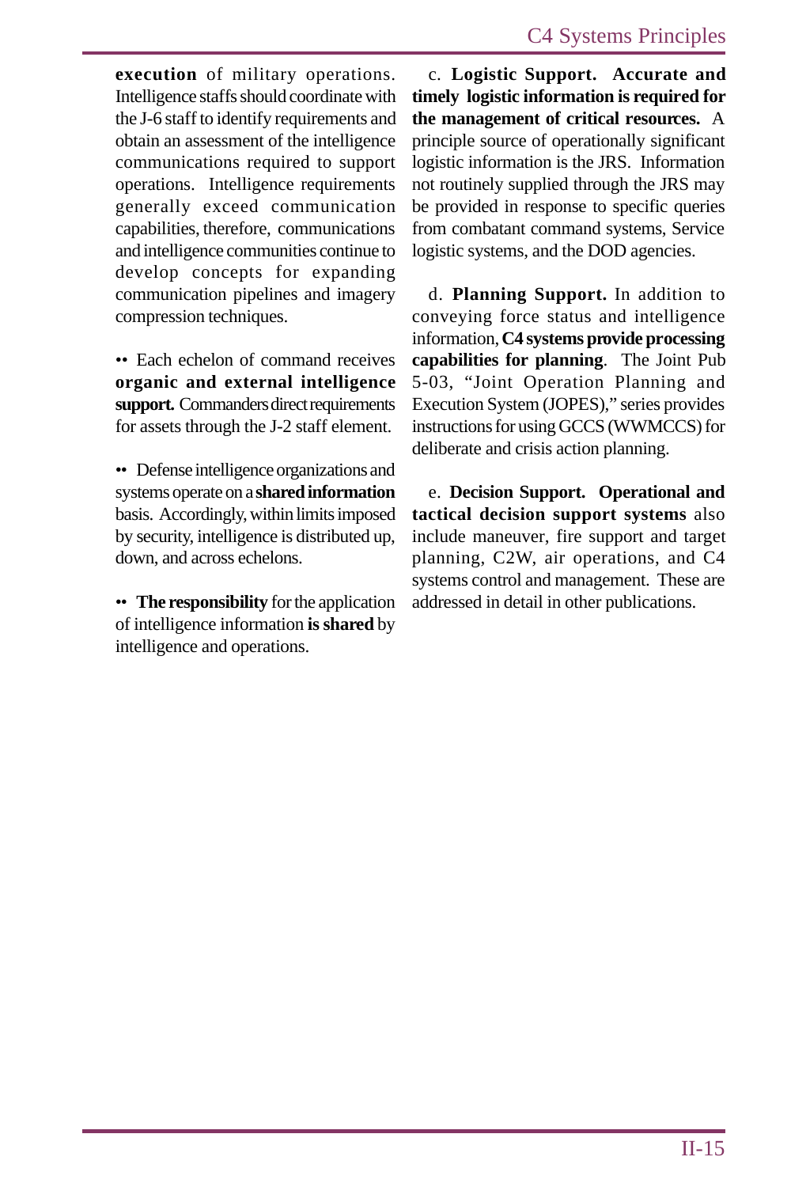**execution** of military operations. Intelligence staffs should coordinate with the J-6 staff to identify requirements and obtain an assessment of the intelligence communications required to support operations. Intelligence requirements generally exceed communication capabilities, therefore, communications and intelligence communities continue to develop concepts for expanding communication pipelines and imagery compression techniques.

•• Each echelon of command receives **organic and external intelligence support.** Commanders direct requirements for assets through the J-2 staff element.

•• Defense intelligence organizations and systems operate on a **shared information** basis. Accordingly, within limits imposed by security, intelligence is distributed up, down, and across echelons.

•• **The responsibility** for the application of intelligence information **is shared** by intelligence and operations.

c. **Logistic Support. Accurate and timely logistic information is required for the management of critical resources.** A principle source of operationally significant logistic information is the JRS. Information not routinely supplied through the JRS may be provided in response to specific queries from combatant command systems, Service logistic systems, and the DOD agencies.

d. **Planning Support.** In addition to conveying force status and intelligence information, **C4 systems provide processing capabilities for planning**. The Joint Pub 5-03, "Joint Operation Planning and Execution System (JOPES)," series provides instructions for using GCCS (WWMCCS) for deliberate and crisis action planning.

e. **Decision Support. Operational and tactical decision support systems** also include maneuver, fire support and target planning, C2W, air operations, and C4 systems control and management. These are addressed in detail in other publications.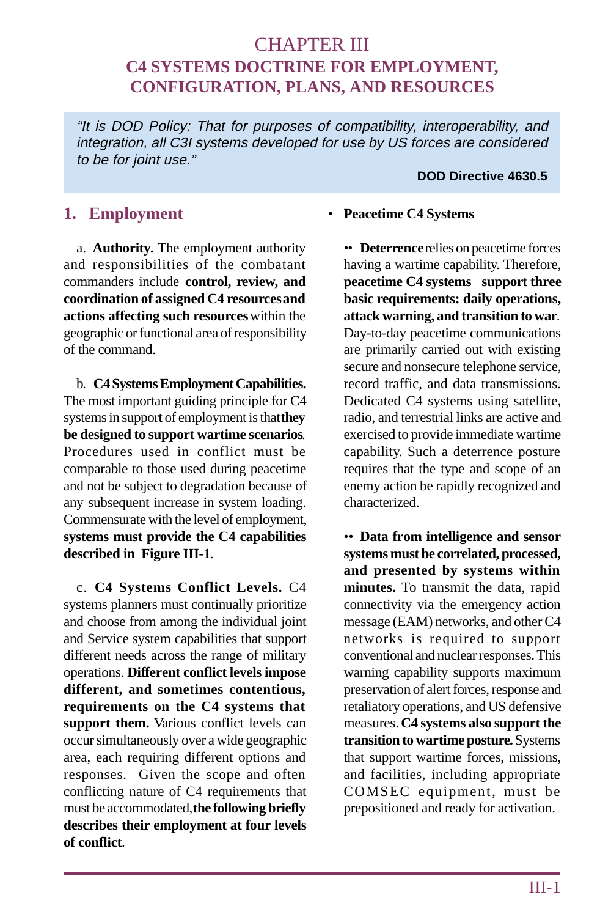# CHAPTER III
# C4 SYSTEMS DOCTRINE FOR EMPLOYMENT, CONFIGURATION, PLANS, AND RESOURCES

> *"It is DOD Policy: That for purposes of compatibility, interoperability, and integration, all C3I systems developed for use by US forces are considered to be for joint use."*
>
> **DOD Directive 4630.5**

## 1. Employment

a. **Authority.** The employment authority and responsibilities of the combatant commanders include **control, review, and coordination of assigned C4 resources and actions affecting such resources** within the geographic or functional area of responsibility of the command.

b. **C4 Systems Employment Capabilities.** The most important guiding principle for C4 systems in support of employment is that **they be designed to support wartime scenarios**. Procedures used in conflict must be comparable to those used during peacetime and not be subject to degradation because of any subsequent increase in system loading. Commensurate with the level of employment, **systems must provide the C4 capabilities described in Figure III-1**.

c. **C4 Systems Conflict Levels.** C4 systems planners must continually prioritize and choose from among the individual joint and Service system capabilities that support different needs across the range of military operations. **Different conflict levels impose different, and sometimes contentious, requirements on the C4 systems that support them.** Various conflict levels can occur simultaneously over a wide geographic area, each requiring different options and responses. Given the scope and often conflicting nature of C4 requirements that must be accommodated, **the following briefly describes their employment at four levels of conflict**.

- **Peacetime C4 Systems**

•• **Deterrence** relies on peacetime forces having a wartime capability. Therefore, **peacetime C4 systems support three basic requirements: daily operations, attack warning, and transition to war**. Day-to-day peacetime communications are primarily carried out with existing secure and nonsecure telephone service, record traffic, and data transmissions. Dedicated C4 systems using satellite, radio, and terrestrial links are active and exercised to provide immediate wartime capability. Such a deterrence posture requires that the type and scope of an enemy action be rapidly recognized and characterized.

•• **Data from intelligence and sensor systems must be correlated, processed, and presented by systems within minutes.** To transmit the data, rapid connectivity via the emergency action message (EAM) networks, and other C4 networks is required to support conventional and nuclear responses. This warning capability supports maximum preservation of alert forces, response and retaliatory operations, and US defensive measures. **C4 systems also support the transition to wartime posture.** Systems that support wartime forces, missions, and facilities, including appropriate COMSEC equipment, must be prepositioned and ready for activation.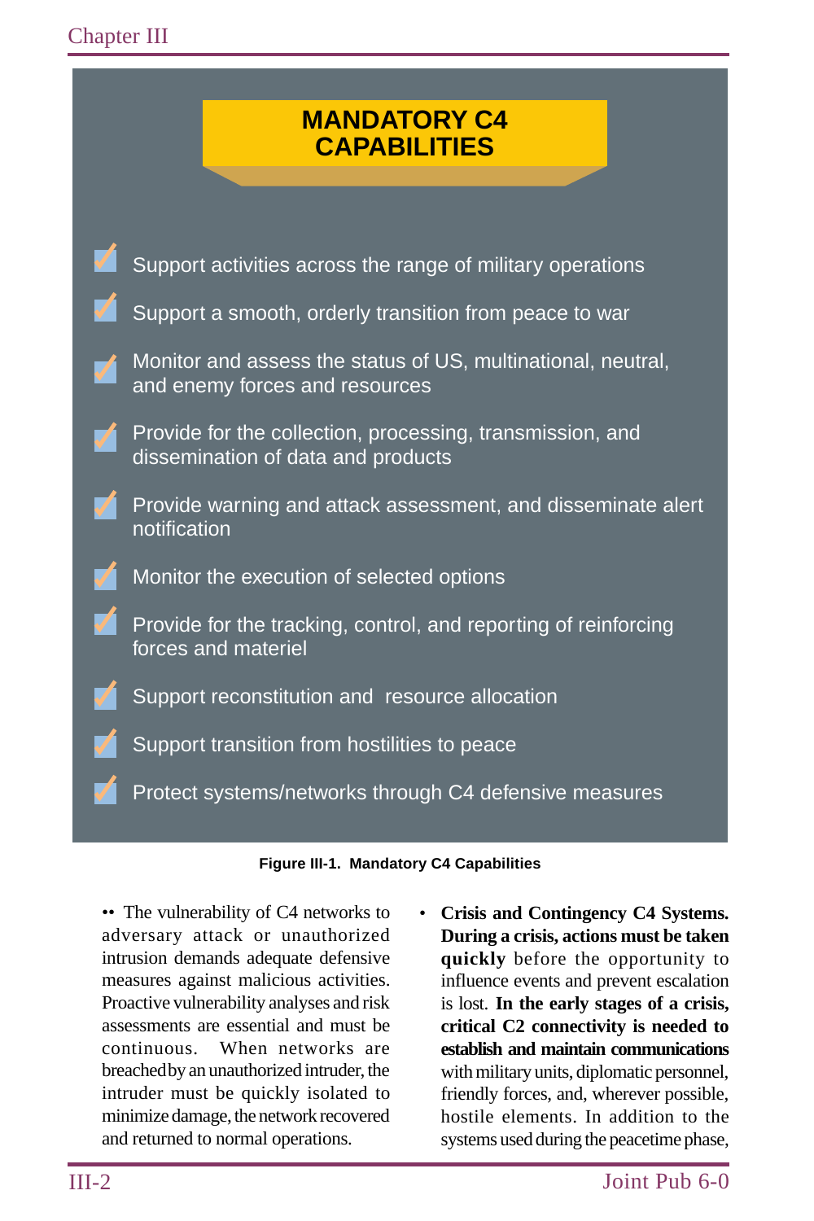## MANDATORY C4 CAPABILITIES

- Support activities across the range of military operations
- Support a smooth, orderly transition from peace to war
- Monitor and assess the status of US, multinational, neutral, and enemy forces and resources
- Provide for the collection, processing, transmission, and dissemination of data and products
- Provide warning and attack assessment, and disseminate alert notification
- Monitor the execution of selected options
- Provide for the tracking, control, and reporting of reinforcing forces and materiel
- Support reconstitution and resource allocation
- Support transition from hostilities to peace
- Protect systems/networks through C4 defensive measures

**Figure III-1. Mandatory C4 Capabilities**

•• The vulnerability of C4 networks to adversary attack or unauthorized intrusion demands adequate defensive measures against malicious activities. Proactive vulnerability analyses and risk assessments are essential and must be continuous. When networks are breached by an unauthorized intruder, the intruder must be quickly isolated to minimize damage, the network recovered and returned to normal operations.

- **Crisis and Contingency C4 Systems. During a crisis, actions must be taken quickly** before the opportunity to influence events and prevent escalation is lost. **In the early stages of a crisis, critical C2 connectivity is needed to establish and maintain communications** with military units, diplomatic personnel, friendly forces, and, wherever possible, hostile elements. In addition to the systems used during the peacetime phase,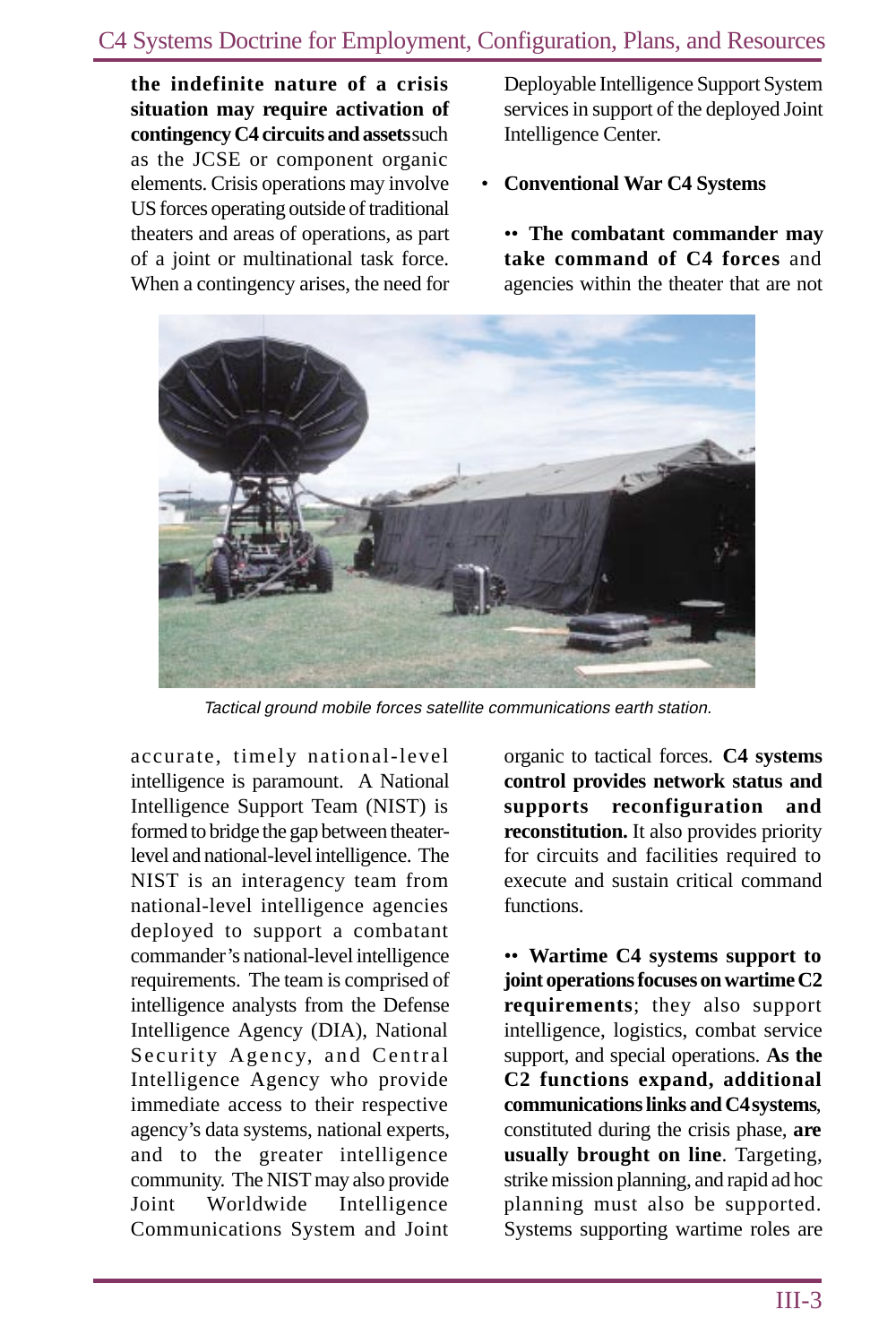**the indefinite nature of a crisis situation may require activation of contingency C4 circuits and assets** such as the JCSE or component organic elements. Crisis operations may involve US forces operating outside of traditional theaters and areas of operations, as part of a joint or multinational task force. When a contingency arises, the need for accurate, timely national-level intelligence is paramount. A National Intelligence Support Team (NIST) is formed to bridge the gap between theater-level and national-level intelligence. The NIST is an interagency team from national-level intelligence agencies deployed to support a combatant commander's national-level intelligence requirements. The team is comprised of intelligence analysts from the Defense Intelligence Agency (DIA), National Security Agency, and Central Intelligence Agency who provide immediate access to their respective agency's data systems, national experts, and to the greater intelligence community. The NIST may also provide Joint Worldwide Intelligence Communications System and Joint Deployable Intelligence Support System services in support of the deployed Joint Intelligence Center.

- **Conventional War C4 Systems**

•• **The combatant commander may take command of C4 forces** and agencies within the theater that are not organic to tactical forces. **C4 systems control provides network status and supports reconfiguration and reconstitution.** It also provides priority for circuits and facilities required to execute and sustain critical command functions.

*Tactical ground mobile forces satellite communications earth station.*

•• **Wartime C4 systems support to joint operations focuses on wartime C2 requirements**; they also support intelligence, logistics, combat service support, and special operations. **As the C2 functions expand, additional communications links and C4 systems**, constituted during the crisis phase, **are usually brought on line**. Targeting, strike mission planning, and rapid ad hoc planning must also be supported. Systems supporting wartime roles are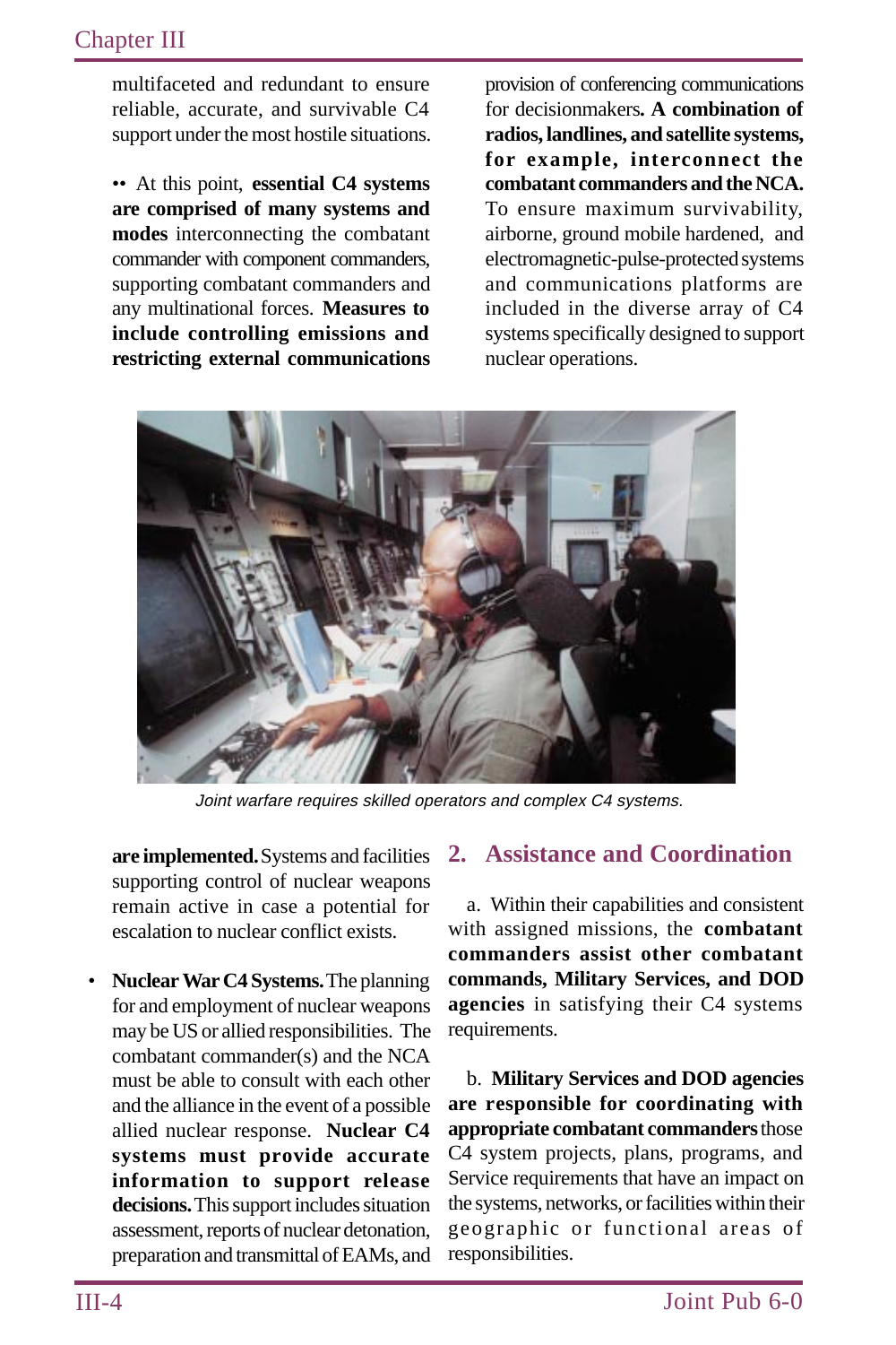multifaceted and redundant to ensure reliable, accurate, and survivable C4 support under the most hostile situations.

•• At this point, **essential C4 systems are comprised of many systems and modes** interconnecting the combatant commander with component commanders, supporting combatant commanders and any multinational forces. **Measures to include controlling emissions and restricting external communications are implemented.** Systems and facilities supporting control of nuclear weapons remain active in case a potential for escalation to nuclear conflict exists.

Joint warfare requires skilled operators and complex C4 systems.

- **Nuclear War C4 Systems.** The planning for and employment of nuclear weapons may be US or allied responsibilities. The combatant commander(s) and the NCA must be able to consult with each other and the alliance in the event of a possible allied nuclear response. **Nuclear C4 systems must provide accurate information to support release decisions.** This support includes situation assessment, reports of nuclear detonation, preparation and transmittal of EAMs, and provision of conferencing communications for decisionmakers**. A combination of radios, landlines, and satellite systems, for example, interconnect the combatant commanders and the NCA.** To ensure maximum survivability, airborne, ground mobile hardened, and electromagnetic-pulse-protected systems and communications platforms are included in the diverse array of C4 systems specifically designed to support nuclear operations.

## 2. Assistance and Coordination

a. Within their capabilities and consistent with assigned missions, the **combatant commanders assist other combatant commands, Military Services, and DOD agencies** in satisfying their C4 systems requirements.

b. **Military Services and DOD agencies are responsible for coordinating with appropriate combatant commanders** those C4 system projects, plans, programs, and Service requirements that have an impact on the systems, networks, or facilities within their geographic or functional areas of responsibilities.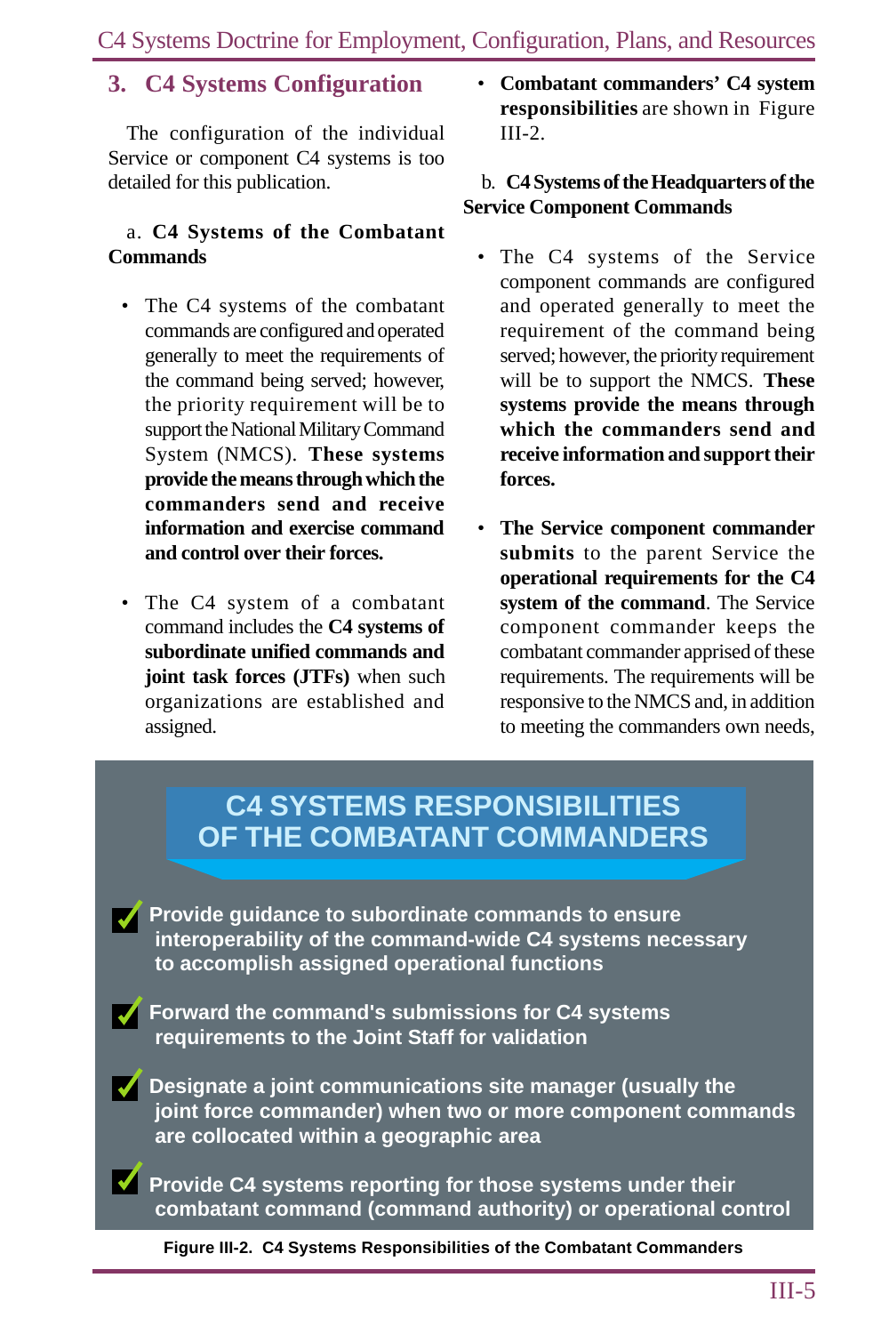## 3. C4 Systems Configuration

The configuration of the individual Service or component C4 systems is too detailed for this publication.

a. **C4 Systems of the Combatant Commands**

- The C4 systems of the combatant commands are configured and operated generally to meet the requirements of the command being served; however, the priority requirement will be to support the National Military Command System (NMCS). **These systems provide the means through which the commanders send and receive information and exercise command and control over their forces.**

- The C4 system of a combatant command includes the **C4 systems of subordinate unified commands and joint task forces (JTFs)** when such organizations are established and assigned.

- **Combatant commanders' C4 system responsibilities** are shown in Figure III-2.

b. **C4 Systems of the Headquarters of the Service Component Commands**

- The C4 systems of the Service component commands are configured and operated generally to meet the requirement of the command being served; however, the priority requirement will be to support the NMCS. **These systems provide the means through which the commanders send and receive information and support their forces.**

- **The Service component commander submits** to the parent Service the **operational requirements for the C4 system of the command**. The Service component commander keeps the combatant commander apprised of these requirements. The requirements will be responsive to the NMCS and, in addition to meeting the commanders own needs,

**C4 SYSTEMS RESPONSIBILITIES OF THE COMBATANT COMMANDERS**

- ✓ Provide guidance to subordinate commands to ensure interoperability of the command-wide C4 systems necessary to accomplish assigned operational functions
- ✓ Forward the command's submissions for C4 systems requirements to the Joint Staff for validation
- ✓ Designate a joint communications site manager (usually the joint force commander) when two or more component commands are collocated within a geographic area
- ✓ Provide C4 systems reporting for those systems under their combatant command (command authority) or operational control

**Figure III-2. C4 Systems Responsibilities of the Combatant Commanders**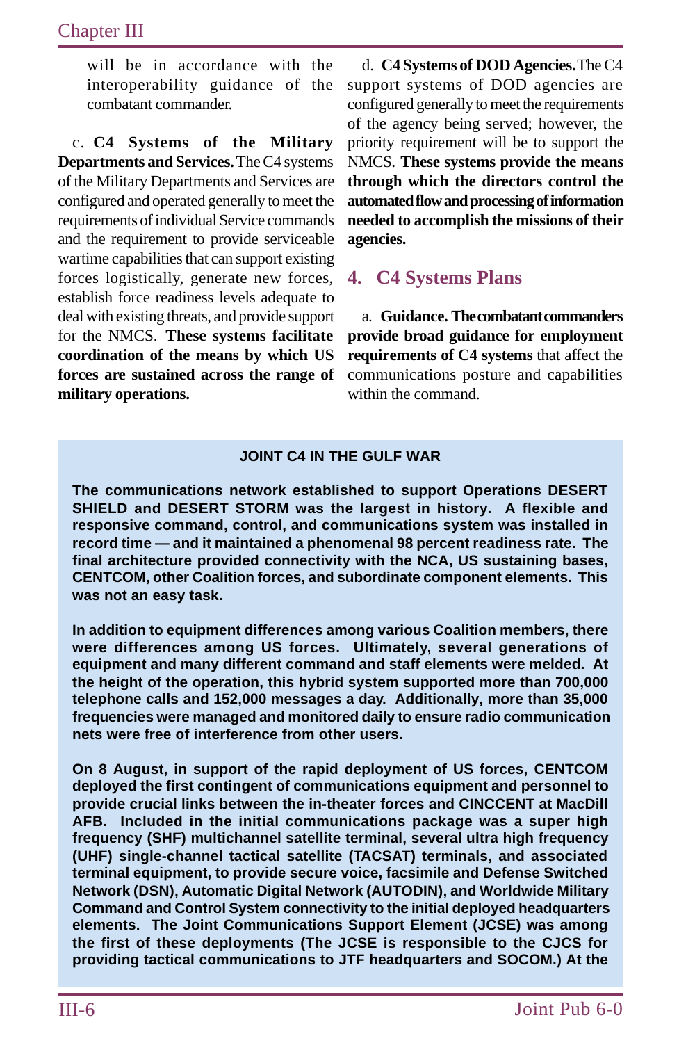will be in accordance with the interoperability guidance of the combatant commander.

c. **C4 Systems of the Military Departments and Services.** The C4 systems of the Military Departments and Services are configured and operated generally to meet the requirements of individual Service commands and the requirement to provide serviceable wartime capabilities that can support existing forces logistically, generate new forces, establish force readiness levels adequate to deal with existing threats, and provide support for the NMCS. **These systems facilitate coordination of the means by which US forces are sustained across the range of military operations.**

d. **C4 Systems of DOD Agencies.** The C4 support systems of DOD agencies are configured generally to meet the requirements of the agency being served; however, the priority requirement will be to support the NMCS. **These systems provide the means through which the directors control the automated flow and processing of information needed to accomplish the missions of their agencies.**

## 4. C4 Systems Plans

a. **Guidance. The combatant commanders provide broad guidance for employment requirements of C4 systems** that affect the communications posture and capabilities within the command.

> **JOINT C4 IN THE GULF WAR**
>
> **The communications network established to support Operations DESERT SHIELD and DESERT STORM was the largest in history. A flexible and responsive command, control, and communications system was installed in record time — and it maintained a phenomenal 98 percent readiness rate. The final architecture provided connectivity with the NCA, US sustaining bases, CENTCOM, other Coalition forces, and subordinate component elements. This was not an easy task.**
>
> **In addition to equipment differences among various Coalition members, there were differences among US forces. Ultimately, several generations of equipment and many different command and staff elements were melded. At the height of the operation, this hybrid system supported more than 700,000 telephone calls and 152,000 messages a day. Additionally, more than 35,000 frequencies were managed and monitored daily to ensure radio communication nets were free of interference from other users.**
>
> **On 8 August, in support of the rapid deployment of US forces, CENTCOM deployed the first contingent of communications equipment and personnel to provide crucial links between the in-theater forces and CINCCENT at MacDill AFB. Included in the initial communications package was a super high frequency (SHF) multichannel satellite terminal, several ultra high frequency (UHF) single-channel tactical satellite (TACSAT) terminals, and associated terminal equipment, to provide secure voice, facsimile and Defense Switched Network (DSN), Automatic Digital Network (AUTODIN), and Worldwide Military Command and Control System connectivity to the initial deployed headquarters elements. The Joint Communications Support Element (JCSE) was among the first of these deployments (The JCSE is responsible to the CJCS for providing tactical communications to JTF headquarters and SOCOM.) At the**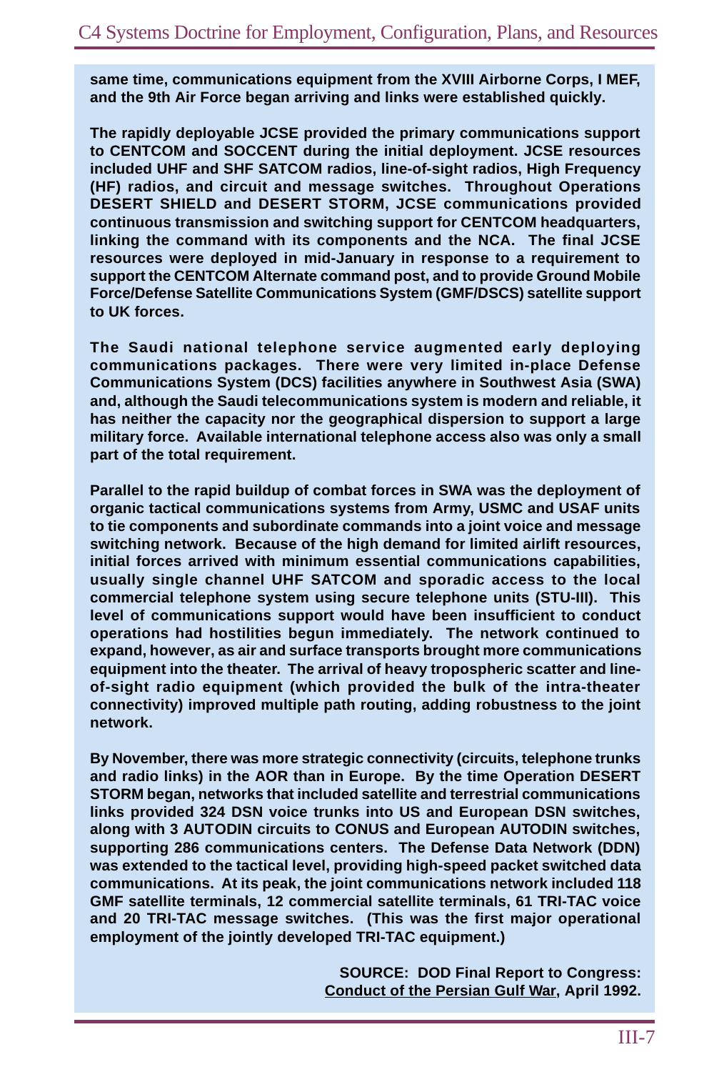**same time, communications equipment from the XVIII Airborne Corps, I MEF, and the 9th Air Force began arriving and links were established quickly.**

**The rapidly deployable JCSE provided the primary communications support to CENTCOM and SOCCENT during the initial deployment. JCSE resources included UHF and SHF SATCOM radios, line-of-sight radios, High Frequency (HF) radios, and circuit and message switches. Throughout Operations DESERT SHIELD and DESERT STORM, JCSE communications provided continuous transmission and switching support for CENTCOM headquarters, linking the command with its components and the NCA. The final JCSE resources were deployed in mid-January in response to a requirement to support the CENTCOM Alternate command post, and to provide Ground Mobile Force/Defense Satellite Communications System (GMF/DSCS) satellite support to UK forces.**

**The Saudi national telephone service augmented early deploying communications packages. There were very limited in-place Defense Communications System (DCS) facilities anywhere in Southwest Asia (SWA) and, although the Saudi telecommunications system is modern and reliable, it has neither the capacity nor the geographical dispersion to support a large military force. Available international telephone access also was only a small part of the total requirement.**

**Parallel to the rapid buildup of combat forces in SWA was the deployment of organic tactical communications systems from Army, USMC and USAF units to tie components and subordinate commands into a joint voice and message switching network. Because of the high demand for limited airlift resources, initial forces arrived with minimum essential communications capabilities, usually single channel UHF SATCOM and sporadic access to the local commercial telephone system using secure telephone units (STU-III). This level of communications support would have been insufficient to conduct operations had hostilities begun immediately. The network continued to expand, however, as air and surface transports brought more communications equipment into the theater. The arrival of heavy tropospheric scatter and line-of-sight radio equipment (which provided the bulk of the intra-theater connectivity) improved multiple path routing, adding robustness to the joint network.**

**By November, there was more strategic connectivity (circuits, telephone trunks and radio links) in the AOR than in Europe. By the time Operation DESERT STORM began, networks that included satellite and terrestrial communications links provided 324 DSN voice trunks into US and European DSN switches, along with 3 AUTODIN circuits to CONUS and European AUTODIN switches, supporting 286 communications centers. The Defense Data Network (DDN) was extended to the tactical level, providing high-speed packet switched data communications. At its peak, the joint communications network included 118 GMF satellite terminals, 12 commercial satellite terminals, 61 TRI-TAC voice and 20 TRI-TAC message switches. (This was the first major operational employment of the jointly developed TRI-TAC equipment.)**

**SOURCE: DOD Final Report to Congress: Conduct of the Persian Gulf War, April 1992.**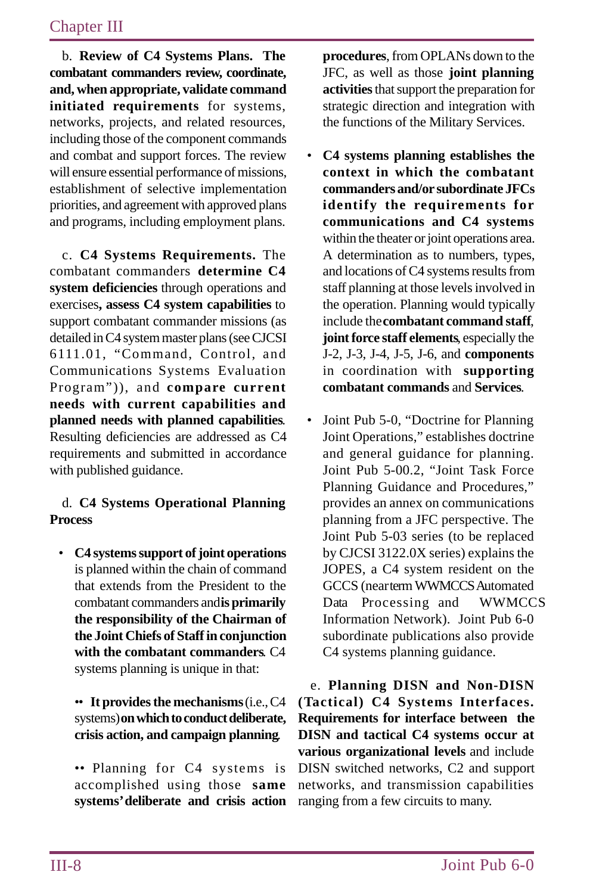b. **Review of C4 Systems Plans. The combatant commanders review, coordinate, and, when appropriate, validate command initiated requirements** for systems, networks, projects, and related resources, including those of the component commands and combat and support forces. The review will ensure essential performance of missions, establishment of selective implementation priorities, and agreement with approved plans and programs, including employment plans.

c. **C4 Systems Requirements.** The combatant commanders **determine C4 system deficiencies** through operations and exercises**, assess C4 system capabilities** to support combatant commander missions (as detailed in C4 system master plans (see CJCSI 6111.01, "Command, Control, and Communications Systems Evaluation Program")), and **compare current needs with current capabilities and planned needs with planned capabilities**. Resulting deficiencies are addressed as C4 requirements and submitted in accordance with published guidance.

d. **C4 Systems Operational Planning Process**

- **C4 systems support of joint operations** is planned within the chain of command that extends from the President to the combatant commanders and **is primarily the responsibility of the Chairman of the Joint Chiefs of Staff in conjunction with the combatant commanders**. C4 systems planning is unique in that:

  •• **It provides the mechanisms** (i.e., C4 systems) **on which to conduct deliberate, crisis action, and campaign planning**.

  •• Planning for C4 systems is accomplished using those **same systems' deliberate and crisis action procedures**, from OPLANs down to the JFC, as well as those **joint planning activities** that support the preparation for strategic direction and integration with the functions of the Military Services.

- **C4 systems planning establishes the context in which the combatant commanders and/or subordinate JFCs identify the requirements for communications and C4 systems** within the theater or joint operations area. A determination as to numbers, types, and locations of C4 systems results from staff planning at those levels involved in the operation. Planning would typically include the **combatant command staff**, **joint force staff elements**, especially the J-2, J-3, J-4, J-5, J-6, and **components** in coordination with **supporting combatant commands** and **Services**.

- Joint Pub 5-0, "Doctrine for Planning Joint Operations," establishes doctrine and general guidance for planning. Joint Pub 5-00.2, "Joint Task Force Planning Guidance and Procedures," provides an annex on communications planning from a JFC perspective. The Joint Pub 5-03 series (to be replaced by CJCSI 3122.0X series) explains the JOPES, a C4 system resident on the GCCS (near term WWMCCS Automated Data Processing and WWMCCS Information Network). Joint Pub 6-0 subordinate publications also provide C4 systems planning guidance.

e. **Planning DISN and Non-DISN (Tactical) C4 Systems Interfaces. Requirements for interface between the DISN and tactical C4 systems occur at various organizational levels** and include DISN switched networks, C2 and support networks, and transmission capabilities ranging from a few circuits to many.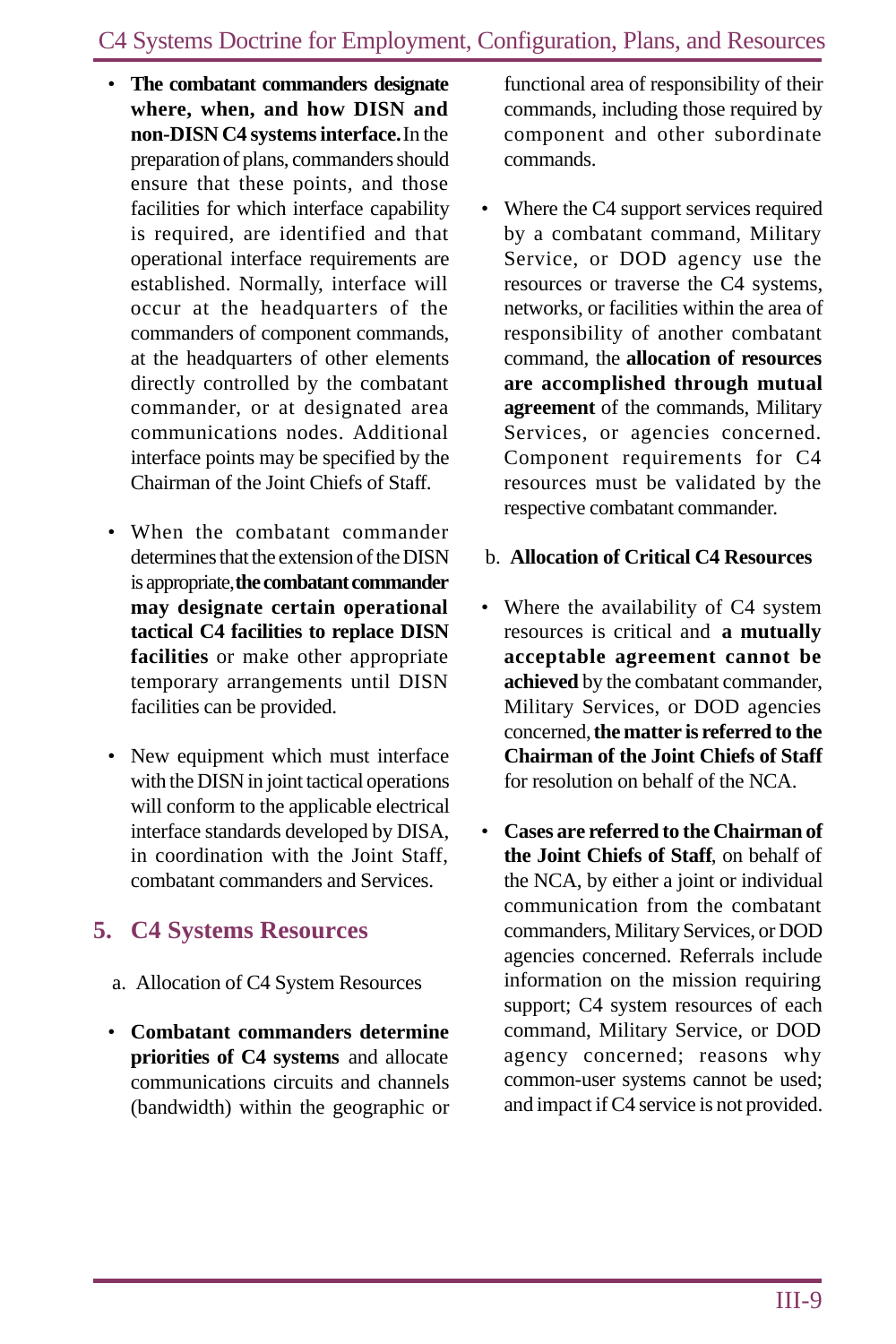- **The combatant commanders designate where, when, and how DISN and non-DISN C4 systems interface.** In the preparation of plans, commanders should ensure that these points, and those facilities for which interface capability is required, are identified and that operational interface requirements are established. Normally, interface will occur at the headquarters of the commanders of component commands, at the headquarters of other elements directly controlled by the combatant commander, or at designated area communications nodes. Additional interface points may be specified by the Chairman of the Joint Chiefs of Staff.

- When the combatant commander determines that the extension of the DISN is appropriate, **the combatant commander may designate certain operational tactical C4 facilities to replace DISN facilities** or make other appropriate temporary arrangements until DISN facilities can be provided.

- New equipment which must interface with the DISN in joint tactical operations will conform to the applicable electrical interface standards developed by DISA, in coordination with the Joint Staff, combatant commanders and Services.

## 5. C4 Systems Resources

a. Allocation of C4 System Resources

- **Combatant commanders determine priorities of C4 systems** and allocate communications circuits and channels (bandwidth) within the geographic or functional area of responsibility of their commands, including those required by component and other subordinate commands.

- Where the C4 support services required by a combatant command, Military Service, or DOD agency use the resources or traverse the C4 systems, networks, or facilities within the area of responsibility of another combatant command, the **allocation of resources are accomplished through mutual agreement** of the commands, Military Services, or agencies concerned. Component requirements for C4 resources must be validated by the respective combatant commander.

b. **Allocation of Critical C4 Resources**

- Where the availability of C4 system resources is critical and **a mutually acceptable agreement cannot be achieved** by the combatant commander, Military Services, or DOD agencies concerned, **the matter is referred to the Chairman of the Joint Chiefs of Staff** for resolution on behalf of the NCA.

- **Cases are referred to the Chairman of the Joint Chiefs of Staff**, on behalf of the NCA, by either a joint or individual communication from the combatant commanders, Military Services, or DOD agencies concerned. Referrals include information on the mission requiring support; C4 system resources of each command, Military Service, or DOD agency concerned; reasons why common-user systems cannot be used; and impact if C4 service is not provided.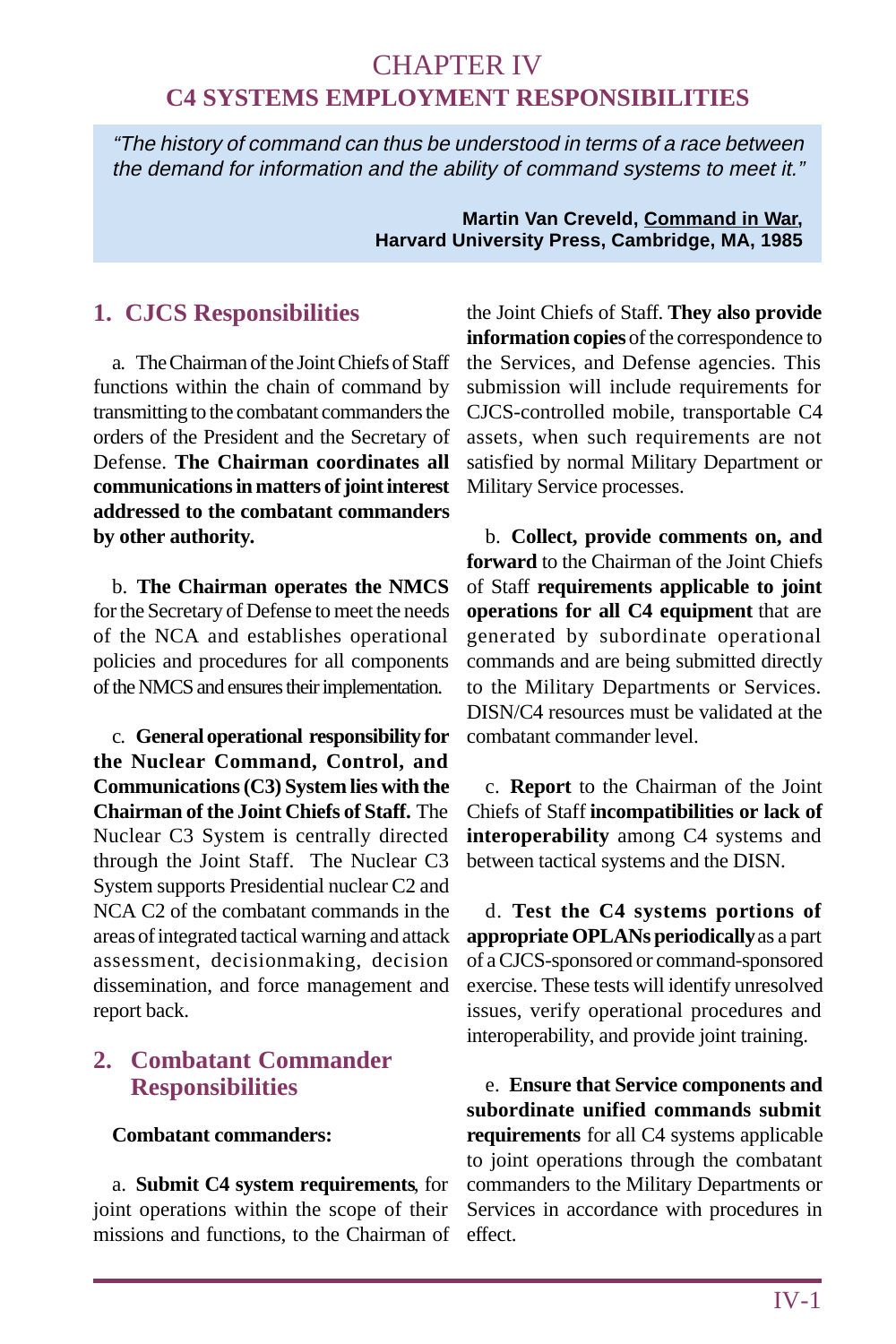# CHAPTER IV
## C4 SYSTEMS EMPLOYMENT RESPONSIBILITIES

> *"The history of command can thus be understood in terms of a race between the demand for information and the ability of command systems to meet it."*
>
> **Martin Van Creveld, Command in War, Harvard University Press, Cambridge, MA, 1985**

### 1. CJCS Responsibilities

a. The Chairman of the Joint Chiefs of Staff functions within the chain of command by transmitting to the combatant commanders the orders of the President and the Secretary of Defense. **The Chairman coordinates all communications in matters of joint interest addressed to the combatant commanders by other authority.**

b. **The Chairman operates the NMCS** for the Secretary of Defense to meet the needs of the NCA and establishes operational policies and procedures for all components of the NMCS and ensures their implementation.

c. **General operational responsibility for the Nuclear Command, Control, and Communications (C3) System lies with the Chairman of the Joint Chiefs of Staff.** The Nuclear C3 System is centrally directed through the Joint Staff. The Nuclear C3 System supports Presidential nuclear C2 and NCA C2 of the combatant commands in the areas of integrated tactical warning and attack assessment, decisionmaking, decision dissemination, and force management and report back.

### 2. Combatant Commander Responsibilities

**Combatant commanders:**

a. **Submit C4 system requirements**, for joint operations within the scope of their missions and functions, to the Chairman of the Joint Chiefs of Staff. **They also provide information copies** of the correspondence to the Services, and Defense agencies. This submission will include requirements for CJCS-controlled mobile, transportable C4 assets, when such requirements are not satisfied by normal Military Department or Military Service processes.

b. **Collect, provide comments on, and forward** to the Chairman of the Joint Chiefs of Staff **requirements applicable to joint operations for all C4 equipment** that are generated by subordinate operational commands and are being submitted directly to the Military Departments or Services. DISN/C4 resources must be validated at the combatant commander level.

c. **Report** to the Chairman of the Joint Chiefs of Staff **incompatibilities or lack of interoperability** among C4 systems and between tactical systems and the DISN.

d. **Test the C4 systems portions of appropriate OPLANs periodically** as a part of a CJCS-sponsored or command-sponsored exercise. These tests will identify unresolved issues, verify operational procedures and interoperability, and provide joint training.

e. **Ensure that Service components and subordinate unified commands submit requirements** for all C4 systems applicable to joint operations through the combatant commanders to the Military Departments or Services in accordance with procedures in effect.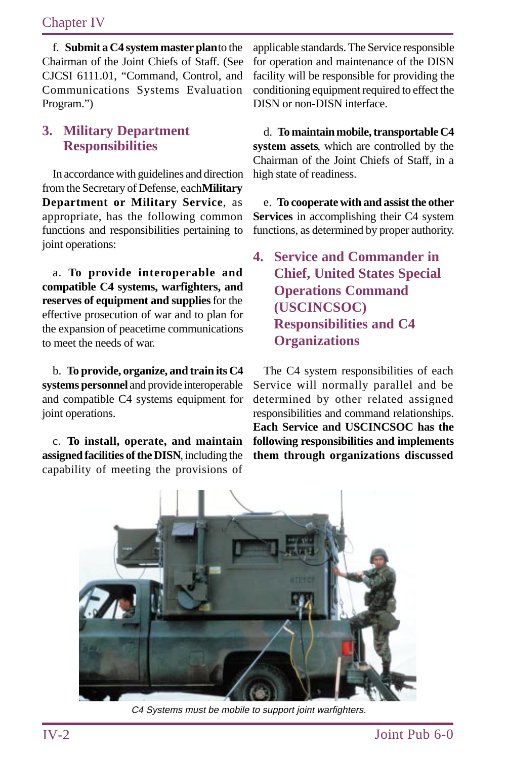f. **Submit a C4 system master plan** to the Chairman of the Joint Chiefs of Staff. (See CJCSI 6111.01, "Command, Control, and Communications Systems Evaluation Program.")

## 3. Military Department Responsibilities

In accordance with guidelines and direction from the Secretary of Defense, each **Military Department or Military Service**, as appropriate, has the following common functions and responsibilities pertaining to joint operations:

a. **To provide interoperable and compatible C4 systems, warfighters, and reserves of equipment and supplies** for the effective prosecution of war and to plan for the expansion of peacetime communications to meet the needs of war.

b. **To provide, organize, and train its C4 systems personnel** and provide interoperable and compatible C4 systems equipment for joint operations.

c. **To install, operate, and maintain assigned facilities of the DISN**, including the capability of meeting the provisions of applicable standards. The Service responsible for operation and maintenance of the DISN facility will be responsible for providing the conditioning equipment required to effect the DISN or non-DISN interface.

d. **To maintain mobile, transportable C4 system assets**, which are controlled by the Chairman of the Joint Chiefs of Staff, in a high state of readiness.

e. **To cooperate with and assist the other Services** in accomplishing their C4 system functions, as determined by proper authority.

## 4. Service and Commander in Chief, United States Special Operations Command (USCINCSOC) Responsibilities and C4 Organizations

The C4 system responsibilities of each Service will normally parallel and be determined by other related assigned responsibilities and command relationships. **Each Service and USCINCSOC has the following responsibilities and implements them through organizations discussed**

*C4 Systems must be mobile to support joint warfighters.*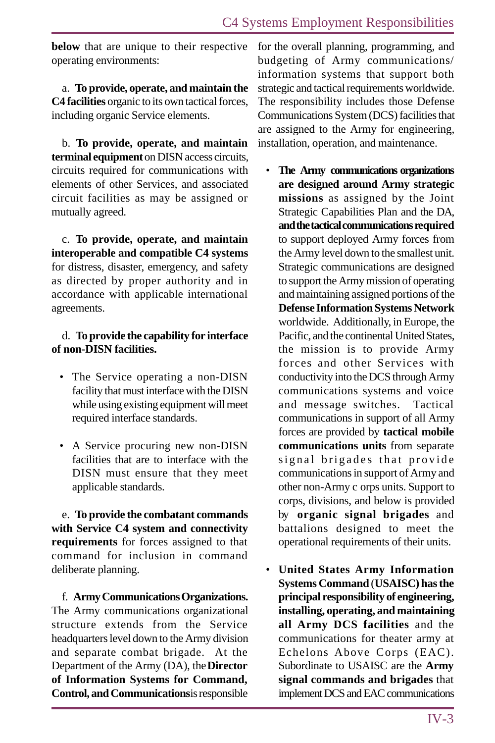**below** that are unique to their respective operating environments:

a. **To provide, operate, and maintain the C4 facilities** organic to its own tactical forces, including organic Service elements.

b. **To provide, operate, and maintain terminal equipment** on DISN access circuits, circuits required for communications with elements of other Services, and associated circuit facilities as may be assigned or mutually agreed.

c. **To provide, operate, and maintain interoperable and compatible C4 systems** for distress, disaster, emergency, and safety as directed by proper authority and in accordance with applicable international agreements.

d. **To provide the capability for interface of non-DISN facilities.**

- The Service operating a non-DISN facility that must interface with the DISN while using existing equipment will meet required interface standards.

- A Service procuring new non-DISN facilities that are to interface with the DISN must ensure that they meet applicable standards.

e. **To provide the combatant commands with Service C4 system and connectivity requirements** for forces assigned to that command for inclusion in command deliberate planning.

f. **Army Communications Organizations.** The Army communications organizational structure extends from the Service headquarters level down to the Army division and separate combat brigade. At the Department of the Army (DA), the **Director of Information Systems for Command, Control, and Communications** is responsible for the overall planning, programming, and budgeting of Army communications/information systems that support both strategic and tactical requirements worldwide. The responsibility includes those Defense Communications System (DCS) facilities that are assigned to the Army for engineering, installation, operation, and maintenance.

- **The Army communications organizations are designed around Army strategic missions** as assigned by the Joint Strategic Capabilities Plan and the DA, **and the tactical communications required** to support deployed Army forces from the Army level down to the smallest unit. Strategic communications are designed to support the Army mission of operating and maintaining assigned portions of the **Defense Information Systems Network** worldwide. Additionally, in Europe, the Pacific, and the continental United States, the mission is to provide Army forces and other Services with conductivity into the DCS through Army communications systems and voice and message switches. Tactical communications in support of all Army forces are provided by **tactical mobile communications units** from separate signal brigades that provide communications in support of Army and other non-Army c orps units. Support to corps, divisions, and below is provided by **organic signal brigades** and battalions designed to meet the operational requirements of their units.

- **United States Army Information Systems Command** (**USAISC) has the principal responsibility of engineering, installing, operating, and maintaining all Army DCS facilities** and the communications for theater army at Echelons Above Corps (EAC). Subordinate to USAISC are the **Army signal commands and brigades** that implement DCS and EAC communications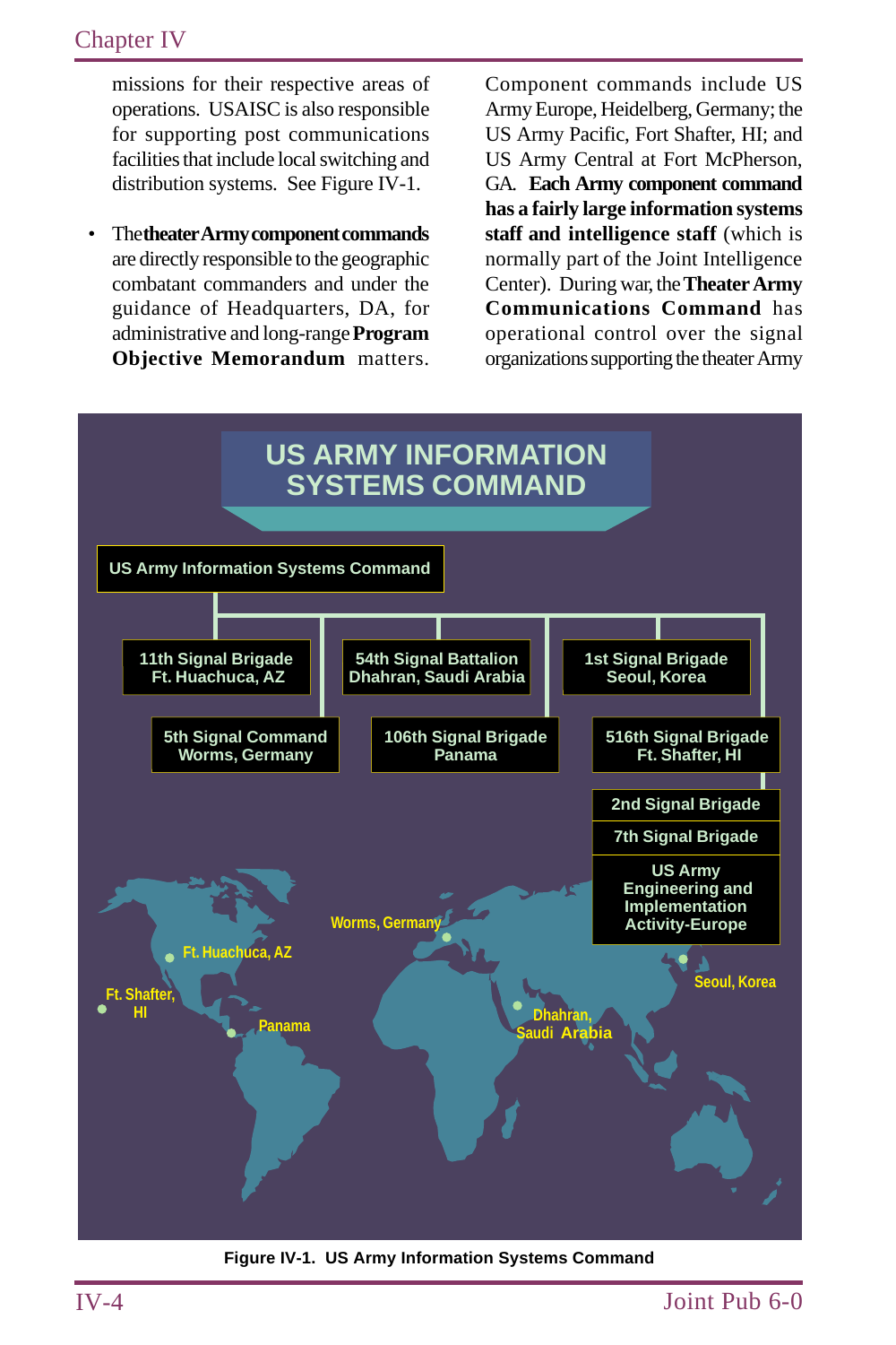missions for their respective areas of operations. USAISC is also responsible for supporting post communications facilities that include local switching and distribution systems. See Figure IV-1.

- The **theater Army component commands** are directly responsible to the geographic combatant commanders and under the guidance of Headquarters, DA, for administrative and long-range **Program Objective Memorandum** matters. Component commands include US Army Europe, Heidelberg, Germany; the US Army Pacific, Fort Shafter, HI; and US Army Central at Fort McPherson, GA. **Each Army component command has a fairly large information systems staff and intelligence staff** (which is normally part of the Joint Intelligence Center). During war, the **Theater Army Communications Command** has operational control over the signal organizations supporting the theater Army

US ARMY INFORMATION SYSTEMS COMMAND

US Army Information Systems Command

11th Signal Brigade Ft. Huachuca, AZ

54th Signal Battalion Dhahran, Saudi Arabia

1st Signal Brigade Seoul, Korea

5th Signal Command Worms, Germany

106th Signal Brigade Panama

516th Signal Brigade Ft. Shafter, HI

2nd Signal Brigade

7th Signal Brigade

US Army Engineering and Implementation Activity-Europe

Worms, Germany

Ft. Huachuca, AZ

Ft. Shafter, HI

Panama

Dhahran, Saudi Arabia

Seoul, Korea

**Figure IV-1. US Army Information Systems Command**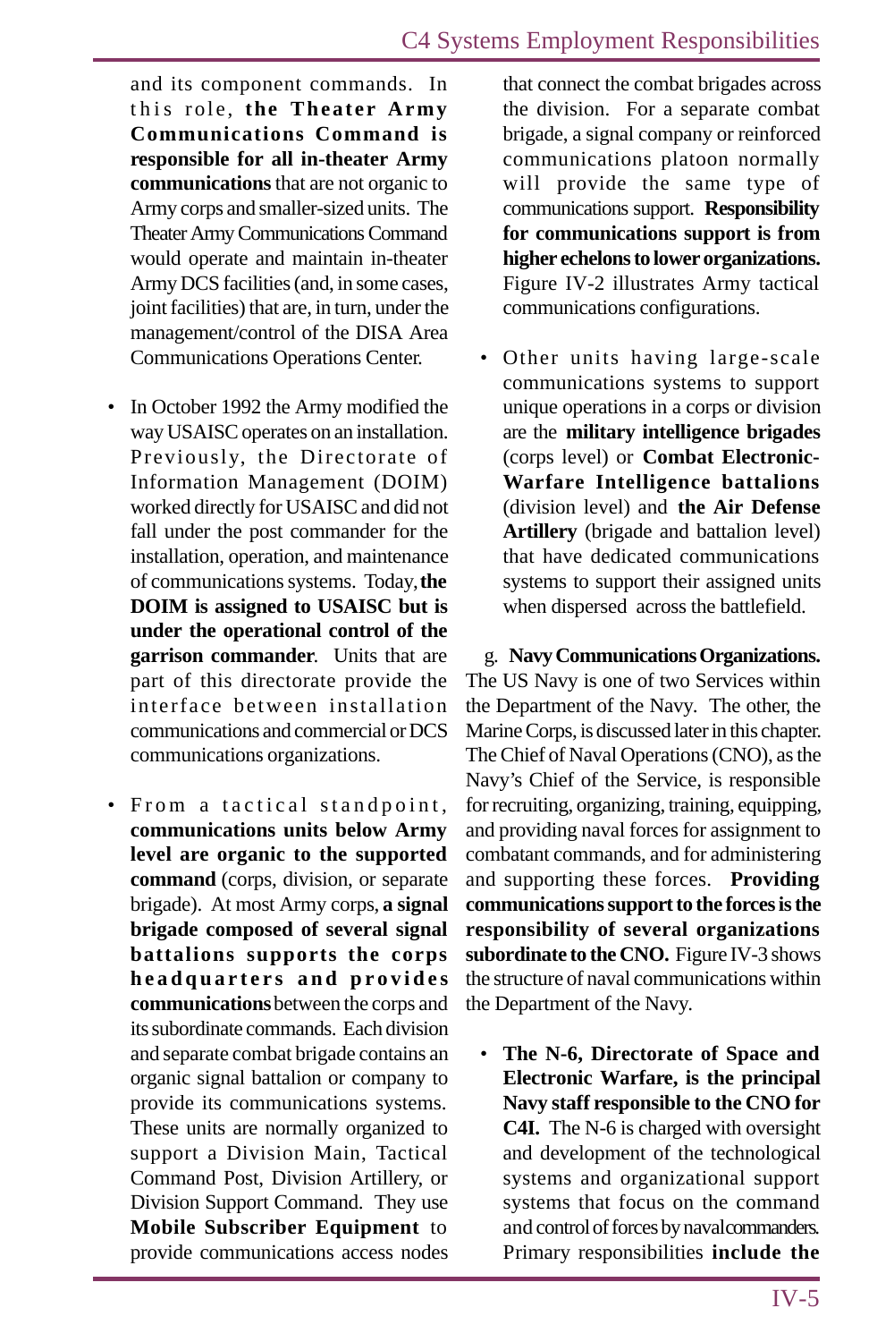and its component commands. In this role, **the Theater Army Communications Command is responsible for all in-theater Army communications** that are not organic to Army corps and smaller-sized units. The Theater Army Communications Command would operate and maintain in-theater Army DCS facilities (and, in some cases, joint facilities) that are, in turn, under the management/control of the DISA Area Communications Operations Center.

- In October 1992 the Army modified the way USAISC operates on an installation. Previously, the Directorate of Information Management (DOIM) worked directly for USAISC and did not fall under the post commander for the installation, operation, and maintenance of communications systems. Today, **the DOIM is assigned to USAISC but is under the operational control of the garrison commander**. Units that are part of this directorate provide the interface between installation communications and commercial or DCS communications organizations.

- From a tactical standpoint, **communications units below Army level are organic to the supported command** (corps, division, or separate brigade). At most Army corps, **a signal brigade composed of several signal battalions supports the corps headquarters and provides communications** between the corps and its subordinate commands. Each division and separate combat brigade contains an organic signal battalion or company to provide its communications systems. These units are normally organized to support a Division Main, Tactical Command Post, Division Artillery, or Division Support Command. They use **Mobile Subscriber Equipment** to provide communications access nodes that connect the combat brigades across the division. For a separate combat brigade, a signal company or reinforced communications platoon normally will provide the same type of communications support. **Responsibility for communications support is from higher echelons to lower organizations.** Figure IV-2 illustrates Army tactical communications configurations.

- Other units having large-scale communications systems to support unique operations in a corps or division are the **military intelligence brigades** (corps level) or **Combat Electronic-Warfare Intelligence battalions** (division level) and **the Air Defense Artillery** (brigade and battalion level) that have dedicated communications systems to support their assigned units when dispersed across the battlefield.

g. **Navy Communications Organizations.** The US Navy is one of two Services within the Department of the Navy. The other, the Marine Corps, is discussed later in this chapter. The Chief of Naval Operations (CNO), as the Navy's Chief of the Service, is responsible for recruiting, organizing, training, equipping, and providing naval forces for assignment to combatant commands, and for administering and supporting these forces. **Providing communications support to the forces is the responsibility of several organizations subordinate to the CNO.** Figure IV-3 shows the structure of naval communications within the Department of the Navy.

- **The N-6, Directorate of Space and Electronic Warfare, is the principal Navy staff responsible to the CNO for C4I.** The N-6 is charged with oversight and development of the technological systems and organizational support systems that focus on the command and control of forces by naval commanders. Primary responsibilities **include the**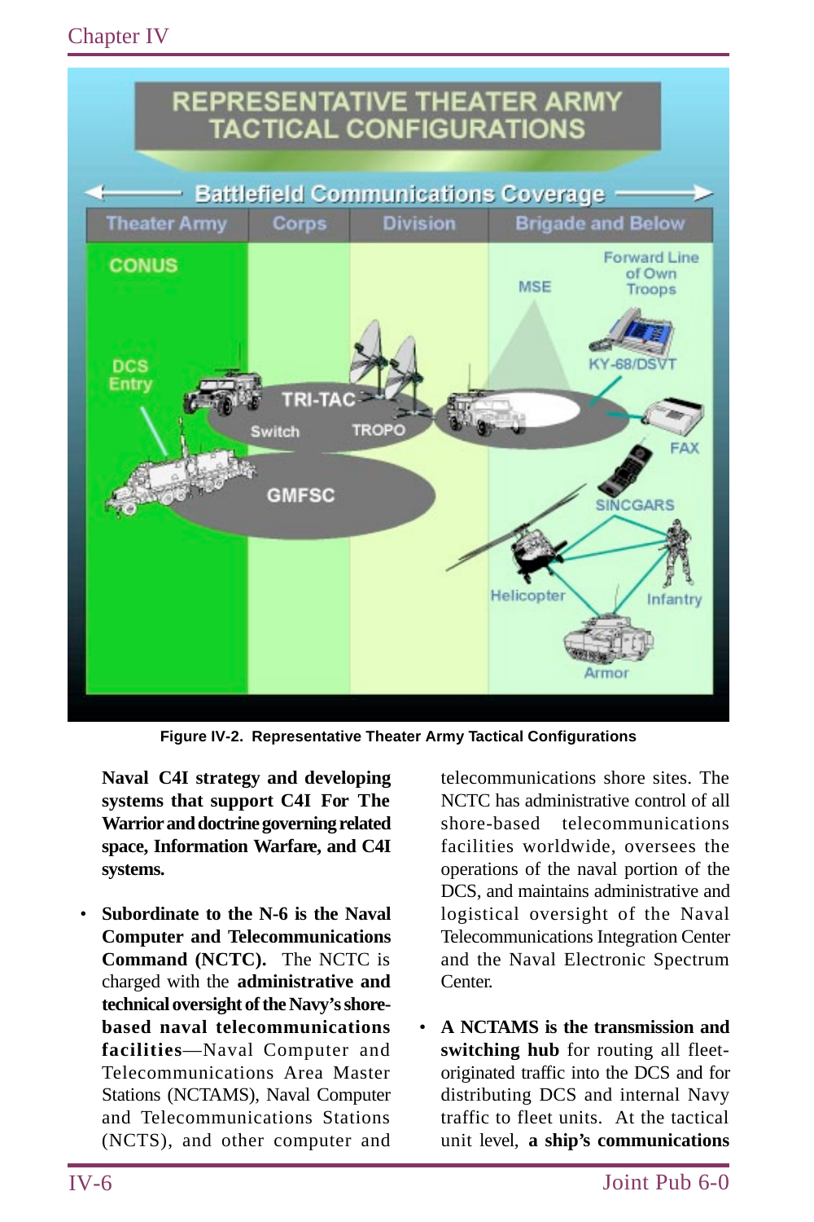Figure IV-2. Representative Theater Army Tactical Configurations

**Naval C4I strategy and developing systems that support C4I For The Warrior and doctrine governing related space, Information Warfare, and C4I systems.**

- **Subordinate to the N-6 is the Naval Computer and Telecommunications Command (NCTC).** The NCTC is charged with the **administrative and technical oversight of the Navy's shore-based naval telecommunications facilities**—Naval Computer and Telecommunications Area Master Stations (NCTAMS), Naval Computer and Telecommunications Stations (NCTS), and other computer and telecommunications shore sites. The NCTC has administrative control of all shore-based telecommunications facilities worldwide, oversees the operations of the naval portion of the DCS, and maintains administrative and logistical oversight of the Naval Telecommunications Integration Center and the Naval Electronic Spectrum Center.

- **A NCTAMS is the transmission and switching hub** for routing all fleet-originated traffic into the DCS and for distributing DCS and internal Navy traffic to fleet units. At the tactical unit level, **a ship's communications**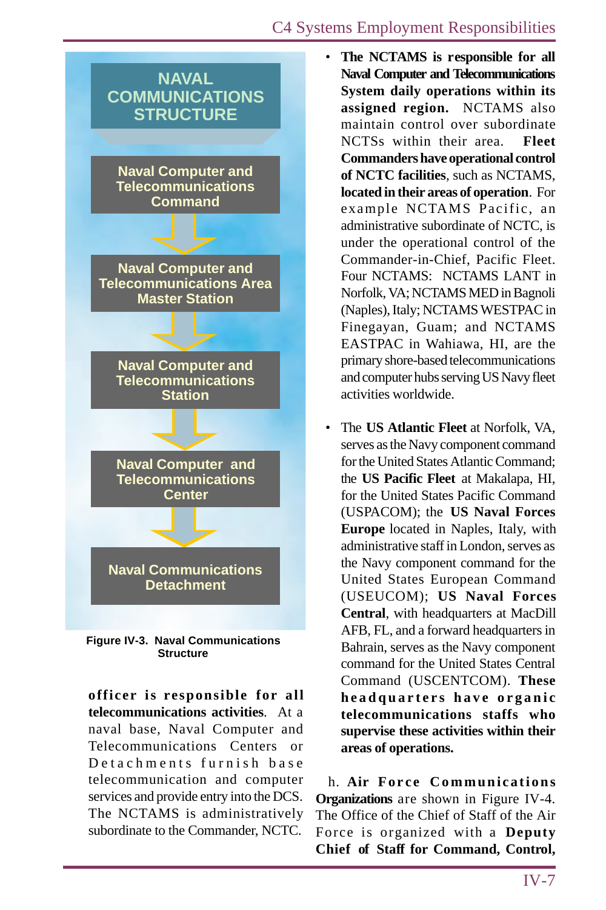**NAVAL COMMUNICATIONS STRUCTURE**

- Naval Computer and Telecommunications Command
- Naval Computer and Telecommunications Area Master Station
- Naval Computer and Telecommunications Station
- Naval Computer and Telecommunications Center
- Naval Communications Detachment

Figure IV-3. Naval Communications Structure

**officer is responsible for all telecommunications activities**. At a naval base, Naval Computer and Telecommunications Centers or Detachments furnish base telecommunication and computer services and provide entry into the DCS. The NCTAMS is administratively subordinate to the Commander, NCTC.

- **The NCTAMS is responsible for all Naval Computer and Telecommunications System daily operations within its assigned region.** NCTAMS also maintain control over subordinate NCTSs within their area. **Fleet Commanders have operational control of NCTC facilities**, such as NCTAMS, **located in their areas of operation**. For example NCTAMS Pacific, an administrative subordinate of NCTC, is under the operational control of the Commander-in-Chief, Pacific Fleet. Four NCTAMS: NCTAMS LANT in Norfolk, VA; NCTAMS MED in Bagnoli (Naples), Italy; NCTAMS WESTPAC in Finegayan, Guam; and NCTAMS EASTPAC in Wahiawa, HI, are the primary shore-based telecommunications and computer hubs serving US Navy fleet activities worldwide.

- The **US Atlantic Fleet** at Norfolk, VA, serves as the Navy component command for the United States Atlantic Command; the **US Pacific Fleet** at Makalapa, HI, for the United States Pacific Command (USPACOM); the **US Naval Forces Europe** located in Naples, Italy, with administrative staff in London, serves as the Navy component command for the United States European Command (USEUCOM); **US Naval Forces Central**, with headquarters at MacDill AFB, FL, and a forward headquarters in Bahrain, serves as the Navy component command for the United States Central Command (USCENTCOM). **These headquarters have organic telecommunications staffs who supervise these activities within their areas of operations.**

h. **Air Force Communications Organizations** are shown in Figure IV-4. The Office of the Chief of Staff of the Air Force is organized with a **Deputy Chief of Staff for Command, Control,**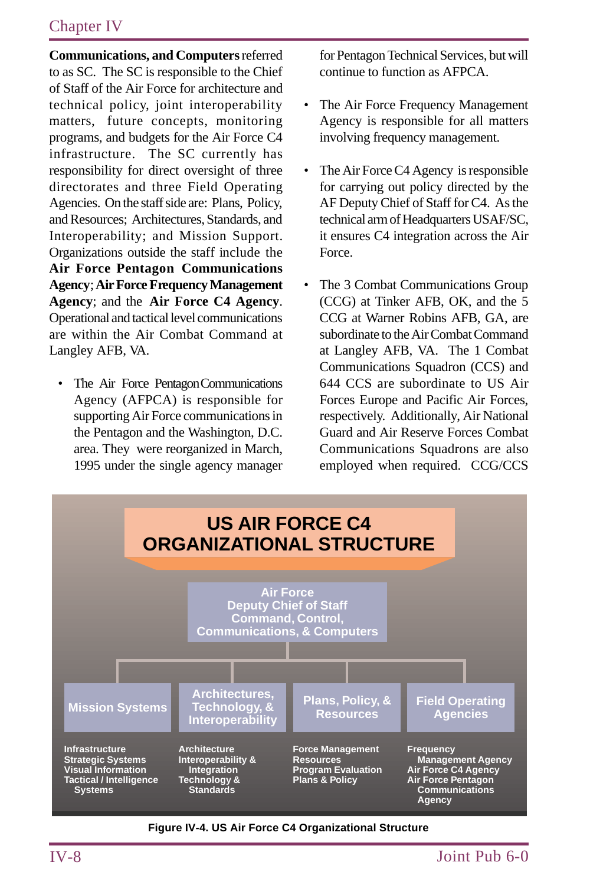**Communications, and Computers** referred to as SC. The SC is responsible to the Chief of Staff of the Air Force for architecture and technical policy, joint interoperability matters, future concepts, monitoring programs, and budgets for the Air Force C4 infrastructure. The SC currently has responsibility for direct oversight of three directorates and three Field Operating Agencies. On the staff side are: Plans, Policy, and Resources; Architectures, Standards, and Interoperability; and Mission Support. Organizations outside the staff include the **Air Force Pentagon Communications Agency**; **Air Force Frequency Management Agency**; and the **Air Force C4 Agency**. Operational and tactical level communications are within the Air Combat Command at Langley AFB, VA.

- The Air Force Pentagon Communications Agency (AFPCA) is responsible for supporting Air Force communications in the Pentagon and the Washington, D.C. area. They were reorganized in March, 1995 under the single agency manager for Pentagon Technical Services, but will continue to function as AFPCA.

- The Air Force Frequency Management Agency is responsible for all matters involving frequency management.

- The Air Force C4 Agency is responsible for carrying out policy directed by the AF Deputy Chief of Staff for C4. As the technical arm of Headquarters USAF/SC, it ensures C4 integration across the Air Force.

- The 3 Combat Communications Group (CCG) at Tinker AFB, OK, and the 5 CCG at Warner Robins AFB, GA, are subordinate to the Air Combat Command at Langley AFB, VA. The 1 Combat Communications Squadron (CCS) and 644 CCS are subordinate to US Air Forces Europe and Pacific Air Forces, respectively. Additionally, Air National Guard and Air Reserve Forces Combat Communications Squadrons are also employed when required. CCG/CCS

**US AIR FORCE C4 ORGANIZATIONAL STRUCTURE**

Air Force Deputy Chief of Staff Command, Control, Communications, & Computers

| Mission Systems | Architectures, Technology, & Interoperability | Plans, Policy, & Resources | Field Operating Agencies |
|---|---|---|---|
| Infrastructure | Architecture | Force Management | Frequency Management Agency |
| Strategic Systems | Interoperability & Integration | Resources | Air Force C4 Agency |
| Visual Information | Technology & Standards | Program Evaluation | Air Force Pentagon Communications Agency |
| Tactical / Intelligence Systems | | Plans & Policy | |

**Figure IV-4. US Air Force C4 Organizational Structure**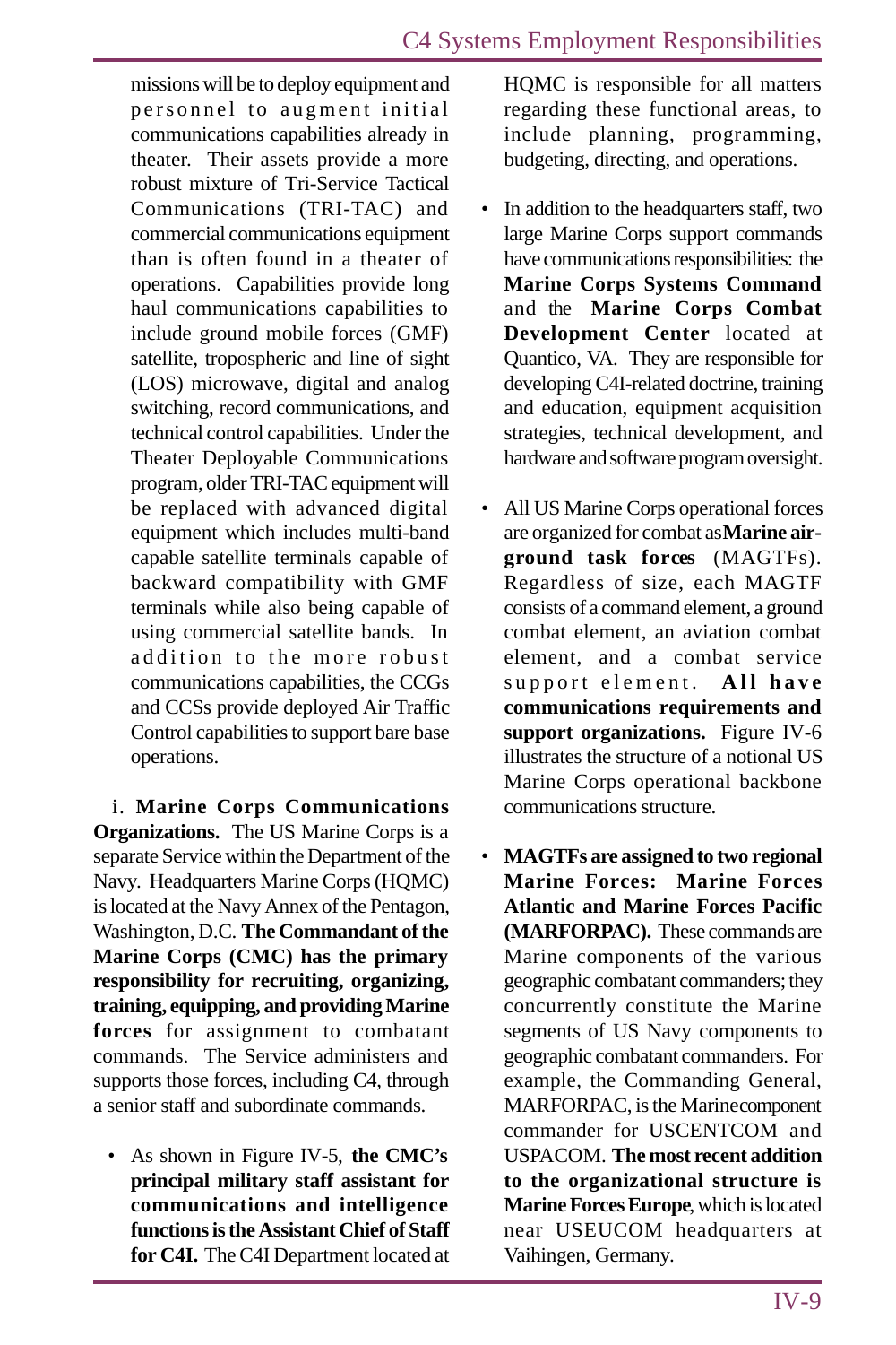missions will be to deploy equipment and personnel to augment initial communications capabilities already in theater. Their assets provide a more robust mixture of Tri-Service Tactical Communications (TRI-TAC) and commercial communications equipment than is often found in a theater of operations. Capabilities provide long haul communications capabilities to include ground mobile forces (GMF) satellite, tropospheric and line of sight (LOS) microwave, digital and analog switching, record communications, and technical control capabilities. Under the Theater Deployable Communications program, older TRI-TAC equipment will be replaced with advanced digital equipment which includes multi-band capable satellite terminals capable of backward compatibility with GMF terminals while also being capable of using commercial satellite bands. In addition to the more robust communications capabilities, the CCGs and CCSs provide deployed Air Traffic Control capabilities to support bare base operations.

i. **Marine Corps Communications Organizations.** The US Marine Corps is a separate Service within the Department of the Navy. Headquarters Marine Corps (HQMC) is located at the Navy Annex of the Pentagon, Washington, D.C. **The Commandant of the Marine Corps (CMC) has the primary responsibility for recruiting, organizing, training, equipping, and providing Marine forces** for assignment to combatant commands. The Service administers and supports those forces, including C4, through a senior staff and subordinate commands.

- As shown in Figure IV-5, **the CMC's principal military staff assistant for communications and intelligence functions is the Assistant Chief of Staff for C4I.** The C4I Department located at HQMC is responsible for all matters regarding these functional areas, to include planning, programming, budgeting, directing, and operations.

- In addition to the headquarters staff, two large Marine Corps support commands have communications responsibilities: the **Marine Corps Systems Command** and the **Marine Corps Combat Development Center** located at Quantico, VA. They are responsible for developing C4I-related doctrine, training and education, equipment acquisition strategies, technical development, and hardware and software program oversight.

- All US Marine Corps operational forces are organized for combat as **Marine air-ground task forces** (MAGTFs). Regardless of size, each MAGTF consists of a command element, a ground combat element, an aviation combat element, and a combat service support element. **All have communications requirements and support organizations.** Figure IV-6 illustrates the structure of a notional US Marine Corps operational backbone communications structure.

- **MAGTFs are assigned to two regional Marine Forces: Marine Forces Atlantic and Marine Forces Pacific (MARFORPAC).** These commands are Marine components of the various geographic combatant commanders; they concurrently constitute the Marine segments of US Navy components to geographic combatant commanders. For example, the Commanding General, MARFORPAC, is the Marine component commander for USCENTCOM and USPACOM. **The most recent addition to the organizational structure is Marine Forces Europe**, which is located near USEUCOM headquarters at Vaihingen, Germany.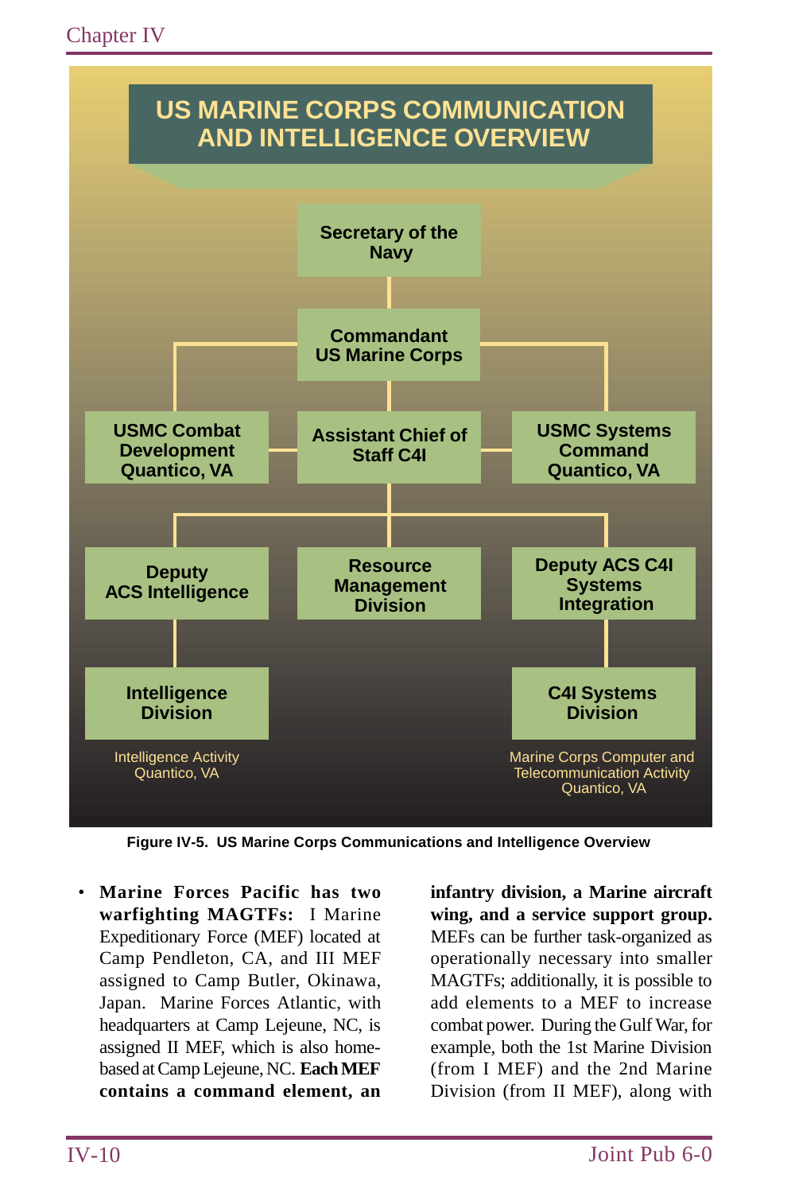# US MARINE CORPS COMMUNICATION AND INTELLIGENCE OVERVIEW

- Secretary of the Navy
  - Commandant US Marine Corps
    - USMC Combat Development Quantico, VA
    - Assistant Chief of Staff C4I
      - Deputy ACS Intelligence
        - Intelligence Division
          - Intelligence Activity Quantico, VA
      - Resource Management Division
      - Deputy ACS C4I Systems Integration
        - C4I Systems Division
          - Marine Corps Computer and Telecommunication Activity Quantico, VA
    - USMC Systems Command Quantico, VA

**Figure IV-5. US Marine Corps Communications and Intelligence Overview**

- **Marine Forces Pacific has two warfighting MAGTFs:** I Marine Expeditionary Force (MEF) located at Camp Pendleton, CA, and III MEF assigned to Camp Butler, Okinawa, Japan. Marine Forces Atlantic, with headquarters at Camp Lejeune, NC, is assigned II MEF, which is also home-based at Camp Lejeune, NC. **Each MEF contains a command element, an infantry division, a Marine aircraft wing, and a service support group.** MEFs can be further task-organized as operationally necessary into smaller MAGTFs; additionally, it is possible to add elements to a MEF to increase combat power. During the Gulf War, for example, both the 1st Marine Division (from I MEF) and the 2nd Marine Division (from II MEF), along with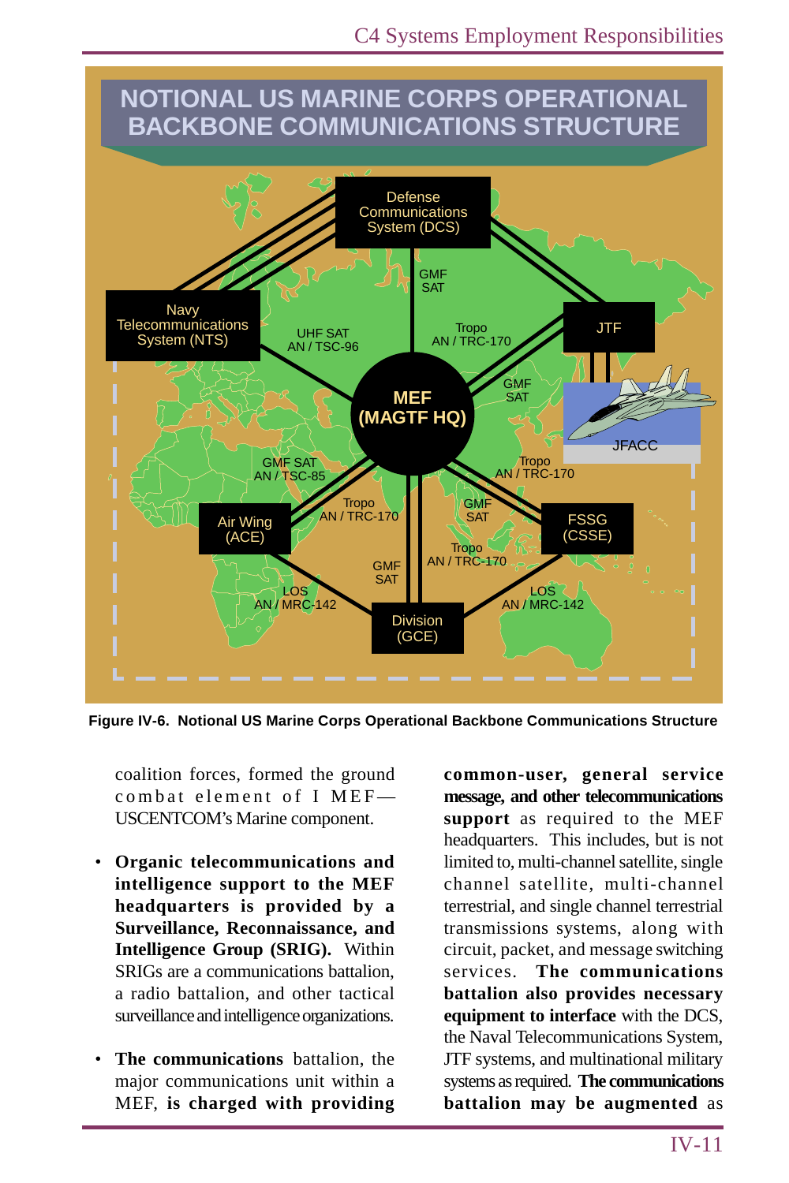**Figure IV-6. Notional US Marine Corps Operational Backbone Communications Structure**

coalition forces, formed the ground combat element of I MEF—USCENTCOM's Marine component.

- **Organic telecommunications and intelligence support to the MEF headquarters is provided by a Surveillance, Reconnaissance, and Intelligence Group (SRIG).** Within SRIGs are a communications battalion, a radio battalion, and other tactical surveillance and intelligence organizations.

- **The communications** battalion, the major communications unit within a MEF, **is charged with providing common-user, general service message, and other telecommunications support** as required to the MEF headquarters. This includes, but is not limited to, multi-channel satellite, single channel satellite, multi-channel terrestrial, and single channel terrestrial transmissions systems, along with circuit, packet, and message switching services. **The communications battalion also provides necessary equipment to interface** with the DCS, the Naval Telecommunications System, JTF systems, and multinational military systems as required. **The communications battalion may be augmented** as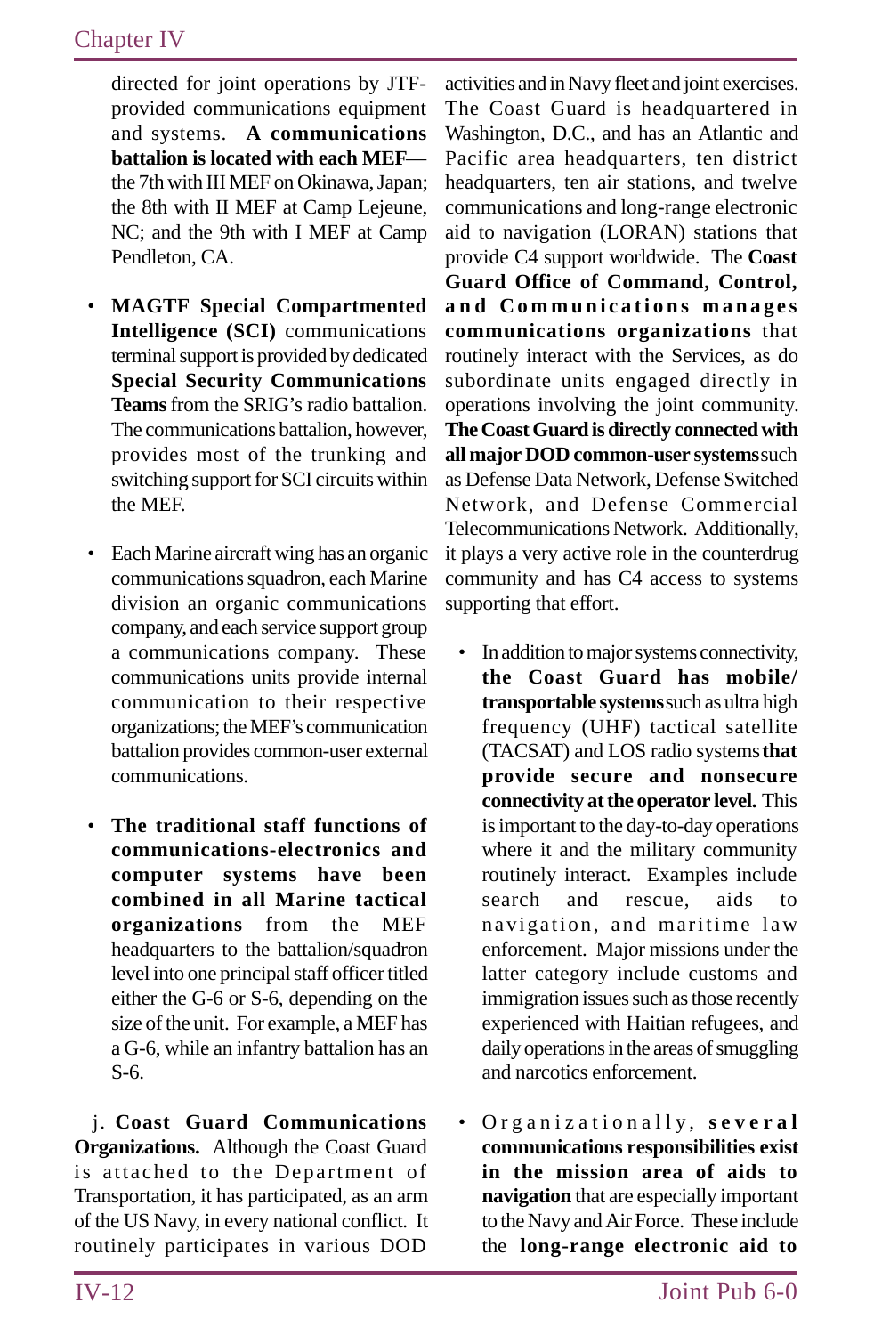directed for joint operations by JTF-provided communications equipment and systems. **A communications battalion is located with each MEF**—the 7th with III MEF on Okinawa, Japan; the 8th with II MEF at Camp Lejeune, NC; and the 9th with I MEF at Camp Pendleton, CA.

- **MAGTF Special Compartmented Intelligence (SCI)** communications terminal support is provided by dedicated **Special Security Communications Teams** from the SRIG's radio battalion. The communications battalion, however, provides most of the trunking and switching support for SCI circuits within the MEF.

- Each Marine aircraft wing has an organic communications squadron, each Marine division an organic communications company, and each service support group a communications company. These communications units provide internal communication to their respective organizations; the MEF's communication battalion provides common-user external communications.

- **The traditional staff functions of communications-electronics and computer systems have been combined in all Marine tactical organizations** from the MEF headquarters to the battalion/squadron level into one principal staff officer titled either the G-6 or S-6, depending on the size of the unit. For example, a MEF has a G-6, while an infantry battalion has an S-6.

j. **Coast Guard Communications Organizations.** Although the Coast Guard is attached to the Department of Transportation, it has participated, as an arm of the US Navy, in every national conflict. It routinely participates in various DOD activities and in Navy fleet and joint exercises. The Coast Guard is headquartered in Washington, D.C., and has an Atlantic and Pacific area headquarters, ten district headquarters, ten air stations, and twelve communications and long-range electronic aid to navigation (LORAN) stations that provide C4 support worldwide. The **Coast Guard Office of Command, Control, and Communications manages communications organizations** that routinely interact with the Services, as do subordinate units engaged directly in operations involving the joint community. **The Coast Guard is directly connected with all major DOD common-user systems** such as Defense Data Network, Defense Switched Network, and Defense Commercial Telecommunications Network. Additionally, it plays a very active role in the counterdrug community and has C4 access to systems supporting that effort.

- In addition to major systems connectivity, **the Coast Guard has mobile/transportable systems** such as ultra high frequency (UHF) tactical satellite (TACSAT) and LOS radio systems **that provide secure and nonsecure connectivity at the operator level.** This is important to the day-to-day operations where it and the military community routinely interact. Examples include search and rescue, aids to navigation, and maritime law enforcement. Major missions under the latter category include customs and immigration issues such as those recently experienced with Haitian refugees, and daily operations in the areas of smuggling and narcotics enforcement.

- Organizationally, **several communications responsibilities exist in the mission area of aids to navigation** that are especially important to the Navy and Air Force. These include the **long-range electronic aid to**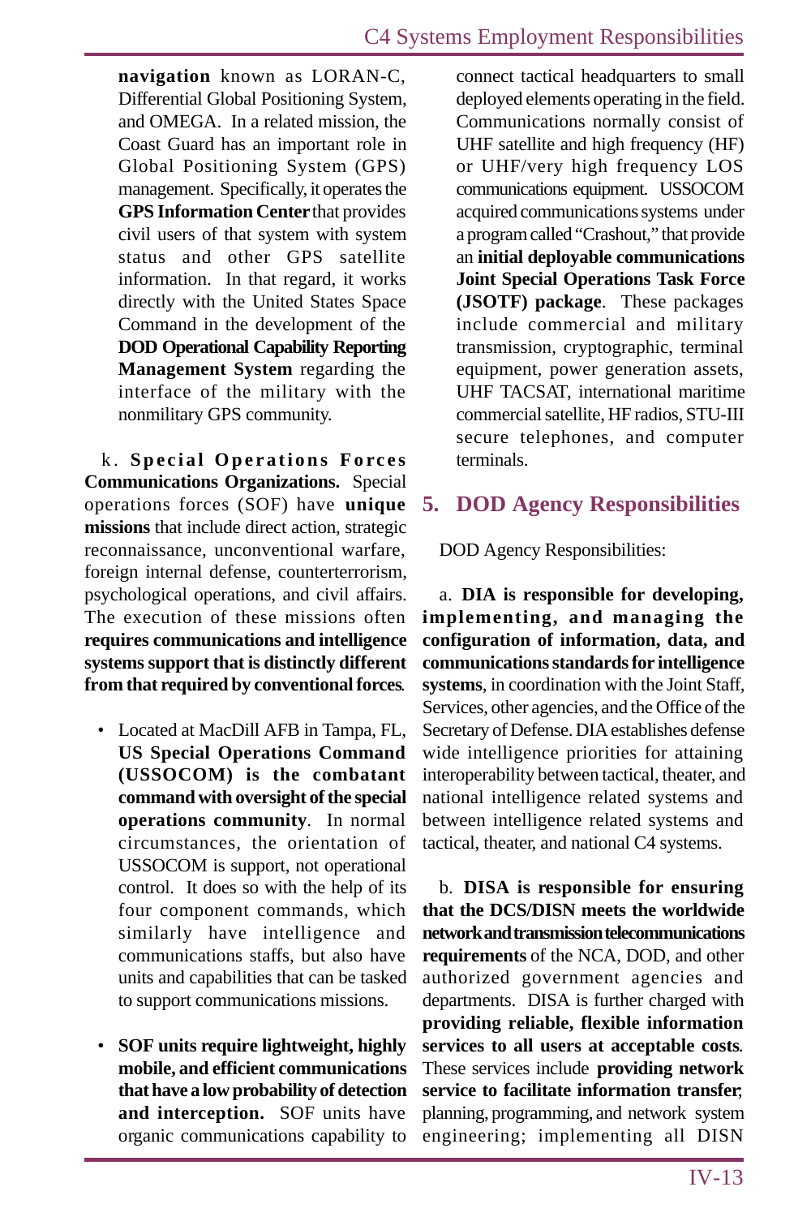**navigation** known as LORAN-C, Differential Global Positioning System, and OMEGA. In a related mission, the Coast Guard has an important role in Global Positioning System (GPS) management. Specifically, it operates the **GPS Information Center** that provides civil users of that system with system status and other GPS satellite information. In that regard, it works directly with the United States Space Command in the development of the **DOD Operational Capability Reporting Management System** regarding the interface of the military with the nonmilitary GPS community.

k. **Special Operations Forces Communications Organizations.** Special operations forces (SOF) have **unique missions** that include direct action, strategic reconnaissance, unconventional warfare, foreign internal defense, counterterrorism, psychological operations, and civil affairs. The execution of these missions often **requires communications and intelligence systems support that is distinctly different from that required by conventional forces**.

- Located at MacDill AFB in Tampa, FL, **US Special Operations Command (USSOCOM) is the combatant command with oversight of the special operations community**. In normal circumstances, the orientation of USSOCOM is support, not operational control. It does so with the help of its four component commands, which similarly have intelligence and communications staffs, but also have units and capabilities that can be tasked to support communications missions.

- **SOF units require lightweight, highly mobile, and efficient communications that have a low probability of detection and interception.** SOF units have organic communications capability to connect tactical headquarters to small deployed elements operating in the field. Communications normally consist of UHF satellite and high frequency (HF) or UHF/very high frequency LOS communications equipment. USSOCOM acquired communications systems under a program called "Crashout," that provide an **initial deployable communications Joint Special Operations Task Force (JSOTF) package**. These packages include commercial and military transmission, cryptographic, terminal equipment, power generation assets, UHF TACSAT, international maritime commercial satellite, HF radios, STU-III secure telephones, and computer terminals.

## 5. DOD Agency Responsibilities

DOD Agency Responsibilities:

a. **DIA is responsible for developing, implementing, and managing the configuration of information, data, and communications standards for intelligence systems**, in coordination with the Joint Staff, Services, other agencies, and the Office of the Secretary of Defense. DIA establishes defense wide intelligence priorities for attaining interoperability between tactical, theater, and national intelligence related systems and between intelligence related systems and tactical, theater, and national C4 systems.

b. **DISA is responsible for ensuring that the DCS/DISN meets the worldwide network and transmission telecommunications requirements** of the NCA, DOD, and other authorized government agencies and departments. DISA is further charged with **providing reliable, flexible information services to all users at acceptable costs**. These services include **providing network service to facilitate information transfer**; planning, programming, and network system engineering; implementing all DISN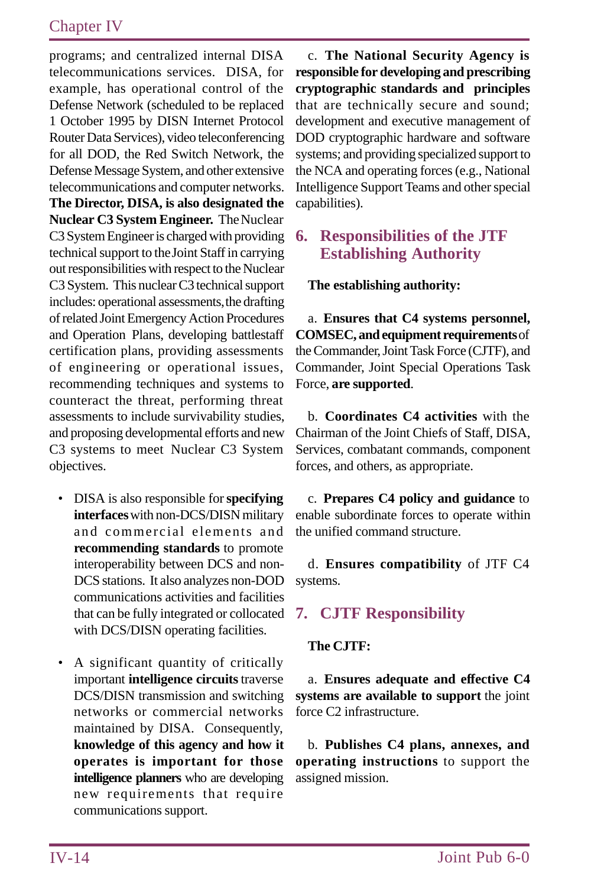programs; and centralized internal DISA telecommunications services. DISA, for example, has operational control of the Defense Network (scheduled to be replaced 1 October 1995 by DISN Internet Protocol Router Data Services), video teleconferencing for all DOD, the Red Switch Network, the Defense Message System, and other extensive telecommunications and computer networks. **The Director, DISA, is also designated the Nuclear C3 System Engineer.** The Nuclear C3 System Engineer is charged with providing technical support to the Joint Staff in carrying out responsibilities with respect to the Nuclear C3 System. This nuclear C3 technical support includes: operational assessments, the drafting of related Joint Emergency Action Procedures and Operation Plans, developing battlestaff certification plans, providing assessments of engineering or operational issues, recommending techniques and systems to counteract the threat, performing threat assessments to include survivability studies, and proposing developmental efforts and new C3 systems to meet Nuclear C3 System objectives.

- DISA is also responsible for **specifying interfaces** with non-DCS/DISN military and commercial elements and **recommending standards** to promote interoperability between DCS and non-DCS stations. It also analyzes non-DOD communications activities and facilities that can be fully integrated or collocated with DCS/DISN operating facilities.

- A significant quantity of critically important **intelligence circuits** traverse DCS/DISN transmission and switching networks or commercial networks maintained by DISA. Consequently, **knowledge of this agency and how it operates is important for those intelligence planners** who are developing new requirements that require communications support.

c. **The National Security Agency is responsible for developing and prescribing cryptographic standards and principles** that are technically secure and sound; development and executive management of DOD cryptographic hardware and software systems; and providing specialized support to the NCA and operating forces (e.g., National Intelligence Support Teams and other special capabilities).

## 6. Responsibilities of the JTF Establishing Authority

**The establishing authority:**

a. **Ensures that C4 systems personnel, COMSEC, and equipment requirements** of the Commander, Joint Task Force (CJTF), and Commander, Joint Special Operations Task Force, **are supported**.

b. **Coordinates C4 activities** with the Chairman of the Joint Chiefs of Staff, DISA, Services, combatant commands, component forces, and others, as appropriate.

c. **Prepares C4 policy and guidance** to enable subordinate forces to operate within the unified command structure.

d. **Ensures compatibility** of JTF C4 systems.

## 7. CJTF Responsibility

**The CJTF:**

a. **Ensures adequate and effective C4 systems are available to support** the joint force C2 infrastructure.

b. **Publishes C4 plans, annexes, and operating instructions** to support the assigned mission.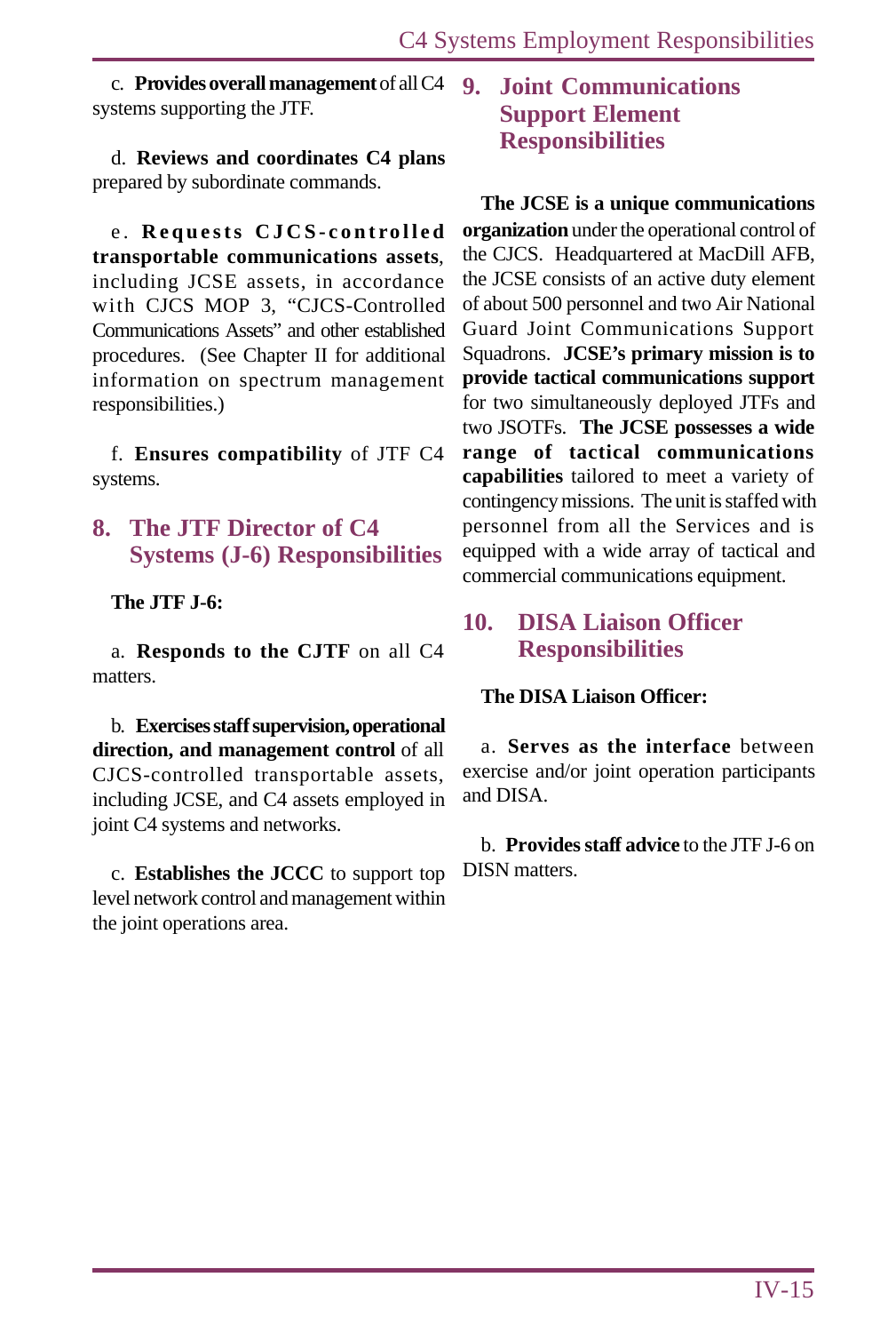c. **Provides overall management** of all C4 systems supporting the JTF.

d. **Reviews and coordinates C4 plans** prepared by subordinate commands.

e. **Requests CJCS-controlled transportable communications assets**, including JCSE assets, in accordance with CJCS MOP 3, "CJCS-Controlled Communications Assets" and other established procedures. (See Chapter II for additional information on spectrum management responsibilities.)

f. **Ensures compatibility** of JTF C4 systems.

## 8. The JTF Director of C4 Systems (J-6) Responsibilities

**The JTF J-6:**

a. **Responds to the CJTF** on all C4 matters.

b. **Exercises staff supervision, operational direction, and management control** of all CJCS-controlled transportable assets, including JCSE, and C4 assets employed in joint C4 systems and networks.

c. **Establishes the JCCC** to support top level network control and management within the joint operations area.

## 9. Joint Communications Support Element Responsibilities

**The JCSE is a unique communications organization** under the operational control of the CJCS. Headquartered at MacDill AFB, the JCSE consists of an active duty element of about 500 personnel and two Air National Guard Joint Communications Support Squadrons. **JCSE's primary mission is to provide tactical communications support** for two simultaneously deployed JTFs and two JSOTFs. **The JCSE possesses a wide range of tactical communications capabilities** tailored to meet a variety of contingency missions. The unit is staffed with personnel from all the Services and is equipped with a wide array of tactical and commercial communications equipment.

## 10. DISA Liaison Officer Responsibilities

**The DISA Liaison Officer:**

a. **Serves as the interface** between exercise and/or joint operation participants and DISA.

b. **Provides staff advice** to the JTF J-6 on DISN matters.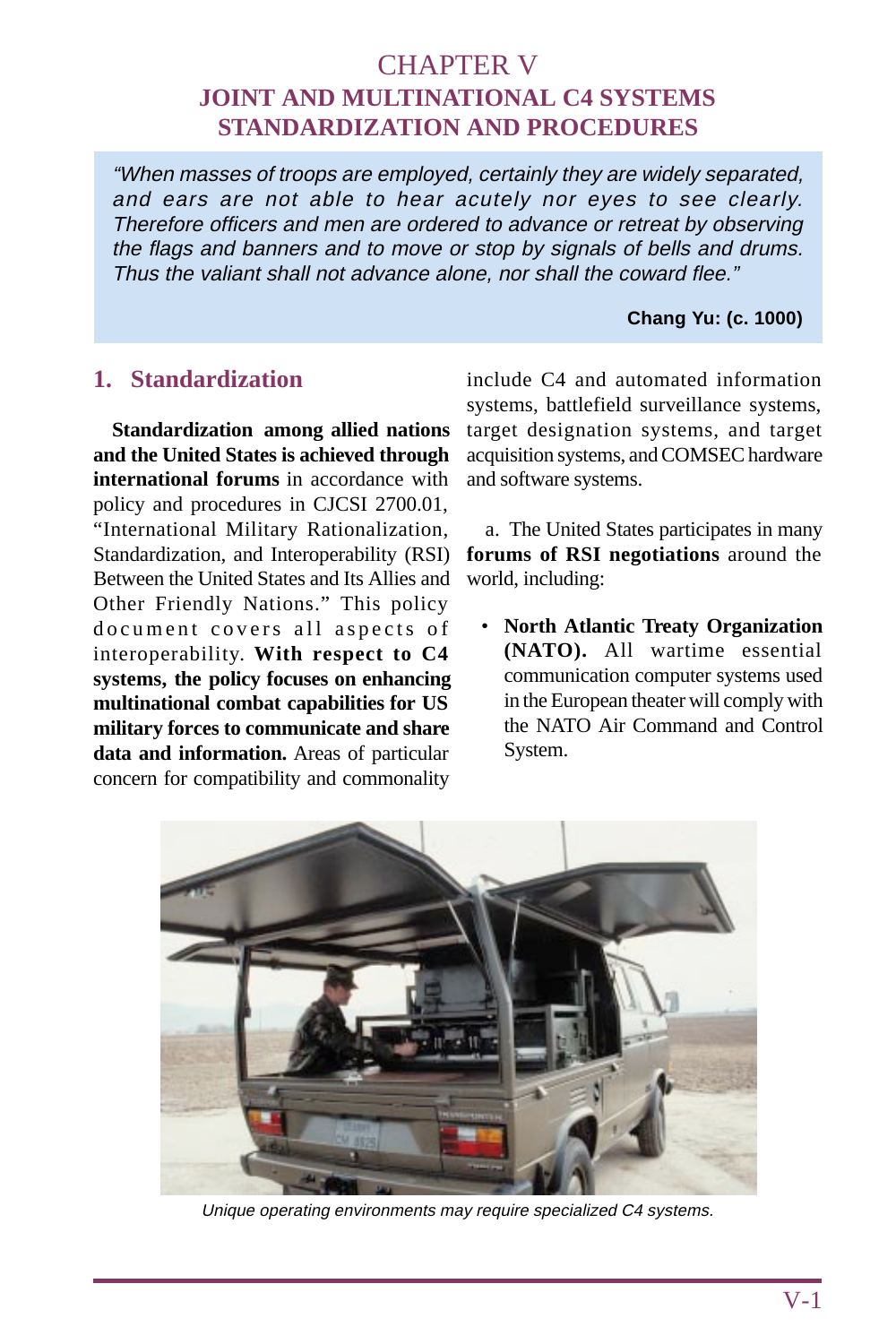# CHAPTER V
## JOINT AND MULTINATIONAL C4 SYSTEMS STANDARDIZATION AND PROCEDURES

> *"When masses of troops are employed, certainly they are widely separated, and ears are not able to hear acutely nor eyes to see clearly. Therefore officers and men are ordered to advance or retreat by observing the flags and banners and to move or stop by signals of bells and drums. Thus the valiant shall not advance alone, nor shall the coward flee."*
>
> **Chang Yu: (c. 1000)**

## 1. Standardization

**Standardization among allied nations and the United States is achieved through international forums** in accordance with policy and procedures in CJCSI 2700.01, "International Military Rationalization, Standardization, and Interoperability (RSI) Between the United States and Its Allies and Other Friendly Nations." This policy document covers all aspects of interoperability. **With respect to C4 systems, the policy focuses on enhancing multinational combat capabilities for US military forces to communicate and share data and information.** Areas of particular concern for compatibility and commonality include C4 and automated information systems, battlefield surveillance systems, target designation systems, and target acquisition systems, and COMSEC hardware and software systems.

a. The United States participates in many **forums of RSI negotiations** around the world, including:

- **North Atlantic Treaty Organization (NATO).** All wartime essential communication computer systems used in the European theater will comply with the NATO Air Command and Control System.

*Unique operating environments may require specialized C4 systems.*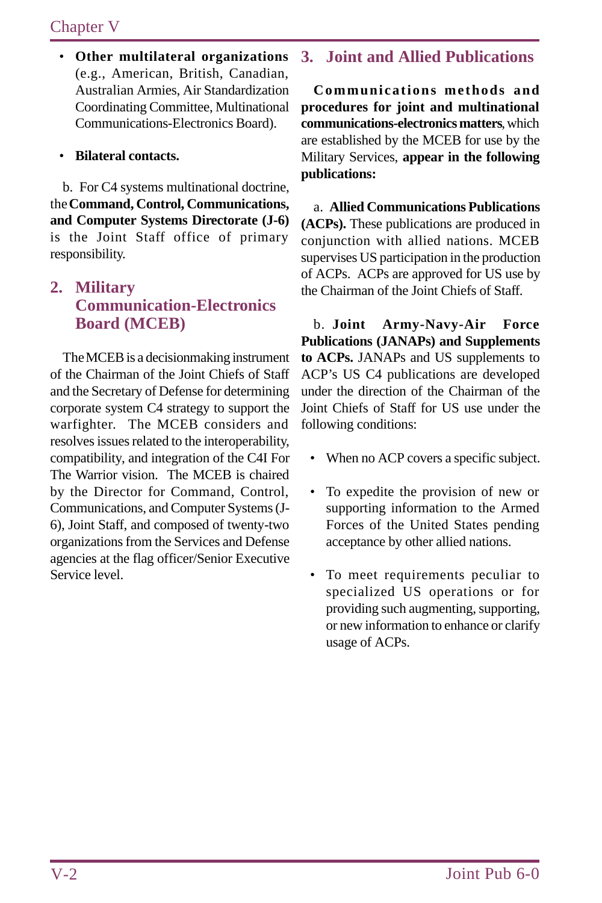- **Other multilateral organizations** (e.g., American, British, Canadian, Australian Armies, Air Standardization Coordinating Committee, Multinational Communications-Electronics Board).

- **Bilateral contacts.**

b. For C4 systems multinational doctrine, the **Command, Control, Communications, and Computer Systems Directorate (J-6)** is the Joint Staff office of primary responsibility.

## 2. Military Communication-Electronics Board (MCEB)

The MCEB is a decisionmaking instrument of the Chairman of the Joint Chiefs of Staff and the Secretary of Defense for determining corporate system C4 strategy to support the warfighter. The MCEB considers and resolves issues related to the interoperability, compatibility, and integration of the C4I For The Warrior vision. The MCEB is chaired by the Director for Command, Control, Communications, and Computer Systems (J-6), Joint Staff, and composed of twenty-two organizations from the Services and Defense agencies at the flag officer/Senior Executive Service level.

## 3. Joint and Allied Publications

**Communications methods and procedures for joint and multinational communications-electronics matters**, which are established by the MCEB for use by the Military Services, **appear in the following publications:**

a. **Allied Communications Publications (ACPs).** These publications are produced in conjunction with allied nations. MCEB supervises US participation in the production of ACPs. ACPs are approved for US use by the Chairman of the Joint Chiefs of Staff.

b. **Joint Army-Navy-Air Force Publications (JANAPs) and Supplements to ACPs.** JANAPs and US supplements to ACP's US C4 publications are developed under the direction of the Chairman of the Joint Chiefs of Staff for US use under the following conditions:

- When no ACP covers a specific subject.

- To expedite the provision of new or supporting information to the Armed Forces of the United States pending acceptance by other allied nations.

- To meet requirements peculiar to specialized US operations or for providing such augmenting, supporting, or new information to enhance or clarify usage of ACPs.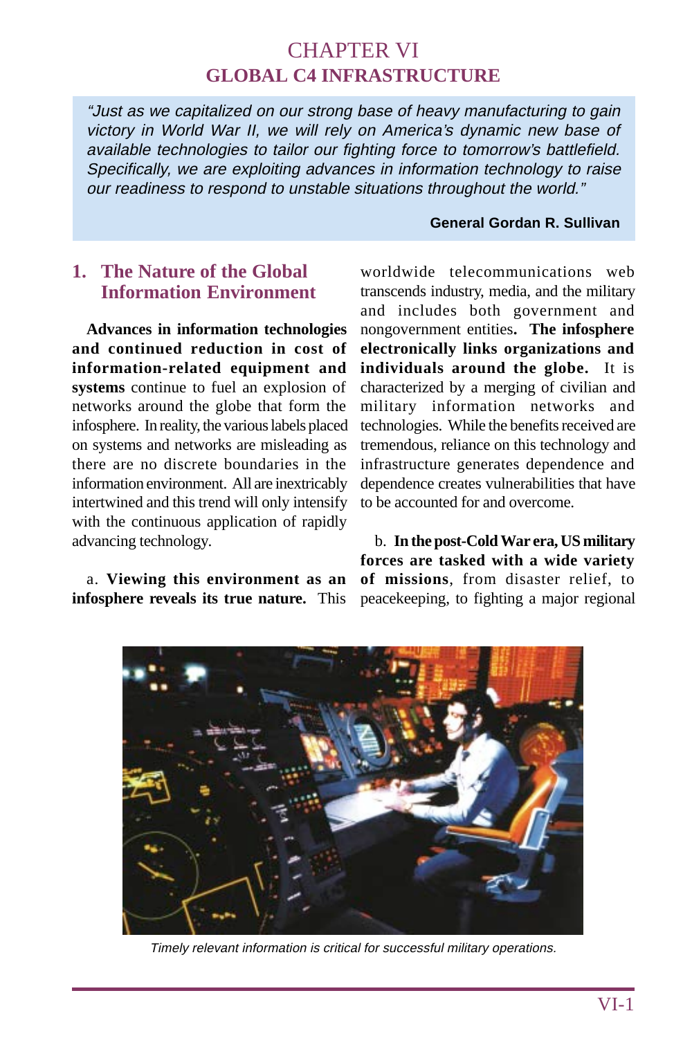# CHAPTER VI
## GLOBAL C4 INFRASTRUCTURE

*"Just as we capitalized on our strong base of heavy manufacturing to gain victory in World War II, we will rely on America's dynamic new base of available technologies to tailor our fighting force to tomorrow's battlefield. Specifically, we are exploiting advances in information technology to raise our readiness to respond to unstable situations throughout the world."*

**General Gordan R. Sullivan**

### 1. The Nature of the Global Information Environment

**Advances in information technologies and continued reduction in cost of information-related equipment and systems** continue to fuel an explosion of networks around the globe that form the infosphere. In reality, the various labels placed on systems and networks are misleading as there are no discrete boundaries in the information environment. All are inextricably intertwined and this trend will only intensify with the continuous application of rapidly advancing technology.

a. **Viewing this environment as an infosphere reveals its true nature.** This worldwide telecommunications web transcends industry, media, and the military and includes both government and nongovernment entities**. The infosphere electronically links organizations and individuals around the globe.** It is characterized by a merging of civilian and military information networks and technologies. While the benefits received are tremendous, reliance on this technology and infrastructure generates dependence and dependence creates vulnerabilities that have to be accounted for and overcome.

b. **In the post-Cold War era, US military forces are tasked with a wide variety of missions**, from disaster relief, to peacekeeping, to fighting a major regional

*Timely relevant information is critical for successful military operations.*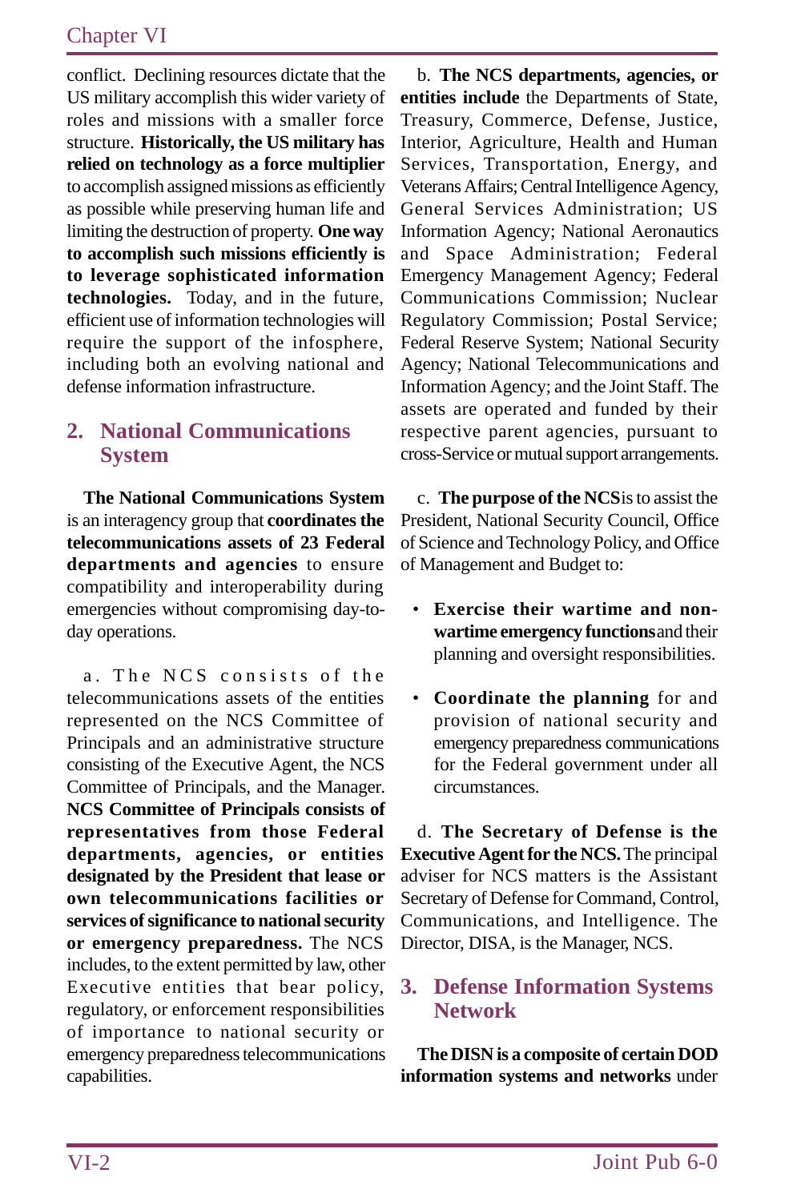conflict. Declining resources dictate that the US military accomplish this wider variety of roles and missions with a smaller force structure. **Historically, the US military has relied on technology as a force multiplier** to accomplish assigned missions as efficiently as possible while preserving human life and limiting the destruction of property. **One way to accomplish such missions efficiently is to leverage sophisticated information technologies.** Today, and in the future, efficient use of information technologies will require the support of the infosphere, including both an evolving national and defense information infrastructure.

## 2. National Communications System

**The National Communications System** is an interagency group that **coordinates the telecommunications assets of 23 Federal departments and agencies** to ensure compatibility and interoperability during emergencies without compromising day-to-day operations.

a. The NCS consists of the telecommunications assets of the entities represented on the NCS Committee of Principals and an administrative structure consisting of the Executive Agent, the NCS Committee of Principals, and the Manager. **NCS Committee of Principals consists of representatives from those Federal departments, agencies, or entities designated by the President that lease or own telecommunications facilities or services of significance to national security or emergency preparedness.** The NCS includes, to the extent permitted by law, other Executive entities that bear policy, regulatory, or enforcement responsibilities of importance to national security or emergency preparedness telecommunications capabilities.

b. **The NCS departments, agencies, or entities include** the Departments of State, Treasury, Commerce, Defense, Justice, Interior, Agriculture, Health and Human Services, Transportation, Energy, and Veterans Affairs; Central Intelligence Agency, General Services Administration; US Information Agency; National Aeronautics and Space Administration; Federal Emergency Management Agency; Federal Communications Commission; Nuclear Regulatory Commission; Postal Service; Federal Reserve System; National Security Agency; National Telecommunications and Information Agency; and the Joint Staff. The assets are operated and funded by their respective parent agencies, pursuant to cross-Service or mutual support arrangements.

c. **The purpose of the NCS** is to assist the President, National Security Council, Office of Science and Technology Policy, and Office of Management and Budget to:

- **Exercise their wartime and non-wartime emergency functions** and their planning and oversight responsibilities.
- **Coordinate the planning** for and provision of national security and emergency preparedness communications for the Federal government under all circumstances.

d. **The Secretary of Defense is the Executive Agent for the NCS.** The principal adviser for NCS matters is the Assistant Secretary of Defense for Command, Control, Communications, and Intelligence. The Director, DISA, is the Manager, NCS.

## 3. Defense Information Systems Network

**The DISN is a composite of certain DOD information systems and networks** under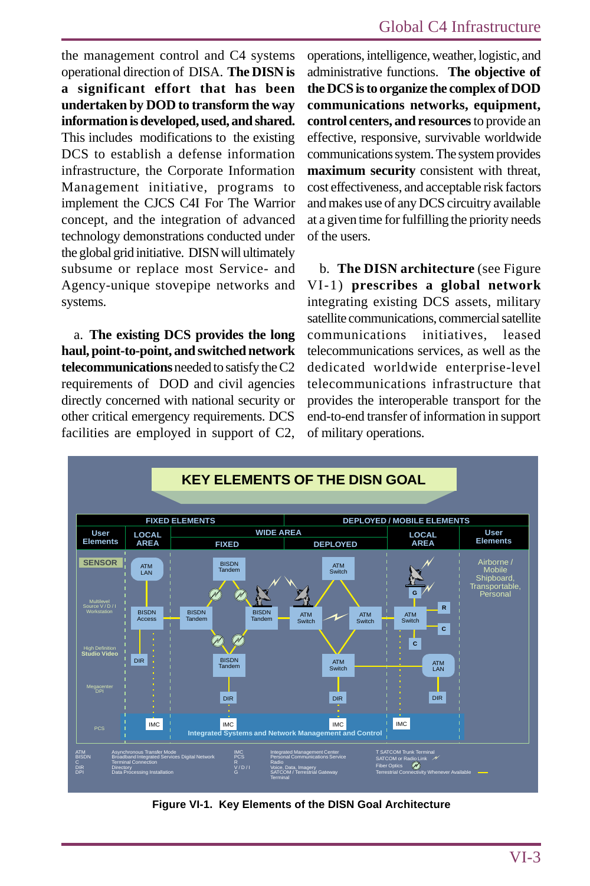the management control and C4 systems operational direction of DISA. **The DISN is a significant effort that has been undertaken by DOD to transform the way information is developed, used, and shared.** This includes modifications to the existing DCS to establish a defense information infrastructure, the Corporate Information Management initiative, programs to implement the CJCS C4I For The Warrior concept, and the integration of advanced technology demonstrations conducted under the global grid initiative. DISN will ultimately subsume or replace most Service- and Agency-unique stovepipe networks and systems.

a. **The existing DCS provides the long haul, point-to-point, and switched network telecommunications** needed to satisfy the C2 requirements of DOD and civil agencies directly concerned with national security or other critical emergency requirements. DCS facilities are employed in support of C2, operations, intelligence, weather, logistic, and administrative functions. **The objective of the DCS is to organize the complex of DOD communications networks, equipment, control centers, and resources** to provide an effective, responsive, survivable worldwide communications system. The system provides **maximum security** consistent with threat, cost effectiveness, and acceptable risk factors and makes use of any DCS circuitry available at a given time for fulfilling the priority needs of the users.

b. **The DISN architecture** (see Figure VI-1) **prescribes a global network** integrating existing DCS assets, military satellite communications, commercial satellite communications initiatives, leased telecommunications services, as well as the dedicated worldwide enterprise-level telecommunications infrastructure that provides the interoperable transport for the end-to-end transfer of information in support of military operations.

**KEY ELEMENTS OF THE DISN GOAL**

| FIXED ELEMENTS | | | | DEPLOYED / MOBILE ELEMENTS | |
|---|---|---|---|---|---|
| User Elements | LOCAL AREA | WIDE AREA FIXED | WIDE AREA DEPLOYED | LOCAL AREA | User Elements |
| SENSOR | ATM LAN | BISDN Tandem | ATM Switch | G | Airborne / Mobile Shipboard, Transportable, Personal |
| Multilevel Source V / D / I Workstation | BISDN Access, DIR | BISDN Tandem, BISDN Tandem, BISDN Tandem, DIR | ATM Switch, ATM Switch, ATM Switch, DIR | ATM Switch, R, C, C, ATM LAN, DIR | |
| High Definition Studio Video | | | | | |
| Megacenter DPI | | | | | |
| PCS | IMC | IMC | IMC | IMC | |

Integrated Systems and Network Management and Control

ATM — Asynchronous Transfer Mode; BISDN — Broadband Integrated Services Digital Network; C — Terminal Connection; DIR — Directory; DPI — Data Processing Installation; IMC — Integrated Management Center; PCS — Personal Communications Service; R — Radio; V / D / I — Voice, Data, Imagery; G — SATCOM / Terrestrial Gateway Terminal; T SATCOM Trunk Terminal; SATCOM or Radio Link; Fiber Optics; Terrestrial Connectivity Whenever Available

Figure VI-1. Key Elements of the DISN Goal Architecture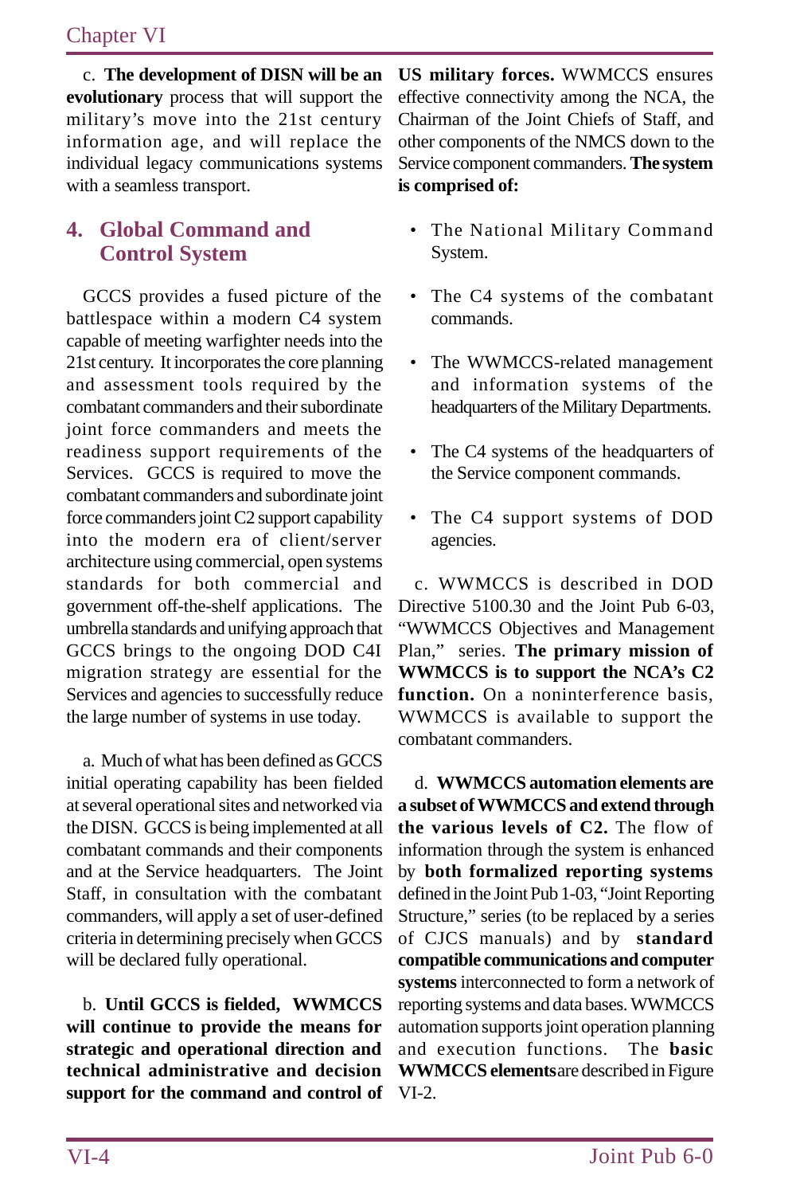c. **The development of DISN will be an evolutionary** process that will support the military's move into the 21st century information age, and will replace the individual legacy communications systems with a seamless transport.

## 4. Global Command and Control System

GCCS provides a fused picture of the battlespace within a modern C4 system capable of meeting warfighter needs into the 21st century. It incorporates the core planning and assessment tools required by the combatant commanders and their subordinate joint force commanders and meets the readiness support requirements of the Services. GCCS is required to move the combatant commanders and subordinate joint force commanders joint C2 support capability into the modern era of client/server architecture using commercial, open systems standards for both commercial and government off-the-shelf applications. The umbrella standards and unifying approach that GCCS brings to the ongoing DOD C4I migration strategy are essential for the Services and agencies to successfully reduce the large number of systems in use today.

a. Much of what has been defined as GCCS initial operating capability has been fielded at several operational sites and networked via the DISN. GCCS is being implemented at all combatant commands and their components and at the Service headquarters. The Joint Staff, in consultation with the combatant commanders, will apply a set of user-defined criteria in determining precisely when GCCS will be declared fully operational.

b. **Until GCCS is fielded, WWMCCS will continue to provide the means for strategic and operational direction and technical administrative and decision support for the command and control of US military forces.** WWMCCS ensures effective connectivity among the NCA, the Chairman of the Joint Chiefs of Staff, and other components of the NMCS down to the Service component commanders. **The system is comprised of:**

- The National Military Command System.
- The C4 systems of the combatant commands.
- The WWMCCS-related management and information systems of the headquarters of the Military Departments.
- The C4 systems of the headquarters of the Service component commands.
- The C4 support systems of DOD agencies.

c. WWMCCS is described in DOD Directive 5100.30 and the Joint Pub 6-03, "WWMCCS Objectives and Management Plan," series. **The primary mission of WWMCCS is to support the NCA's C2 function.** On a noninterference basis, WWMCCS is available to support the combatant commanders.

d. **WWMCCS automation elements are a subset of WWMCCS and extend through the various levels of C2.** The flow of information through the system is enhanced by **both formalized reporting systems** defined in the Joint Pub 1-03, "Joint Reporting Structure," series (to be replaced by a series of CJCS manuals) and by **standard compatible communications and computer systems** interconnected to form a network of reporting systems and data bases. WWMCCS automation supports joint operation planning and execution functions. The **basic WWMCCS elements** are described in Figure VI-2.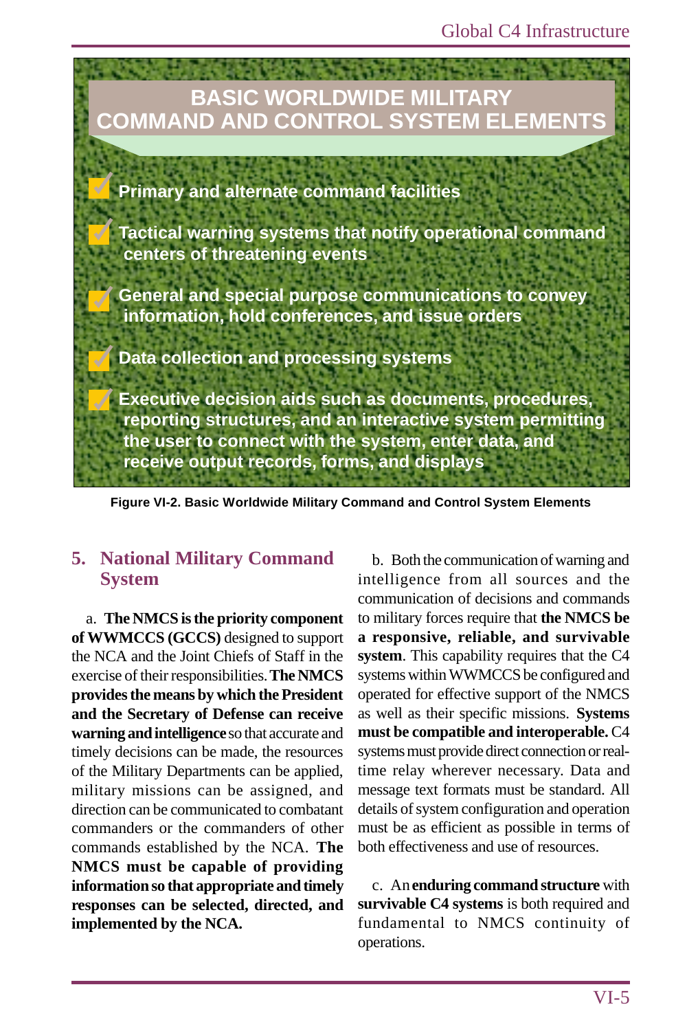**BASIC WORLDWIDE MILITARY COMMAND AND CONTROL SYSTEM ELEMENTS**

- Primary and alternate command facilities
- Tactical warning systems that notify operational command centers of threatening events
- General and special purpose communications to convey information, hold conferences, and issue orders
- Data collection and processing systems
- Executive decision aids such as documents, procedures, reporting structures, and an interactive system permitting the user to connect with the system, enter data, and receive output records, forms, and displays

**Figure VI-2. Basic Worldwide Military Command and Control System Elements**

## 5. National Military Command System

a. **The NMCS is the priority component of WWMCCS (GCCS)** designed to support the NCA and the Joint Chiefs of Staff in the exercise of their responsibilities. **The NMCS provides the means by which the President and the Secretary of Defense can receive warning and intelligence** so that accurate and timely decisions can be made, the resources of the Military Departments can be applied, military missions can be assigned, and direction can be communicated to combatant commanders or the commanders of other commands established by the NCA. **The NMCS must be capable of providing information so that appropriate and timely responses can be selected, directed, and implemented by the NCA.**

b. Both the communication of warning and intelligence from all sources and the communication of decisions and commands to military forces require that **the NMCS be a responsive, reliable, and survivable system**. This capability requires that the C4 systems within WWMCCS be configured and operated for effective support of the NMCS as well as their specific missions. **Systems must be compatible and interoperable.** C4 systems must provide direct connection or real-time relay wherever necessary. Data and message text formats must be standard. All details of system configuration and operation must be as efficient as possible in terms of both effectiveness and use of resources.

c. An **enduring command structure** with **survivable C4 systems** is both required and fundamental to NMCS continuity of operations.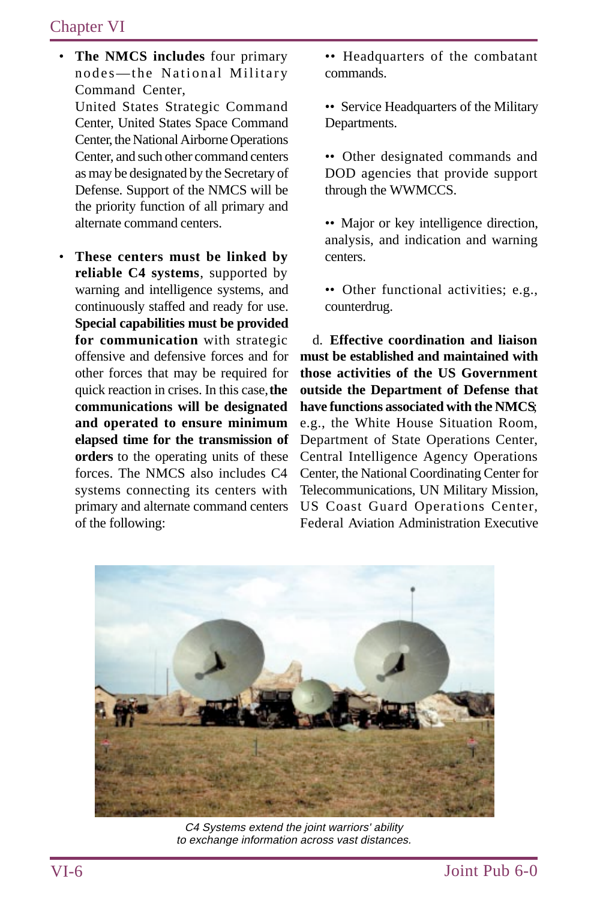- **The NMCS includes** four primary nodes—the National Military Command Center, United States Strategic Command Center, United States Space Command Center, the National Airborne Operations Center, and such other command centers as may be designated by the Secretary of Defense. Support of the NMCS will be the priority function of all primary and alternate command centers.

- **These centers must be linked by reliable C4 systems**, supported by warning and intelligence systems, and continuously staffed and ready for use. **Special capabilities must be provided for communication** with strategic offensive and defensive forces and for other forces that may be required for quick reaction in crises. In this case, **the communications will be designated and operated to ensure minimum elapsed time for the transmission of orders** to the operating units of these forces. The NMCS also includes C4 systems connecting its centers with primary and alternate command centers of the following:

  - •• Headquarters of the combatant commands.

  - •• Service Headquarters of the Military Departments.

  - •• Other designated commands and DOD agencies that provide support through the WWMCCS.

  - •• Major or key intelligence direction, analysis, and indication and warning centers.

  - •• Other functional activities; e.g., counterdrug.

d. **Effective coordination and liaison must be established and maintained with those activities of the US Government outside the Department of Defense that have functions associated with the NMCS**; e.g., the White House Situation Room, Department of State Operations Center, Central Intelligence Agency Operations Center, the National Coordinating Center for Telecommunications, UN Military Mission, US Coast Guard Operations Center, Federal Aviation Administration Executive

*C4 Systems extend the joint warriors' ability to exchange information across vast distances.*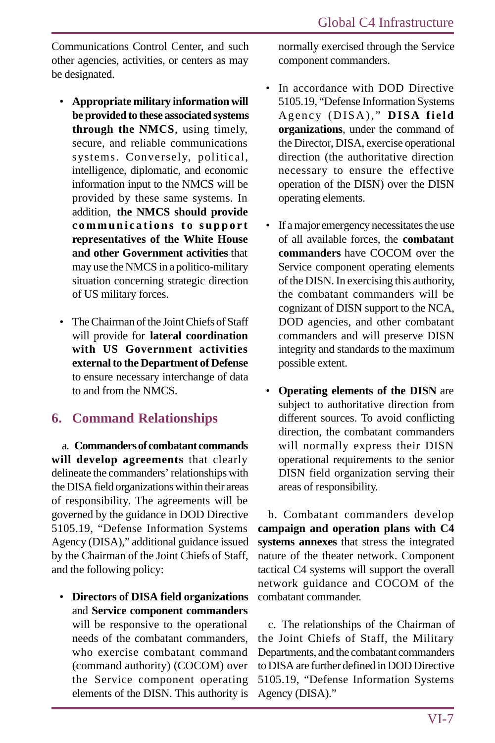Communications Control Center, and such other agencies, activities, or centers as may be designated.

- **Appropriate military information will be provided to these associated systems through the NMCS**, using timely, secure, and reliable communications systems. Conversely, political, intelligence, diplomatic, and economic information input to the NMCS will be provided by these same systems. In addition, **the NMCS should provide communications to support representatives of the White House and other Government activities** that may use the NMCS in a politico-military situation concerning strategic direction of US military forces.

- The Chairman of the Joint Chiefs of Staff will provide for **lateral coordination with US Government activities external to the Department of Defense** to ensure necessary interchange of data to and from the NMCS.

## 6. Command Relationships

a. **Commanders of combatant commands will develop agreements** that clearly delineate the commanders' relationships with the DISA field organizations within their areas of responsibility. The agreements will be governed by the guidance in DOD Directive 5105.19, "Defense Information Systems Agency (DISA)," additional guidance issued by the Chairman of the Joint Chiefs of Staff, and the following policy:

- **Directors of DISA field organizations** and **Service component commanders** will be responsive to the operational needs of the combatant commanders, who exercise combatant command (command authority) (COCOM) over the Service component operating elements of the DISN. This authority is normally exercised through the Service component commanders.

- In accordance with DOD Directive 5105.19, "Defense Information Systems Agency (DISA)," **DISA field organizations**, under the command of the Director, DISA, exercise operational direction (the authoritative direction necessary to ensure the effective operation of the DISN) over the DISN operating elements.

- If a major emergency necessitates the use of all available forces, the **combatant commanders** have COCOM over the Service component operating elements of the DISN. In exercising this authority, the combatant commanders will be cognizant of DISN support to the NCA, DOD agencies, and other combatant commanders and will preserve DISN integrity and standards to the maximum possible extent.

- **Operating elements of the DISN** are subject to authoritative direction from different sources. To avoid conflicting direction, the combatant commanders will normally express their DISN operational requirements to the senior DISN field organization serving their areas of responsibility.

b. Combatant commanders develop **campaign and operation plans with C4 systems annexes** that stress the integrated nature of the theater network. Component tactical C4 systems will support the overall network guidance and COCOM of the combatant commander.

c. The relationships of the Chairman of the Joint Chiefs of Staff, the Military Departments, and the combatant commanders to DISA are further defined in DOD Directive 5105.19, "Defense Information Systems Agency (DISA)."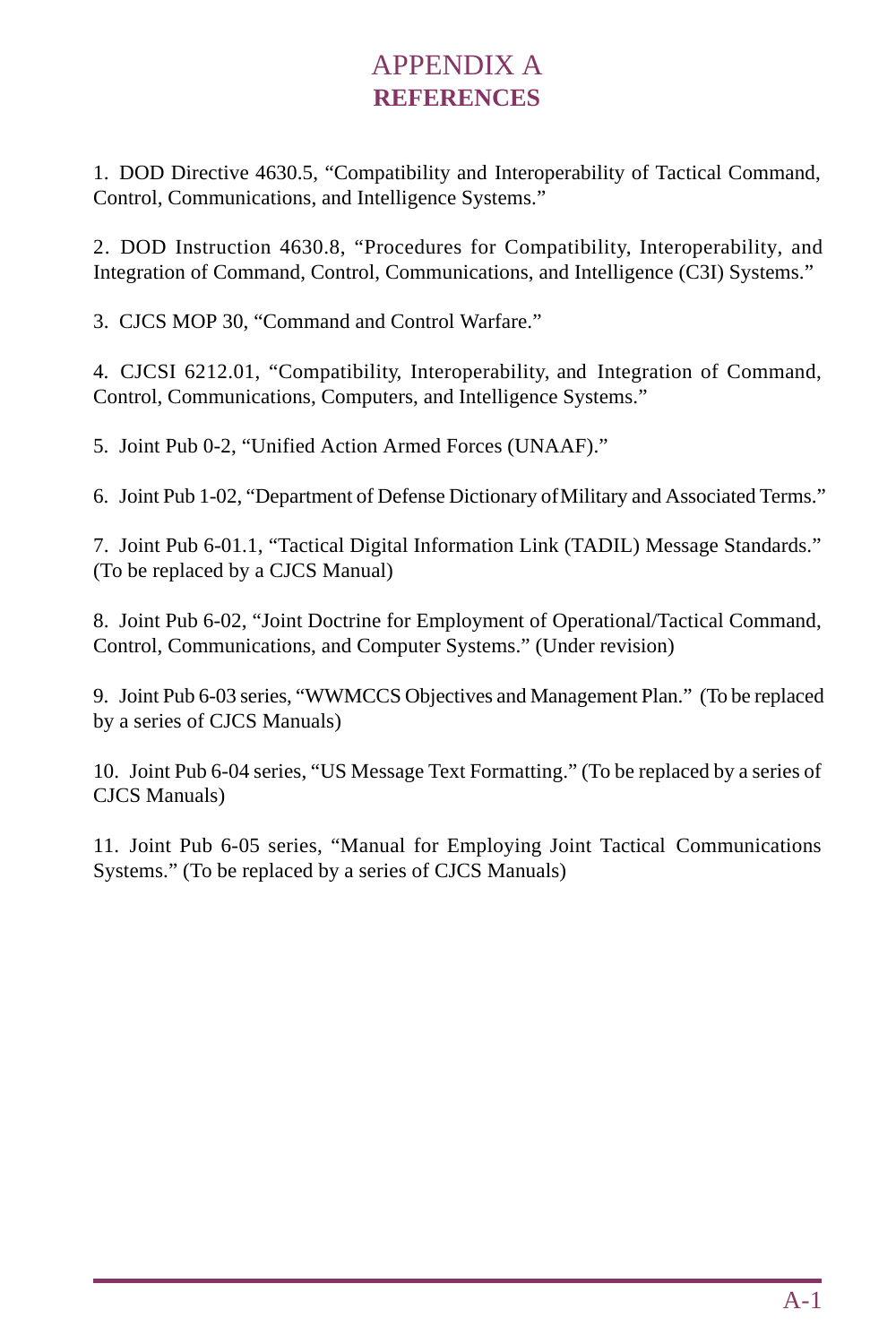# APPENDIX A
## REFERENCES

1. DOD Directive 4630.5, "Compatibility and Interoperability of Tactical Command, Control, Communications, and Intelligence Systems."

2. DOD Instruction 4630.8, "Procedures for Compatibility, Interoperability, and Integration of Command, Control, Communications, and Intelligence (C3I) Systems."

3. CJCS MOP 30, "Command and Control Warfare."

4. CJCSI 6212.01, "Compatibility, Interoperability, and Integration of Command, Control, Communications, Computers, and Intelligence Systems."

5. Joint Pub 0-2, "Unified Action Armed Forces (UNAAF)."

6. Joint Pub 1-02, "Department of Defense Dictionary of Military and Associated Terms."

7. Joint Pub 6-01.1, "Tactical Digital Information Link (TADIL) Message Standards." (To be replaced by a CJCS Manual)

8. Joint Pub 6-02, "Joint Doctrine for Employment of Operational/Tactical Command, Control, Communications, and Computer Systems." (Under revision)

9. Joint Pub 6-03 series, "WWMCCS Objectives and Management Plan." (To be replaced by a series of CJCS Manuals)

10. Joint Pub 6-04 series, "US Message Text Formatting." (To be replaced by a series of CJCS Manuals)

11. Joint Pub 6-05 series, "Manual for Employing Joint Tactical Communications Systems." (To be replaced by a series of CJCS Manuals)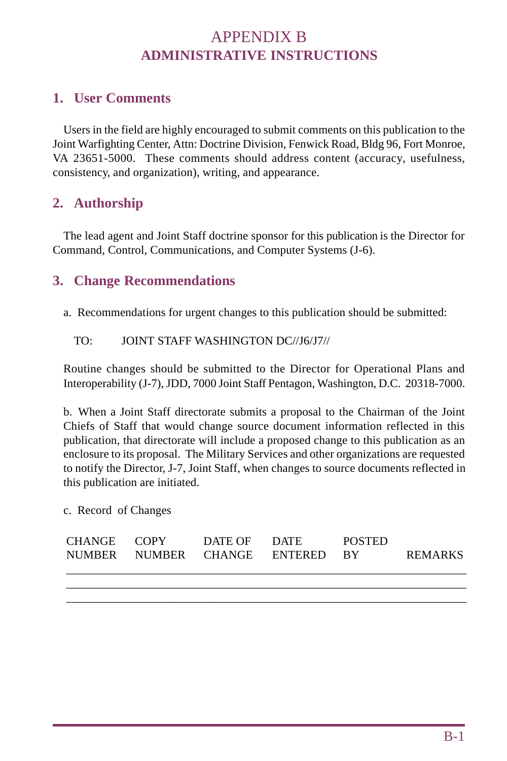# APPENDIX B
# ADMINISTRATIVE INSTRUCTIONS

## 1. User Comments

Users in the field are highly encouraged to submit comments on this publication to the Joint Warfighting Center, Attn: Doctrine Division, Fenwick Road, Bldg 96, Fort Monroe, VA 23651-5000. These comments should address content (accuracy, usefulness, consistency, and organization), writing, and appearance.

## 2. Authorship

The lead agent and Joint Staff doctrine sponsor for this publication is the Director for Command, Control, Communications, and Computer Systems (J-6).

## 3. Change Recommendations

a. Recommendations for urgent changes to this publication should be submitted:

TO: JOINT STAFF WASHINGTON DC//J6/J7//

Routine changes should be submitted to the Director for Operational Plans and Interoperability (J-7), JDD, 7000 Joint Staff Pentagon, Washington, D.C. 20318-7000.

b. When a Joint Staff directorate submits a proposal to the Chairman of the Joint Chiefs of Staff that would change source document information reflected in this publication, that directorate will include a proposed change to this publication as an enclosure to its proposal. The Military Services and other organizations are requested to notify the Director, J-7, Joint Staff, when changes to source documents reflected in this publication are initiated.

c. Record of Changes

| CHANGE NUMBER | COPY NUMBER | DATE OF CHANGE | DATE ENTERED | POSTED BY | REMARKS |
|---|---|---|---|---|---|
| | | | | | |
| | | | | | |
| | | | | | |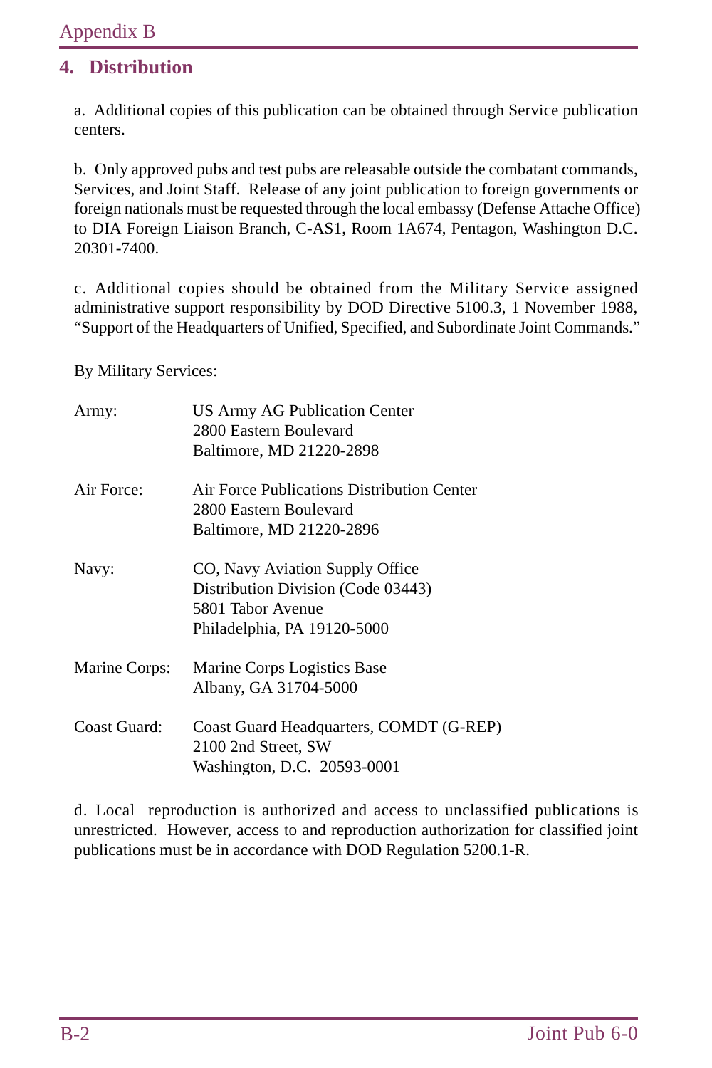## 4. Distribution

a. Additional copies of this publication can be obtained through Service publication centers.

b. Only approved pubs and test pubs are releasable outside the combatant commands, Services, and Joint Staff. Release of any joint publication to foreign governments or foreign nationals must be requested through the local embassy (Defense Attache Office) to DIA Foreign Liaison Branch, C-AS1, Room 1A674, Pentagon, Washington D.C. 20301-7400.

c. Additional copies should be obtained from the Military Service assigned administrative support responsibility by DOD Directive 5100.3, 1 November 1988, "Support of the Headquarters of Unified, Specified, and Subordinate Joint Commands."

By Military Services:

| | |
|---|---|
| Army: | US Army AG Publication Center<br>2800 Eastern Boulevard<br>Baltimore, MD 21220-2898 |
| Air Force: | Air Force Publications Distribution Center<br>2800 Eastern Boulevard<br>Baltimore, MD 21220-2896 |
| Navy: | CO, Navy Aviation Supply Office<br>Distribution Division (Code 03443)<br>5801 Tabor Avenue<br>Philadelphia, PA 19120-5000 |
| Marine Corps: | Marine Corps Logistics Base<br>Albany, GA 31704-5000 |
| Coast Guard: | Coast Guard Headquarters, COMDT (G-REP)<br>2100 2nd Street, SW<br>Washington, D.C. 20593-0001 |

d. Local reproduction is authorized and access to unclassified publications is unrestricted. However, access to and reproduction authorization for classified joint publications must be in accordance with DOD Regulation 5200.1-R.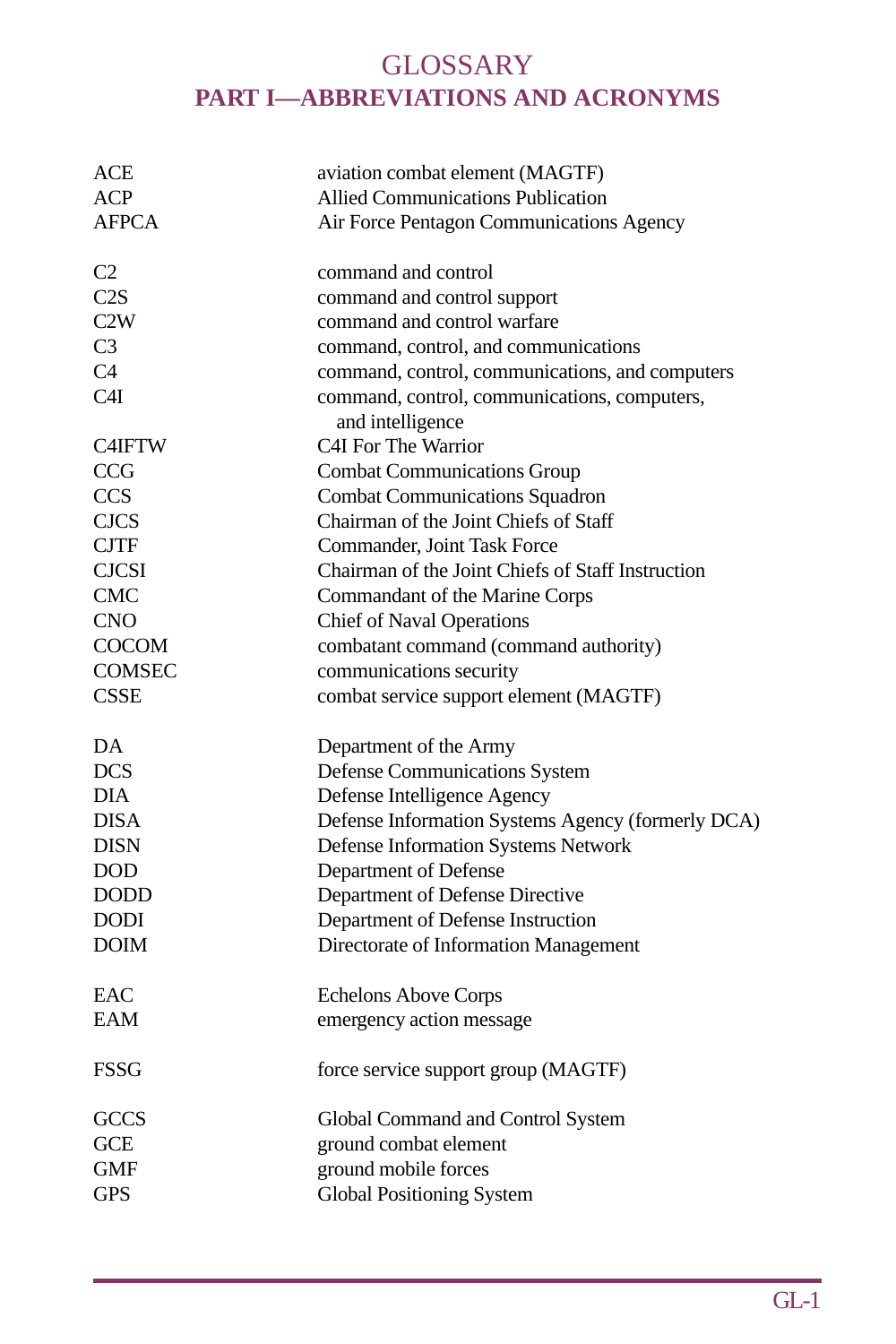# GLOSSARY
## PART I—ABBREVIATIONS AND ACRONYMS

| | |
|---|---|
| ACE | aviation combat element (MAGTF) |
| ACP | Allied Communications Publication |
| AFPCA | Air Force Pentagon Communications Agency |
| | |
| C2 | command and control |
| C2S | command and control support |
| C2W | command and control warfare |
| C3 | command, control, and communications |
| C4 | command, control, communications, and computers |
| C4I | command, control, communications, computers, and intelligence |
| C4IFTW | C4I For The Warrior |
| CCG | Combat Communications Group |
| CCS | Combat Communications Squadron |
| CJCS | Chairman of the Joint Chiefs of Staff |
| CJTF | Commander, Joint Task Force |
| CJCSI | Chairman of the Joint Chiefs of Staff Instruction |
| CMC | Commandant of the Marine Corps |
| CNO | Chief of Naval Operations |
| COCOM | combatant command (command authority) |
| COMSEC | communications security |
| CSSE | combat service support element (MAGTF) |
| | |
| DA | Department of the Army |
| DCS | Defense Communications System |
| DIA | Defense Intelligence Agency |
| DISA | Defense Information Systems Agency (formerly DCA) |
| DISN | Defense Information Systems Network |
| DOD | Department of Defense |
| DODD | Department of Defense Directive |
| DODI | Department of Defense Instruction |
| DOIM | Directorate of Information Management |
| | |
| EAC | Echelons Above Corps |
| EAM | emergency action message |
| | |
| FSSG | force service support group (MAGTF) |
| | |
| GCCS | Global Command and Control System |
| GCE | ground combat element |
| GMF | ground mobile forces |
| GPS | Global Positioning System |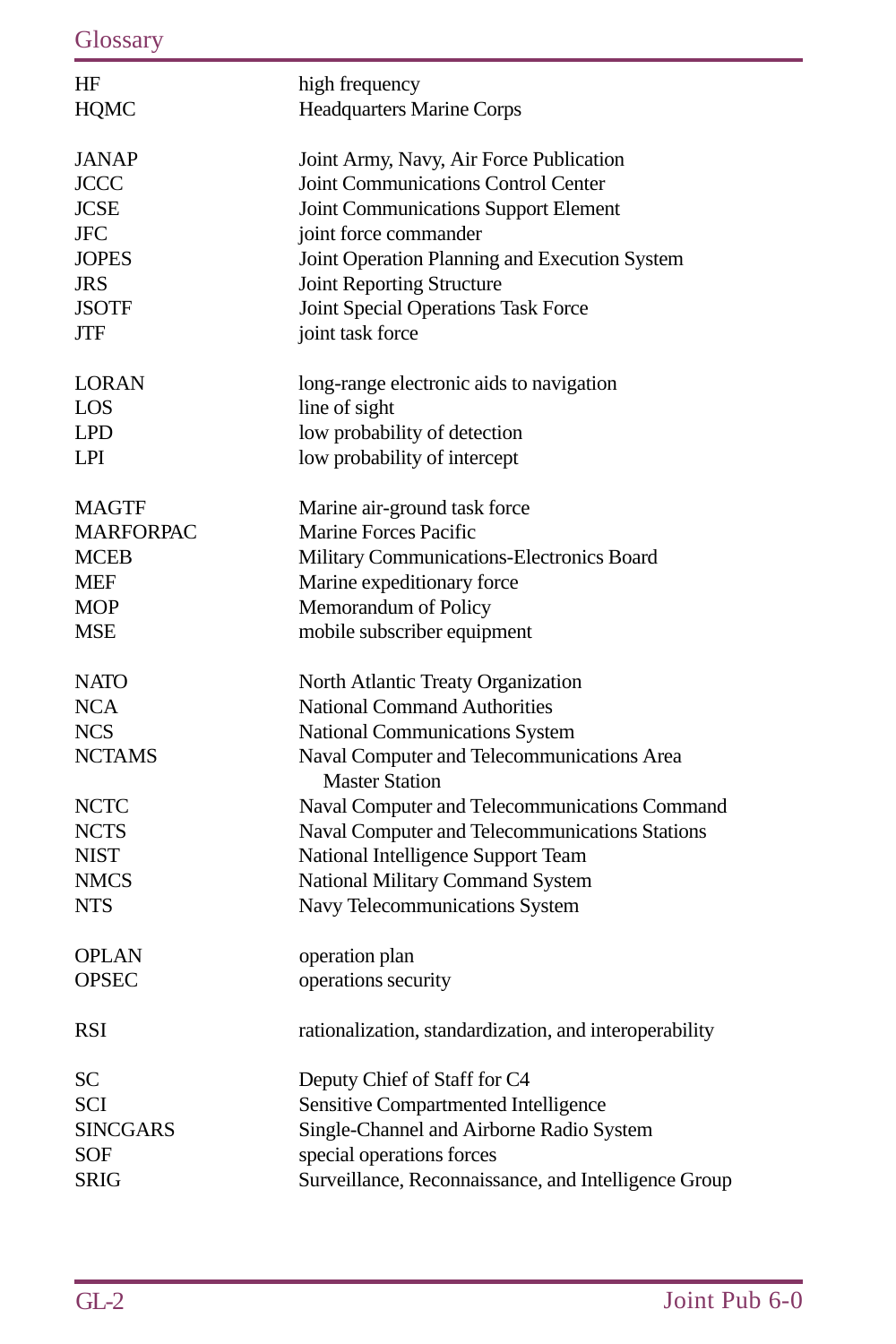| | |
|---|---|
| HF | high frequency |
| HQMC | Headquarters Marine Corps |
| | |
| JANAP | Joint Army, Navy, Air Force Publication |
| JCCC | Joint Communications Control Center |
| JCSE | Joint Communications Support Element |
| JFC | joint force commander |
| JOPES | Joint Operation Planning and Execution System |
| JRS | Joint Reporting Structure |
| JSOTF | Joint Special Operations Task Force |
| JTF | joint task force |
| | |
| LORAN | long-range electronic aids to navigation |
| LOS | line of sight |
| LPD | low probability of detection |
| LPI | low probability of intercept |
| | |
| MAGTF | Marine air-ground task force |
| MARFORPAC | Marine Forces Pacific |
| MCEB | Military Communications-Electronics Board |
| MEF | Marine expeditionary force |
| MOP | Memorandum of Policy |
| MSE | mobile subscriber equipment |
| | |
| NATO | North Atlantic Treaty Organization |
| NCA | National Command Authorities |
| NCS | National Communications System |
| NCTAMS | Naval Computer and Telecommunications Area Master Station |
| NCTC | Naval Computer and Telecommunications Command |
| NCTS | Naval Computer and Telecommunications Stations |
| NIST | National Intelligence Support Team |
| NMCS | National Military Command System |
| NTS | Navy Telecommunications System |
| | |
| OPLAN | operation plan |
| OPSEC | operations security |
| | |
| RSI | rationalization, standardization, and interoperability |
| | |
| SC | Deputy Chief of Staff for C4 |
| SCI | Sensitive Compartmented Intelligence |
| SINCGARS | Single-Channel and Airborne Radio System |
| SOF | special operations forces |
| SRIG | Surveillance, Reconnaissance, and Intelligence Group |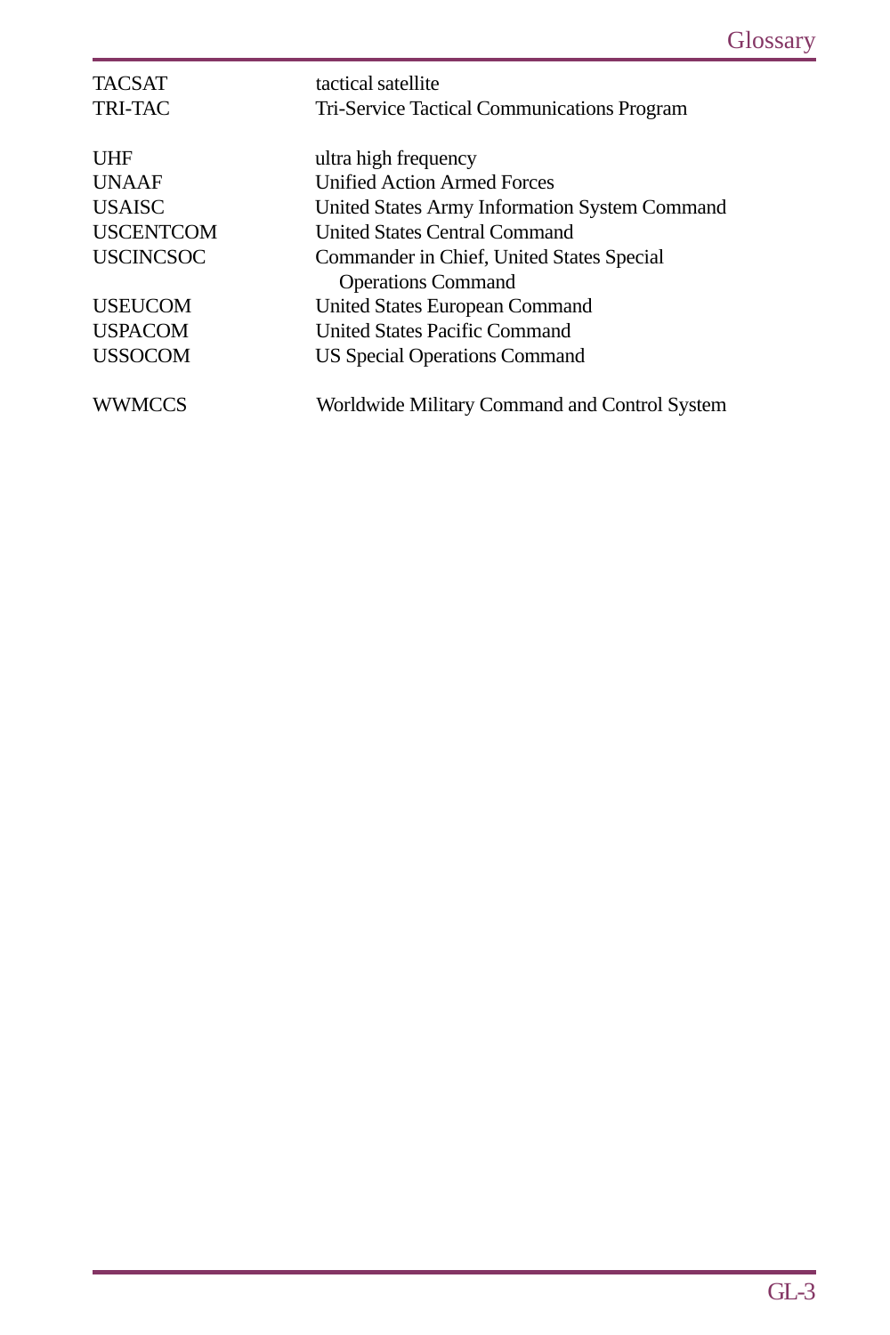| | |
|---|---|
| TACSAT | tactical satellite |
| TRI-TAC | Tri-Service Tactical Communications Program |
| | |
| UHF | ultra high frequency |
| UNAAF | Unified Action Armed Forces |
| USAISC | United States Army Information System Command |
| USCENTCOM | United States Central Command |
| USCINCSOC | Commander in Chief, United States Special Operations Command |
| USEUCOM | United States European Command |
| USPACOM | United States Pacific Command |
| USSOCOM | US Special Operations Command |
| | |
| WWMCCS | Worldwide Military Command and Control System |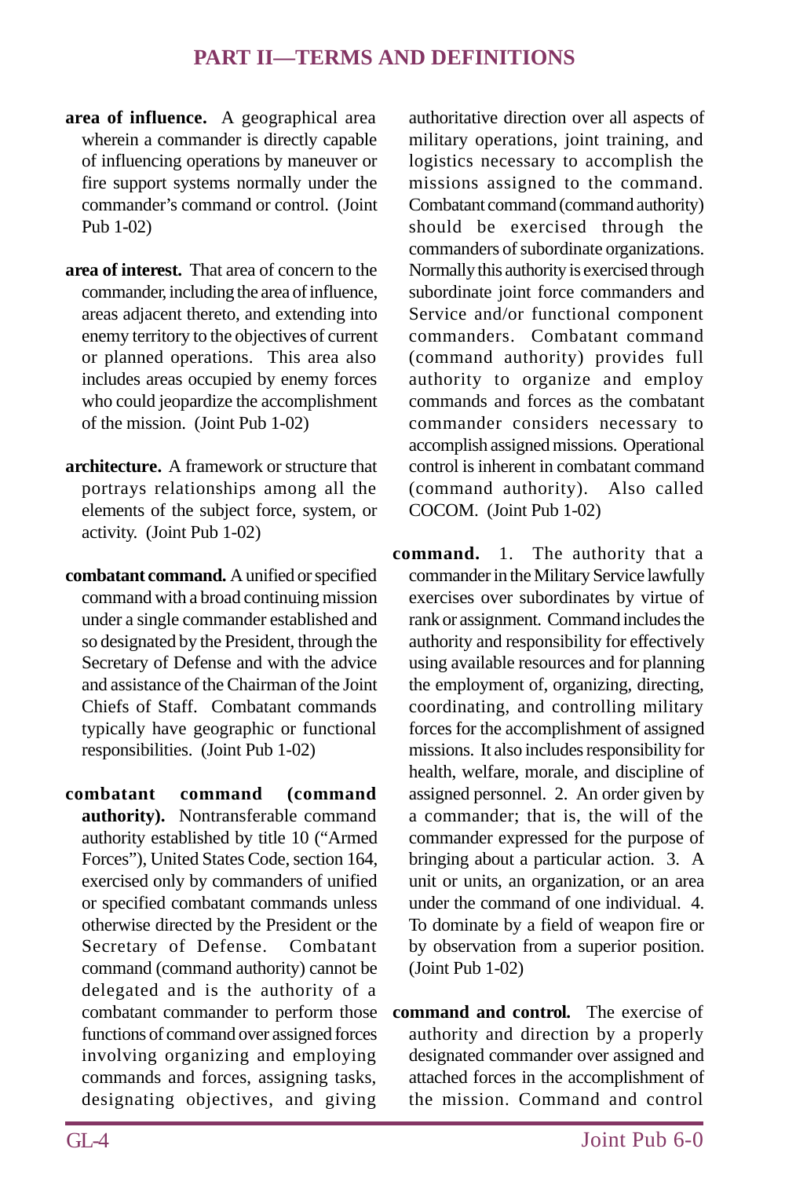## PART II—TERMS AND DEFINITIONS

**area of influence.** A geographical area wherein a commander is directly capable of influencing operations by maneuver or fire support systems normally under the commander's command or control. (Joint Pub 1-02)

**area of interest.** That area of concern to the commander, including the area of influence, areas adjacent thereto, and extending into enemy territory to the objectives of current or planned operations. This area also includes areas occupied by enemy forces who could jeopardize the accomplishment of the mission. (Joint Pub 1-02)

**architecture.** A framework or structure that portrays relationships among all the elements of the subject force, system, or activity. (Joint Pub 1-02)

**combatant command.** A unified or specified command with a broad continuing mission under a single commander established and so designated by the President, through the Secretary of Defense and with the advice and assistance of the Chairman of the Joint Chiefs of Staff. Combatant commands typically have geographic or functional responsibilities. (Joint Pub 1-02)

**combatant command (command authority).** Nontransferable command authority established by title 10 ("Armed Forces"), United States Code, section 164, exercised only by commanders of unified or specified combatant commands unless otherwise directed by the President or the Secretary of Defense. Combatant command (command authority) cannot be delegated and is the authority of a combatant commander to perform those functions of command over assigned forces involving organizing and employing commands and forces, assigning tasks, designating objectives, and giving authoritative direction over all aspects of military operations, joint training, and logistics necessary to accomplish the missions assigned to the command. Combatant command (command authority) should be exercised through the commanders of subordinate organizations. Normally this authority is exercised through subordinate joint force commanders and Service and/or functional component commanders. Combatant command (command authority) provides full authority to organize and employ commands and forces as the combatant commander considers necessary to accomplish assigned missions. Operational control is inherent in combatant command (command authority). Also called COCOM. (Joint Pub 1-02)

**command.** 1. The authority that a commander in the Military Service lawfully exercises over subordinates by virtue of rank or assignment. Command includes the authority and responsibility for effectively using available resources and for planning the employment of, organizing, directing, coordinating, and controlling military forces for the accomplishment of assigned missions. It also includes responsibility for health, welfare, morale, and discipline of assigned personnel. 2. An order given by a commander; that is, the will of the commander expressed for the purpose of bringing about a particular action. 3. A unit or units, an organization, or an area under the command of one individual. 4. To dominate by a field of weapon fire or by observation from a superior position. (Joint Pub 1-02)

**command and control.** The exercise of authority and direction by a properly designated commander over assigned and attached forces in the accomplishment of the mission. Command and control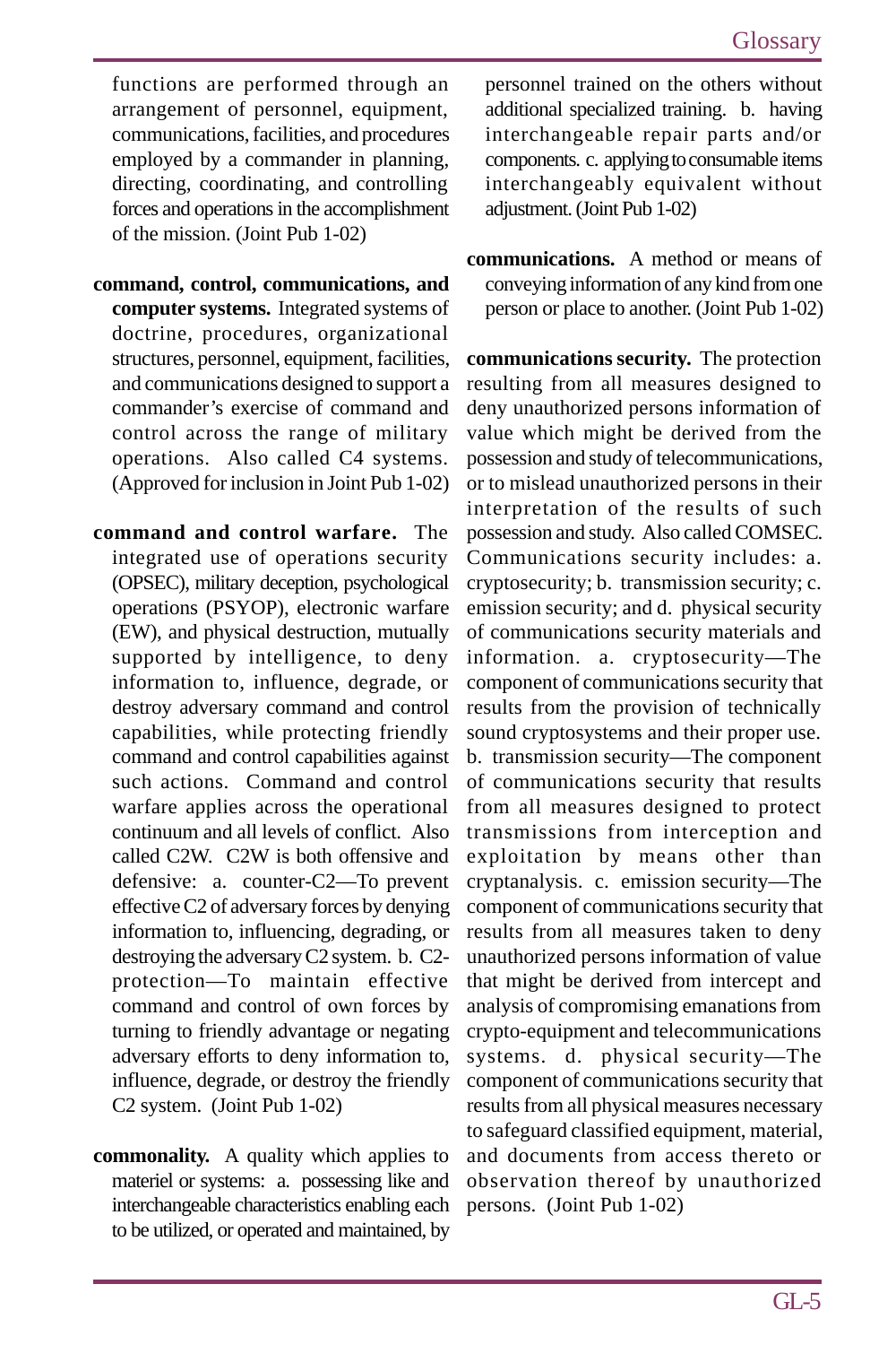functions are performed through an arrangement of personnel, equipment, communications, facilities, and procedures employed by a commander in planning, directing, coordinating, and controlling forces and operations in the accomplishment of the mission. (Joint Pub 1-02)

**command, control, communications, and computer systems.** Integrated systems of doctrine, procedures, organizational structures, personnel, equipment, facilities, and communications designed to support a commander's exercise of command and control across the range of military operations. Also called C4 systems. (Approved for inclusion in Joint Pub 1-02)

**command and control warfare.** The integrated use of operations security (OPSEC), military deception, psychological operations (PSYOP), electronic warfare (EW), and physical destruction, mutually supported by intelligence, to deny information to, influence, degrade, or destroy adversary command and control capabilities, while protecting friendly command and control capabilities against such actions. Command and control warfare applies across the operational continuum and all levels of conflict. Also called C2W. C2W is both offensive and defensive: a. counter-C2—To prevent effective C2 of adversary forces by denying information to, influencing, degrading, or destroying the adversary C2 system. b. C2-protection—To maintain effective command and control of own forces by turning to friendly advantage or negating adversary efforts to deny information to, influence, degrade, or destroy the friendly C2 system. (Joint Pub 1-02)

**commonality.** A quality which applies to materiel or systems: a. possessing like and interchangeable characteristics enabling each to be utilized, or operated and maintained, by personnel trained on the others without additional specialized training. b. having interchangeable repair parts and/or components. c. applying to consumable items interchangeably equivalent without adjustment. (Joint Pub 1-02)

**communications.** A method or means of conveying information of any kind from one person or place to another. (Joint Pub 1-02)

**communications security.** The protection resulting from all measures designed to deny unauthorized persons information of value which might be derived from the possession and study of telecommunications, or to mislead unauthorized persons in their interpretation of the results of such possession and study. Also called COMSEC. Communications security includes: a. cryptosecurity; b. transmission security; c. emission security; and d. physical security of communications security materials and information. a. cryptosecurity—The component of communications security that results from the provision of technically sound cryptosystems and their proper use. b. transmission security—The component of communications security that results from all measures designed to protect transmissions from interception and exploitation by means other than cryptanalysis. c. emission security—The component of communications security that results from all measures taken to deny unauthorized persons information of value that might be derived from intercept and analysis of compromising emanations from crypto-equipment and telecommunications systems. d. physical security—The component of communications security that results from all physical measures necessary to safeguard classified equipment, material, and documents from access thereto or observation thereof by unauthorized persons. (Joint Pub 1-02)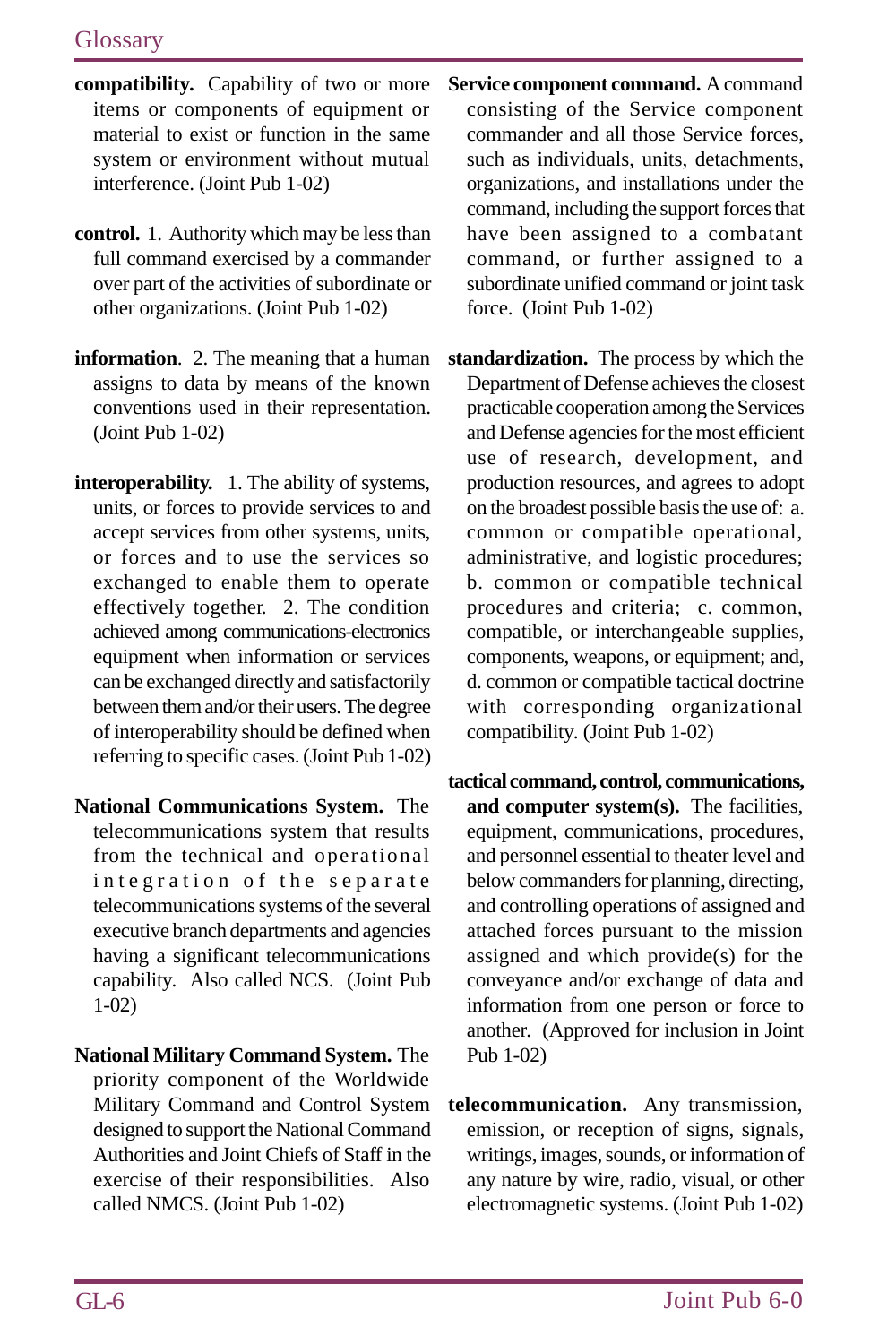**compatibility.** Capability of two or more items or components of equipment or material to exist or function in the same system or environment without mutual interference. (Joint Pub 1-02)

**control.** 1. Authority which may be less than full command exercised by a commander over part of the activities of subordinate or other organizations. (Joint Pub 1-02)

**information**. 2. The meaning that a human assigns to data by means of the known conventions used in their representation. (Joint Pub 1-02)

**interoperability.** 1. The ability of systems, units, or forces to provide services to and accept services from other systems, units, or forces and to use the services so exchanged to enable them to operate effectively together. 2. The condition achieved among communications-electronics equipment when information or services can be exchanged directly and satisfactorily between them and/or their users. The degree of interoperability should be defined when referring to specific cases. (Joint Pub 1-02)

**National Communications System.** The telecommunications system that results from the technical and operational integration of the separate telecommunications systems of the several executive branch departments and agencies having a significant telecommunications capability. Also called NCS. (Joint Pub 1-02)

**National Military Command System.** The priority component of the Worldwide Military Command and Control System designed to support the National Command Authorities and Joint Chiefs of Staff in the exercise of their responsibilities. Also called NMCS. (Joint Pub 1-02)

**Service component command.** A command consisting of the Service component commander and all those Service forces, such as individuals, units, detachments, organizations, and installations under the command, including the support forces that have been assigned to a combatant command, or further assigned to a subordinate unified command or joint task force. (Joint Pub 1-02)

**standardization.** The process by which the Department of Defense achieves the closest practicable cooperation among the Services and Defense agencies for the most efficient use of research, development, and production resources, and agrees to adopt on the broadest possible basis the use of: a. common or compatible operational, administrative, and logistic procedures; b. common or compatible technical procedures and criteria; c. common, compatible, or interchangeable supplies, components, weapons, or equipment; and, d. common or compatible tactical doctrine with corresponding organizational compatibility. (Joint Pub 1-02)

**tactical command, control, communications, and computer system(s).** The facilities, equipment, communications, procedures, and personnel essential to theater level and below commanders for planning, directing, and controlling operations of assigned and attached forces pursuant to the mission assigned and which provide(s) for the conveyance and/or exchange of data and information from one person or force to another. (Approved for inclusion in Joint Pub 1-02)

**telecommunication.** Any transmission, emission, or reception of signs, signals, writings, images, sounds, or information of any nature by wire, radio, visual, or other electromagnetic systems. (Joint Pub 1-02)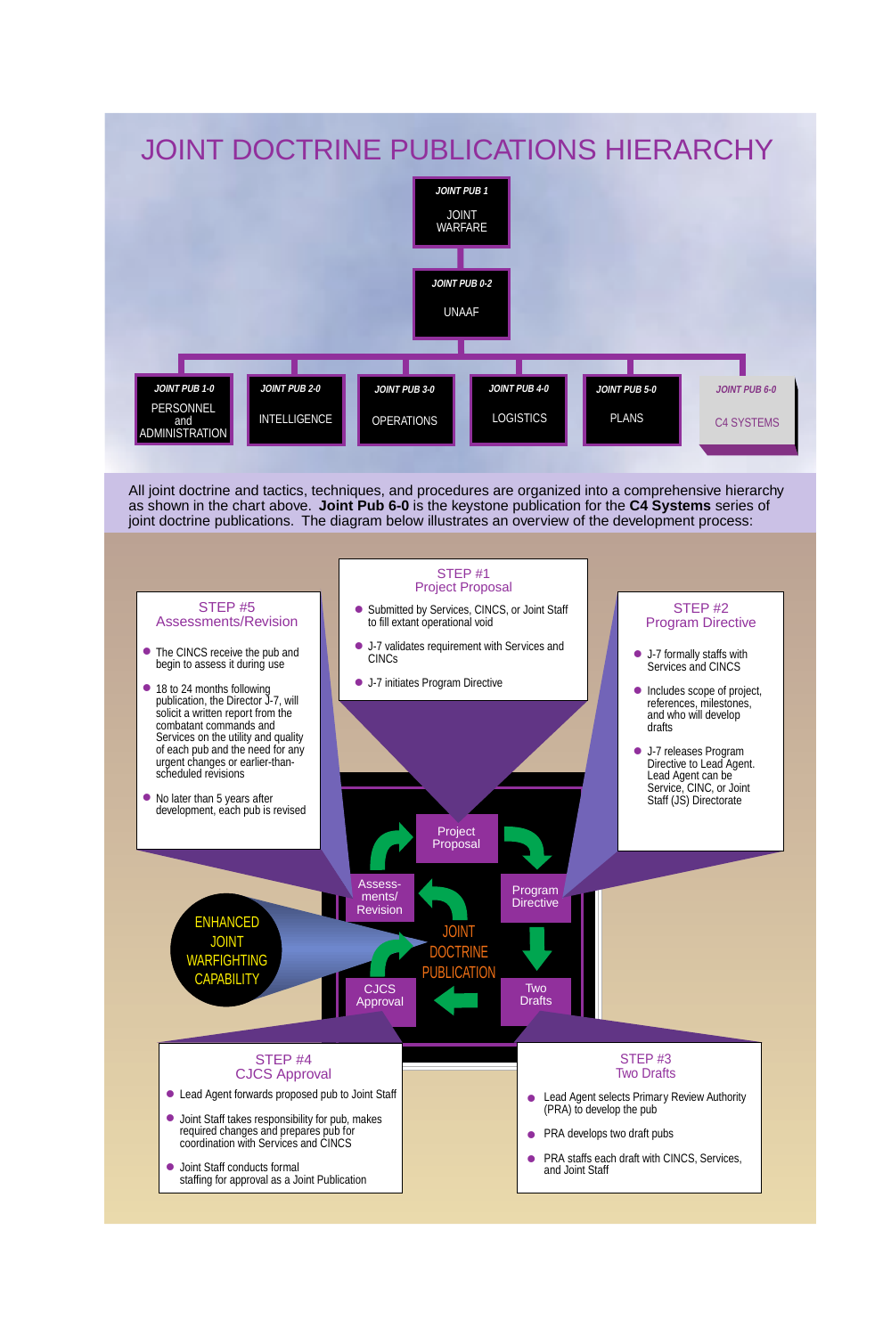# JOINT DOCTRINE PUBLICATIONS HIERARCHY

**JOINT PUB 1** — JOINT WARFARE

**JOINT PUB 0-2** — UNAAF

- **JOINT PUB 1-0** — PERSONNEL and ADMINISTRATION
- **JOINT PUB 2-0** — INTELLIGENCE
- **JOINT PUB 3-0** — OPERATIONS
- **JOINT PUB 4-0** — LOGISTICS
- **JOINT PUB 5-0** — PLANS
- **JOINT PUB 6-0** — C4 SYSTEMS

All joint doctrine and tactics, techniques, and procedures are organized into a comprehensive hierarchy as shown in the chart above. **Joint Pub 6-0** is the keystone publication for the **C4 Systems** series of joint doctrine publications. The diagram below illustrates an overview of the development process:

## STEP #1 Project Proposal

- Submitted by Services, CINCS, or Joint Staff to fill extant operational void
- J-7 validates requirement with Services and CINCs
- J-7 initiates Program Directive

## STEP #2 Program Directive

- J-7 formally staffs with Services and CINCS
- Includes scope of project, references, milestones, and who will develop drafts
- J-7 releases Program Directive to Lead Agent. Lead Agent can be Service, CINC, or Joint Staff (JS) Directorate

## STEP #3 Two Drafts

- Lead Agent selects Primary Review Authority (PRA) to develop the pub
- PRA develops two draft pubs
- PRA staffs each draft with CINCS, Services, and Joint Staff

## STEP #4 CJCS Approval

- Lead Agent forwards proposed pub to Joint Staff
- Joint Staff takes responsibility for pub, makes required changes and prepares pub for coordination with Services and CINCS
- Joint Staff conducts formal staffing for approval as a Joint Publication

## STEP #5 Assessments/Revision

- The CINCS receive the pub and begin to assess it during use
- 18 to 24 months following publication, the Director J-7, will solicit a written report from the combatant commands and Services on the utility and quality of each pub and the need for any urgent changes or earlier-than-scheduled revisions
- No later than 5 years after development, each pub is revised

JOINT DOCTRINE PUBLICATION: Project Proposal → Program Directive → Two Drafts → CJCS Approval → Assessments/Revision

ENHANCED JOINT WARFIGHTING CAPABILITY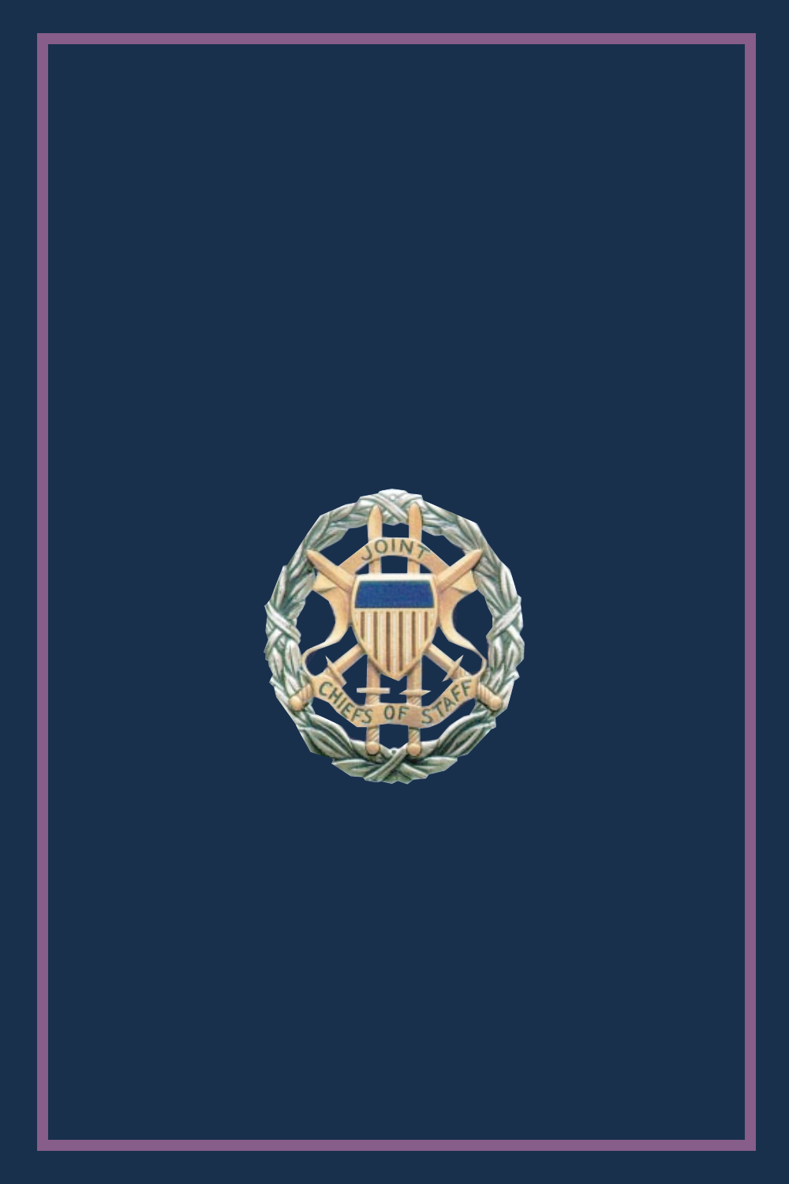JOINT

CHIEFS OF STAFF